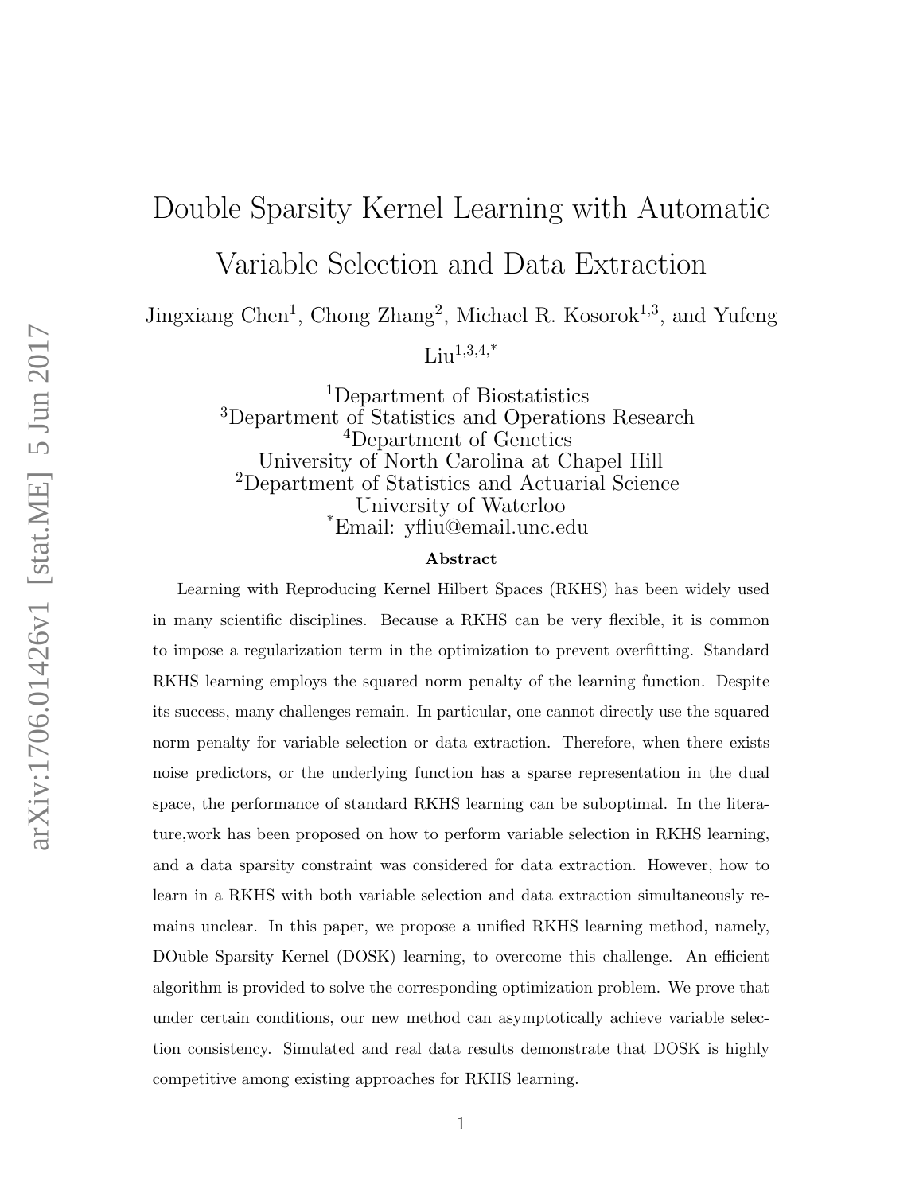# Double Sparsity Kernel Learning with Automatic Variable Selection and Data Extraction

Jingxiang Chen[1], Chong Zhang[2], Michael R. Kosorok[1,3], and Yufeng Liu[1,3,4,*]

[1]Department of Biostatistics
[3]Department of Statistics and Operations Research
[4]Department of Genetics
University of North Carolina at Chapel Hill
[2]Department of Statistics and Actuarial Science
University of Waterloo
[*]Email: yfliu@email.unc.edu

## Abstract

Learning with Reproducing Kernel Hilbert Spaces (RKHS) has been widely used in many scientific disciplines. Because a RKHS can be very flexible, it is common to impose a regularization term in the optimization to prevent overfitting. Standard RKHS learning employs the squared norm penalty of the learning function. Despite its success, many challenges remain. In particular, one cannot directly use the squared norm penalty for variable selection or data extraction. Therefore, when there exists noise predictors, or the underlying function has a sparse representation in the dual space, the performance of standard RKHS learning can be suboptimal. In the literature,work has been proposed on how to perform variable selection in RKHS learning, and a data sparsity constraint was considered for data extraction. However, how to learn in a RKHS with both variable selection and data extraction simultaneously remains unclear. In this paper, we propose a unified RKHS learning method, namely, DOuble Sparsity Kernel (DOSK) learning, to overcome this challenge. An efficient algorithm is provided to solve the corresponding optimization problem. We prove that under certain conditions, our new method can asymptotically achieve variable selection consistency. Simulated and real data results demonstrate that DOSK is highly competitive among existing approaches for RKHS learning.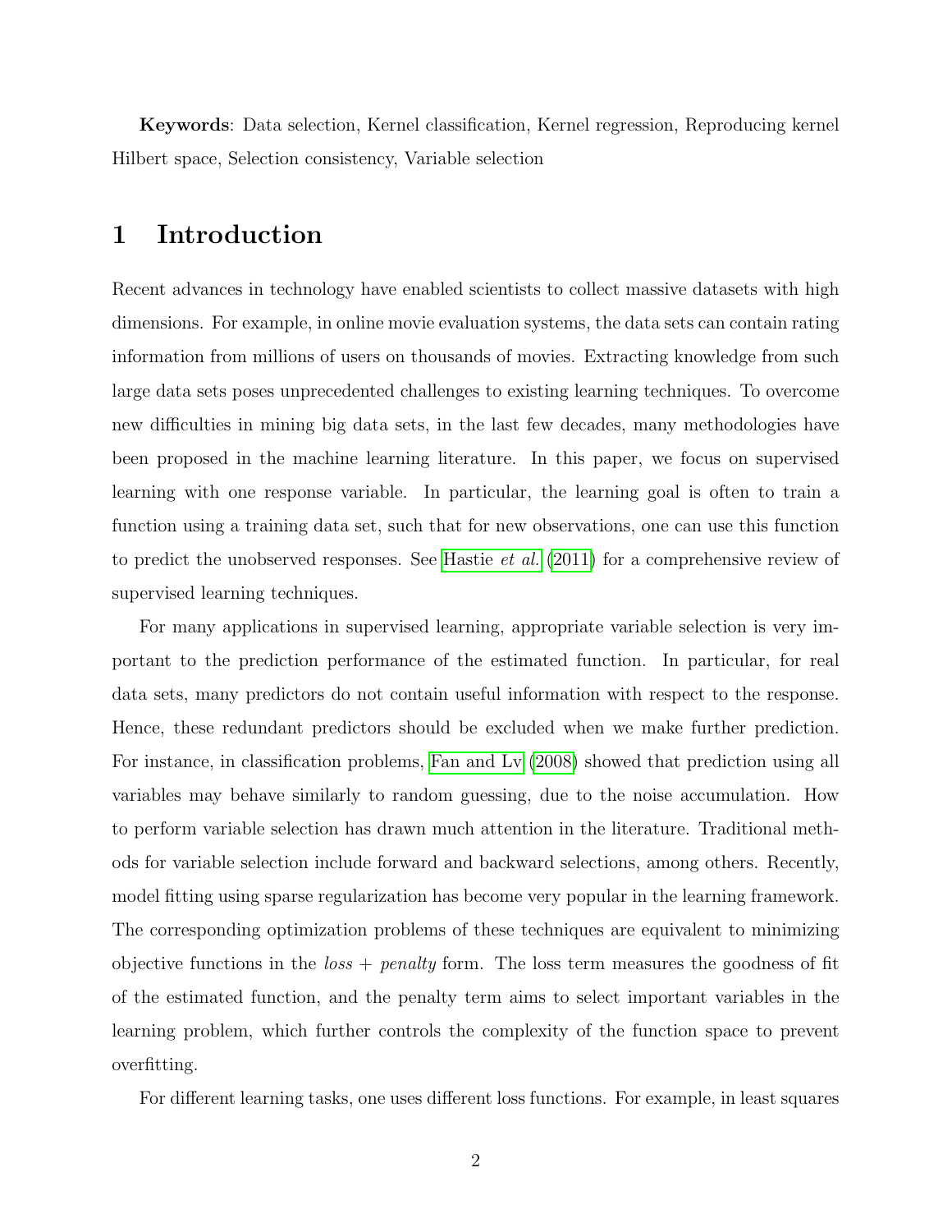**Keywords**: Data selection, Kernel classification, Kernel regression, Reproducing kernel Hilbert space, Selection consistency, Variable selection

# 1 Introduction

Recent advances in technology have enabled scientists to collect massive datasets with high dimensions. For example, in online movie evaluation systems, the data sets can contain rating information from millions of users on thousands of movies. Extracting knowledge from such large data sets poses unprecedented challenges to existing learning techniques. To overcome new difficulties in mining big data sets, in the last few decades, many methodologies have been proposed in the machine learning literature. In this paper, we focus on supervised learning with one response variable. In particular, the learning goal is often to train a function using a training data set, such that for new observations, one can use this function to predict the unobserved responses. See Hastie *et al.* (2011) for a comprehensive review of supervised learning techniques.

For many applications in supervised learning, appropriate variable selection is very important to the prediction performance of the estimated function. In particular, for real data sets, many predictors do not contain useful information with respect to the response. Hence, these redundant predictors should be excluded when we make further prediction. For instance, in classification problems, Fan and Lv (2008) showed that prediction using all variables may behave similarly to random guessing, due to the noise accumulation. How to perform variable selection has drawn much attention in the literature. Traditional methods for variable selection include forward and backward selections, among others. Recently, model fitting using sparse regularization has become very popular in the learning framework. The corresponding optimization problems of these techniques are equivalent to minimizing objective functions in the *loss + penalty* form. The loss term measures the goodness of fit of the estimated function, and the penalty term aims to select important variables in the learning problem, which further controls the complexity of the function space to prevent overfitting.

For different learning tasks, one uses different loss functions. For example, in least squares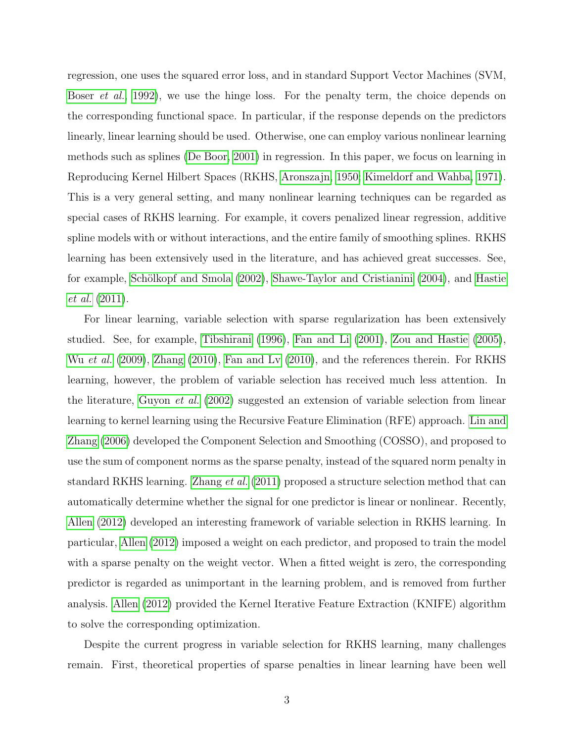regression, one uses the squared error loss, and in standard Support Vector Machines (SVM, Boser *et al.*, 1992), we use the hinge loss. For the penalty term, the choice depends on the corresponding functional space. In particular, if the response depends on the predictors linearly, linear learning should be used. Otherwise, one can employ various nonlinear learning methods such as splines (De Boor, 2001) in regression. In this paper, we focus on learning in Reproducing Kernel Hilbert Spaces (RKHS, Aronszajn, 1950; Kimeldorf and Wahba, 1971). This is a very general setting, and many nonlinear learning techniques can be regarded as special cases of RKHS learning. For example, it covers penalized linear regression, additive spline models with or without interactions, and the entire family of smoothing splines. RKHS learning has been extensively used in the literature, and has achieved great successes. See, for example, Schölkopf and Smola (2002), Shawe-Taylor and Cristianini (2004), and Hastie *et al.* (2011).

For linear learning, variable selection with sparse regularization has been extensively studied. See, for example, Tibshirani (1996), Fan and Li (2001), Zou and Hastie (2005), Wu *et al.* (2009), Zhang (2010), Fan and Lv (2010), and the references therein. For RKHS learning, however, the problem of variable selection has received much less attention. In the literature, Guyon *et al.* (2002) suggested an extension of variable selection from linear learning to kernel learning using the Recursive Feature Elimination (RFE) approach. Lin and Zhang (2006) developed the Component Selection and Smoothing (COSSO), and proposed to use the sum of component norms as the sparse penalty, instead of the squared norm penalty in standard RKHS learning. Zhang *et al.* (2011) proposed a structure selection method that can automatically determine whether the signal for one predictor is linear or nonlinear. Recently, Allen (2012) developed an interesting framework of variable selection in RKHS learning. In particular, Allen (2012) imposed a weight on each predictor, and proposed to train the model with a sparse penalty on the weight vector. When a fitted weight is zero, the corresponding predictor is regarded as unimportant in the learning problem, and is removed from further analysis. Allen (2012) provided the Kernel Iterative Feature Extraction (KNIFE) algorithm to solve the corresponding optimization.

Despite the current progress in variable selection for RKHS learning, many challenges remain. First, theoretical properties of sparse penalties in linear learning have been well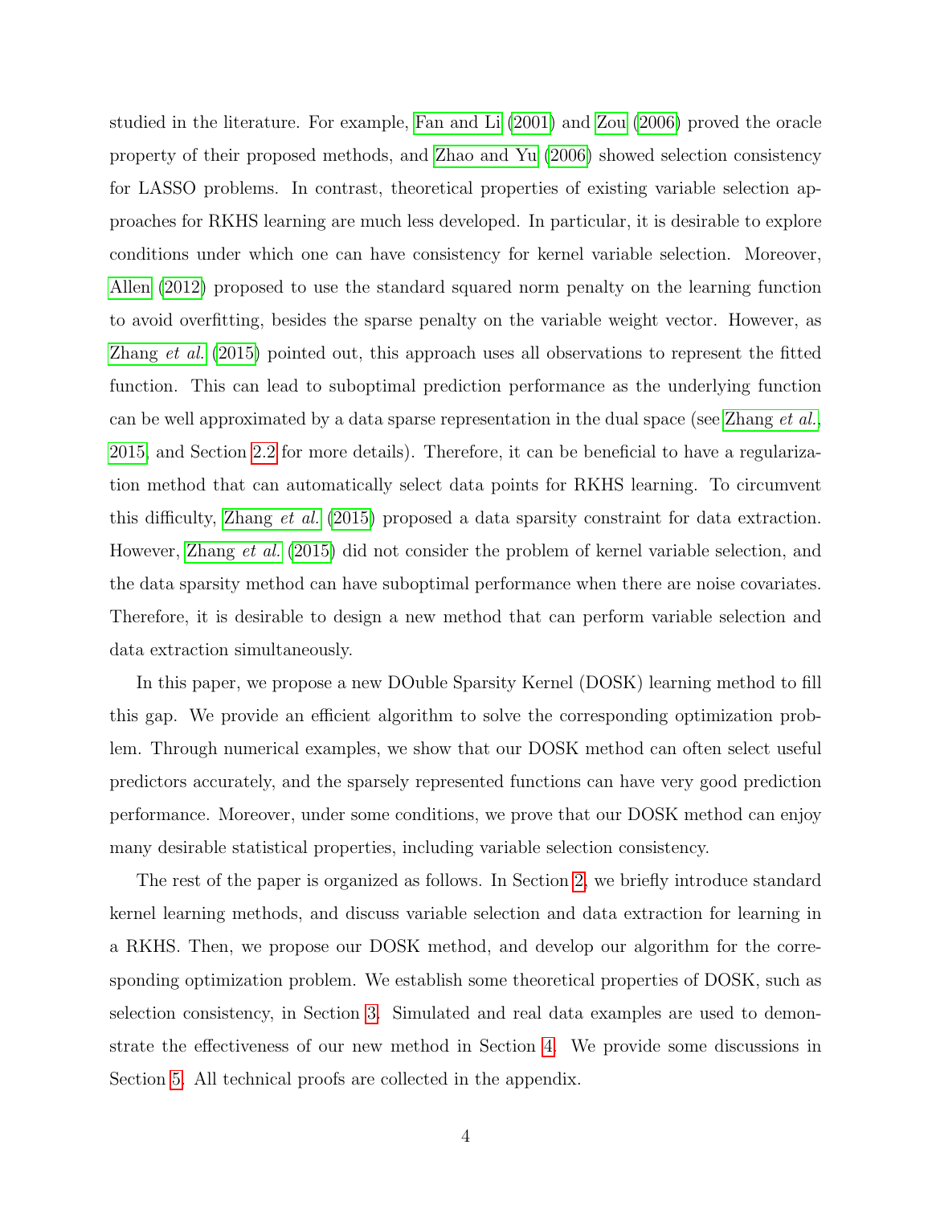studied in the literature. For example, Fan and Li (2001) and Zou (2006) proved the oracle property of their proposed methods, and Zhao and Yu (2006) showed selection consistency for LASSO problems. In contrast, theoretical properties of existing variable selection approaches for RKHS learning are much less developed. In particular, it is desirable to explore conditions under which one can have consistency for kernel variable selection. Moreover, Allen (2012) proposed to use the standard squared norm penalty on the learning function to avoid overfitting, besides the sparse penalty on the variable weight vector. However, as Zhang *et al.* (2015) pointed out, this approach uses all observations to represent the fitted function. This can lead to suboptimal prediction performance as the underlying function can be well approximated by a data sparse representation in the dual space (see Zhang *et al.*, 2015, and Section 2.2 for more details). Therefore, it can be beneficial to have a regularization method that can automatically select data points for RKHS learning. To circumvent this difficulty, Zhang *et al.* (2015) proposed a data sparsity constraint for data extraction. However, Zhang *et al.* (2015) did not consider the problem of kernel variable selection, and the data sparsity method can have suboptimal performance when there are noise covariates. Therefore, it is desirable to design a new method that can perform variable selection and data extraction simultaneously.

In this paper, we propose a new DOuble Sparsity Kernel (DOSK) learning method to fill this gap. We provide an efficient algorithm to solve the corresponding optimization problem. Through numerical examples, we show that our DOSK method can often select useful predictors accurately, and the sparsely represented functions can have very good prediction performance. Moreover, under some conditions, we prove that our DOSK method can enjoy many desirable statistical properties, including variable selection consistency.

The rest of the paper is organized as follows. In Section 2, we briefly introduce standard kernel learning methods, and discuss variable selection and data extraction for learning in a RKHS. Then, we propose our DOSK method, and develop our algorithm for the corresponding optimization problem. We establish some theoretical properties of DOSK, such as selection consistency, in Section 3. Simulated and real data examples are used to demonstrate the effectiveness of our new method in Section 4. We provide some discussions in Section 5. All technical proofs are collected in the appendix.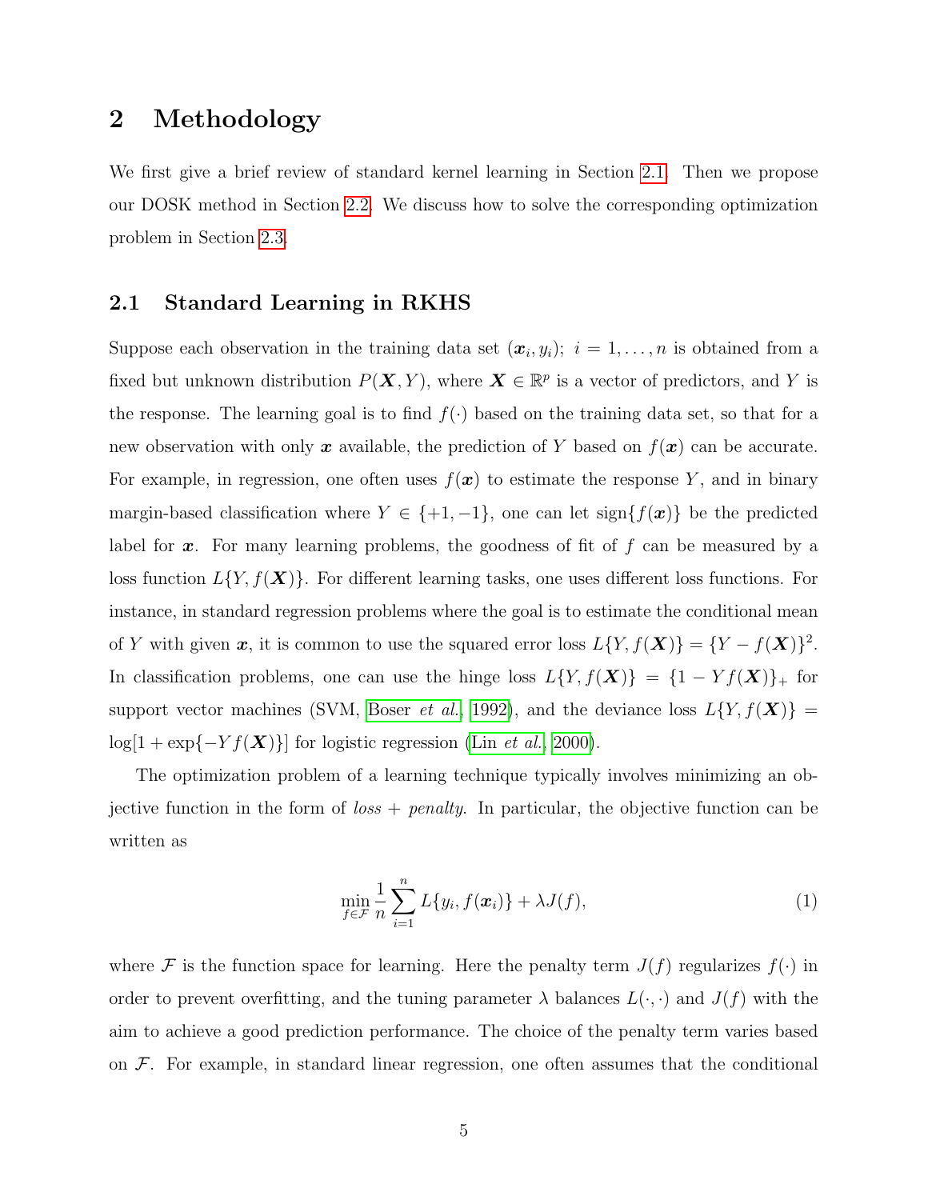# 2 Methodology

We first give a brief review of standard kernel learning in Section 2.1. Then we propose our DOSK method in Section 2.2. We discuss how to solve the corresponding optimization problem in Section 2.3.

## 2.1 Standard Learning in RKHS

Suppose each observation in the training data set $(\boldsymbol{x}_i, y_i);\ i = 1, \ldots, n$ is obtained from a fixed but unknown distribution $P(\boldsymbol{X}, Y)$, where $\boldsymbol{X} \in \mathbb{R}^p$ is a vector of predictors, and $Y$ is the response. The learning goal is to find $f(\cdot)$ based on the training data set, so that for a new observation with only $\boldsymbol{x}$ available, the prediction of $Y$ based on $f(\boldsymbol{x})$ can be accurate. For example, in regression, one often uses $f(\boldsymbol{x})$ to estimate the response $Y$, and in binary margin-based classification where $Y \in \{+1, -1\}$, one can let $\text{sign}\{f(\boldsymbol{x})\}$ be the predicted label for $\boldsymbol{x}$. For many learning problems, the goodness of fit of $f$ can be measured by a loss function $L\{Y, f(\boldsymbol{X})\}$. For different learning tasks, one uses different loss functions. For instance, in standard regression problems where the goal is to estimate the conditional mean of $Y$ with given $\boldsymbol{x}$, it is common to use the squared error loss $L\{Y, f(\boldsymbol{X})\} = \{Y - f(\boldsymbol{X})\}^2$. In classification problems, one can use the hinge loss $L\{Y, f(\boldsymbol{X})\} = \{1 - Yf(\boldsymbol{X})\}_+$ for support vector machines (SVM, Boser *et al.*, 1992), and the deviance loss $L\{Y, f(\boldsymbol{X})\} = \log[1 + \exp\{-Yf(\boldsymbol{X})\}]$ for logistic regression (Lin *et al.*, 2000).

The optimization problem of a learning technique typically involves minimizing an objective function in the form of *loss + penalty*. In particular, the objective function can be written as

$$\min_{f \in \mathcal{F}} \frac{1}{n} \sum_{i=1}^{n} L\{y_i, f(\boldsymbol{x}_i)\} + \lambda J(f), \tag{1}$$

where $\mathcal{F}$ is the function space for learning. Here the penalty term $J(f)$ regularizes $f(\cdot)$ in order to prevent overfitting, and the tuning parameter $\lambda$ balances $L(\cdot, \cdot)$ and $J(f)$ with the aim to achieve a good prediction performance. The choice of the penalty term varies based on $\mathcal{F}$. For example, in standard linear regression, one often assumes that the conditional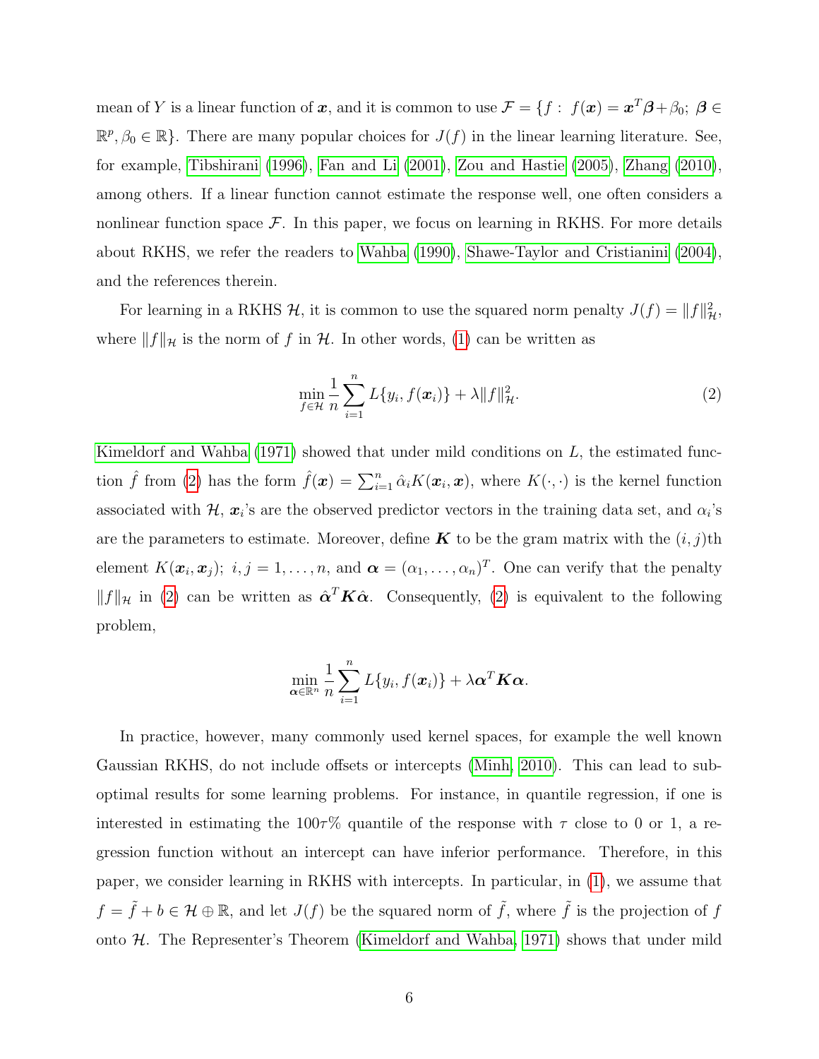mean of $Y$ is a linear function of $\boldsymbol{x}$, and it is common to use $\mathcal{F} = \{f : f(\boldsymbol{x}) = \boldsymbol{x}^T\boldsymbol{\beta} + \beta_0;\ \boldsymbol{\beta} \in \mathbb{R}^p, \beta_0 \in \mathbb{R}\}$. There are many popular choices for $J(f)$ in the linear learning literature. See, for example, Tibshirani (1996), Fan and Li (2001), Zou and Hastie (2005), Zhang (2010), among others. If a linear function cannot estimate the response well, one often considers a nonlinear function space $\mathcal{F}$. In this paper, we focus on learning in RKHS. For more details about RKHS, we refer the readers to Wahba (1990), Shawe-Taylor and Cristianini (2004), and the references therein.

For learning in a RKHS $\mathcal{H}$, it is common to use the squared norm penalty $J(f) = \|f\|^2_{\mathcal{H}}$, where $\|f\|_{\mathcal{H}}$ is the norm of $f$ in $\mathcal{H}$. In other words, (1) can be written as

$$\min_{f \in \mathcal{H}} \frac{1}{n} \sum_{i=1}^{n} L\{y_i, f(\boldsymbol{x}_i)\} + \lambda \|f\|^2_{\mathcal{H}}. \tag{2}$$

Kimeldorf and Wahba (1971) showed that under mild conditions on $L$, the estimated function $\hat{f}$ from (2) has the form $\hat{f}(\boldsymbol{x}) = \sum_{i=1}^{n} \hat{\alpha}_i K(\boldsymbol{x}_i, \boldsymbol{x})$, where $K(\cdot,\cdot)$ is the kernel function associated with $\mathcal{H}$, $\boldsymbol{x}_i$'s are the observed predictor vectors in the training data set, and $\alpha_i$'s are the parameters to estimate. Moreover, define $\boldsymbol{K}$ to be the gram matrix with the $(i,j)$th element $K(\boldsymbol{x}_i, \boldsymbol{x}_j)$; $i, j = 1, \ldots, n$, and $\boldsymbol{\alpha} = (\alpha_1, \ldots, \alpha_n)^T$. One can verify that the penalty $\|f\|_{\mathcal{H}}$ in (2) can be written as $\hat{\boldsymbol{\alpha}}^T \boldsymbol{K} \hat{\boldsymbol{\alpha}}$. Consequently, (2) is equivalent to the following problem,

$$\min_{\boldsymbol{\alpha} \in \mathbb{R}^n} \frac{1}{n} \sum_{i=1}^{n} L\{y_i, f(\boldsymbol{x}_i)\} + \lambda \boldsymbol{\alpha}^T \boldsymbol{K} \boldsymbol{\alpha}.$$

In practice, however, many commonly used kernel spaces, for example the well known Gaussian RKHS, do not include offsets or intercepts (Minh, 2010). This can lead to suboptimal results for some learning problems. For instance, in quantile regression, if one is interested in estimating the $100\tau\%$ quantile of the response with $\tau$ close to 0 or 1, a regression function without an intercept can have inferior performance. Therefore, in this paper, we consider learning in RKHS with intercepts. In particular, in (1), we assume that $f = \tilde{f} + b \in \mathcal{H} \oplus \mathbb{R}$, and let $J(f)$ be the squared norm of $\tilde{f}$, where $\tilde{f}$ is the projection of $f$ onto $\mathcal{H}$. The Representer's Theorem (Kimeldorf and Wahba, 1971) shows that under mild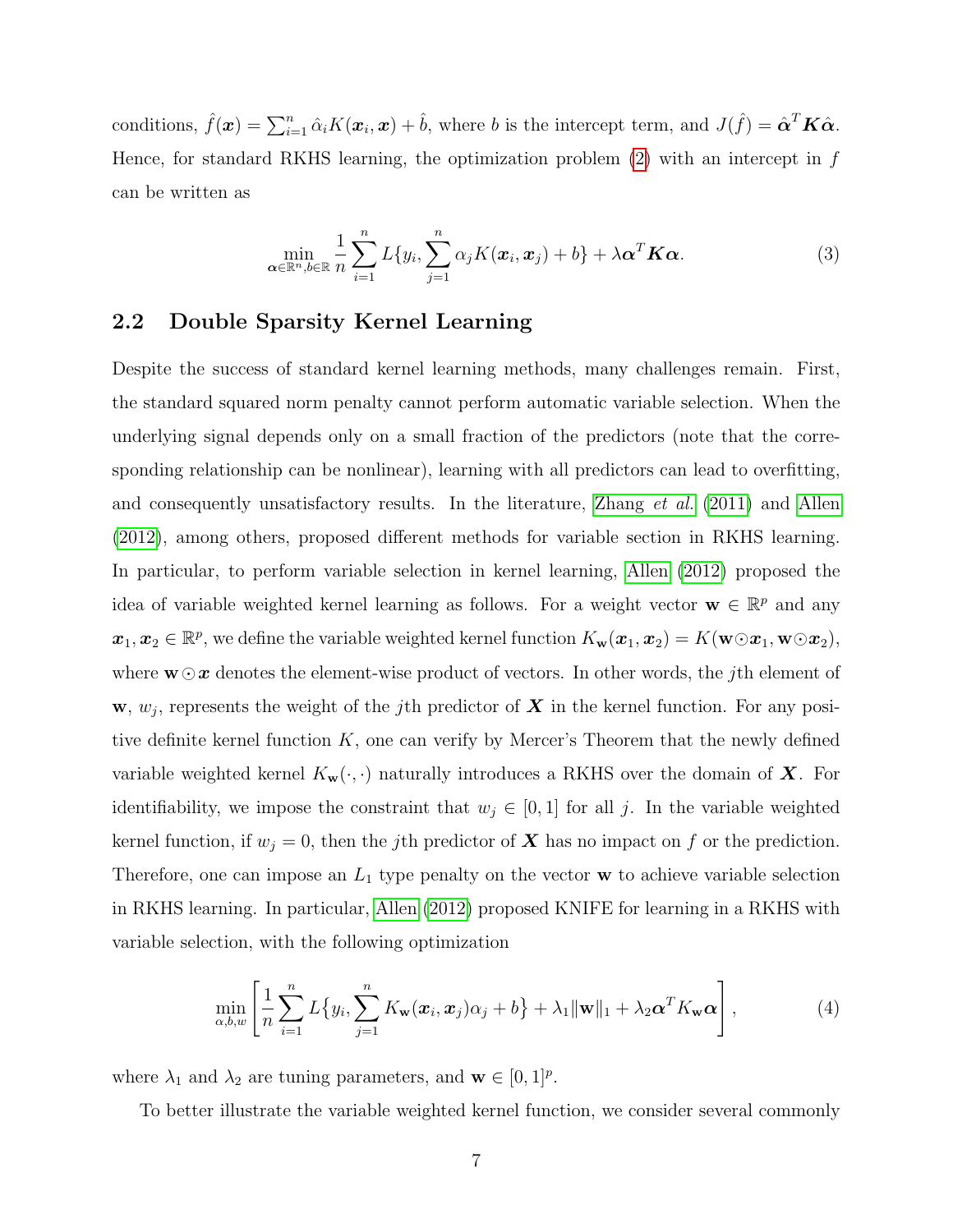conditions, $\hat{f}(\boldsymbol{x}) = \sum_{i=1}^n \hat{\alpha}_i K(\boldsymbol{x}_i, \boldsymbol{x}) + \hat{b}$, where $b$ is the intercept term, and $J(\hat{f}) = \hat{\boldsymbol{\alpha}}^T \boldsymbol{K} \hat{\boldsymbol{\alpha}}$. Hence, for standard RKHS learning, the optimization problem (2) with an intercept in $f$ can be written as

$$\min_{\boldsymbol{\alpha}\in\mathbb{R}^n, b\in\mathbb{R}} \frac{1}{n}\sum_{i=1}^n L\{y_i, \sum_{j=1}^n \alpha_j K(\boldsymbol{x}_i, \boldsymbol{x}_j) + b\} + \lambda \boldsymbol{\alpha}^T \boldsymbol{K} \boldsymbol{\alpha}. \tag{3}$$

## 2.2 Double Sparsity Kernel Learning

Despite the success of standard kernel learning methods, many challenges remain. First, the standard squared norm penalty cannot perform automatic variable selection. When the underlying signal depends only on a small fraction of the predictors (note that the corresponding relationship can be nonlinear), learning with all predictors can lead to overfitting, and consequently unsatisfactory results. In the literature, Zhang *et al.* (2011) and Allen (2012), among others, proposed different methods for variable section in RKHS learning. In particular, to perform variable selection in kernel learning, Allen (2012) proposed the idea of variable weighted kernel learning as follows. For a weight vector $\mathbf{w} \in \mathbb{R}^p$ and any $\boldsymbol{x}_1, \boldsymbol{x}_2 \in \mathbb{R}^p$, we define the variable weighted kernel function $K_{\mathbf{w}}(\boldsymbol{x}_1, \boldsymbol{x}_2) = K(\mathbf{w}\odot\boldsymbol{x}_1, \mathbf{w}\odot\boldsymbol{x}_2)$, where $\mathbf{w}\odot\boldsymbol{x}$ denotes the element-wise product of vectors. In other words, the $j$th element of $\mathbf{w}$, $w_j$, represents the weight of the $j$th predictor of $\boldsymbol{X}$ in the kernel function. For any positive definite kernel function $K$, one can verify by Mercer's Theorem that the newly defined variable weighted kernel $K_{\mathbf{w}}(\cdot,\cdot)$ naturally introduces a RKHS over the domain of $\boldsymbol{X}$. For identifiability, we impose the constraint that $w_j \in [0,1]$ for all $j$. In the variable weighted kernel function, if $w_j = 0$, then the $j$th predictor of $\boldsymbol{X}$ has no impact on $f$ or the prediction. Therefore, one can impose an $L_1$ type penalty on the vector $\mathbf{w}$ to achieve variable selection in RKHS learning. In particular, Allen (2012) proposed KNIFE for learning in a RKHS with variable selection, with the following optimization

$$\min_{\alpha,b,w}\left[\frac{1}{n}\sum_{i=1}^n L\big\{y_i, \sum_{j=1}^n K_{\mathbf{w}}(\boldsymbol{x}_i, \boldsymbol{x}_j)\alpha_j + b\big\} + \lambda_1\|\mathbf{w}\|_1 + \lambda_2 \boldsymbol{\alpha}^T K_{\mathbf{w}} \boldsymbol{\alpha}\right], \tag{4}$$

where $\lambda_1$ and $\lambda_2$ are tuning parameters, and $\mathbf{w} \in [0,1]^p$.

To better illustrate the variable weighted kernel function, we consider several commonly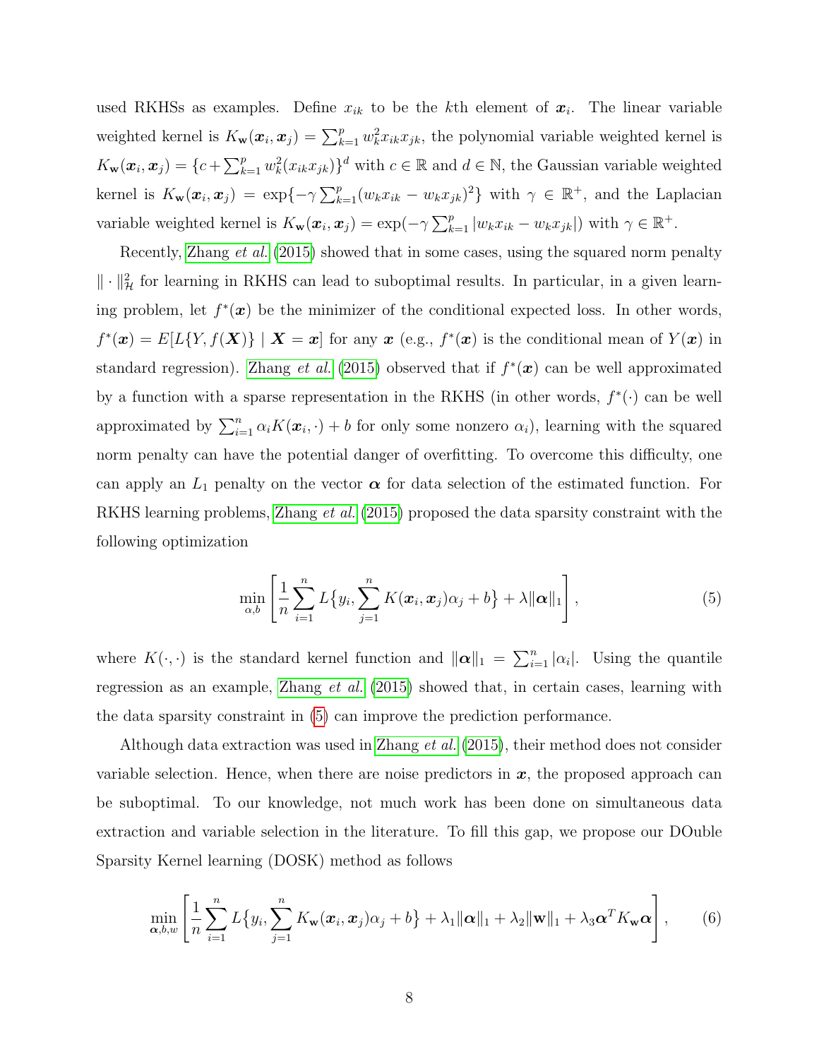used RKHSs as examples. Define $x_{ik}$ to be the $k$th element of $\boldsymbol{x}_i$. The linear variable weighted kernel is $K_{\mathbf{w}}(\boldsymbol{x}_i, \boldsymbol{x}_j) = \sum_{k=1}^{p} w_k^2 x_{ik} x_{jk}$, the polynomial variable weighted kernel is $K_{\mathbf{w}}(\boldsymbol{x}_i, \boldsymbol{x}_j) = \{c + \sum_{k=1}^{p} w_k^2 (x_{ik} x_{jk})\}^d$ with $c \in \mathbb{R}$ and $d \in \mathbb{N}$, the Gaussian variable weighted kernel is $K_{\mathbf{w}}(\boldsymbol{x}_i, \boldsymbol{x}_j) = \exp\{-\gamma \sum_{k=1}^{p} (w_k x_{ik} - w_k x_{jk})^2\}$ with $\gamma \in \mathbb{R}^+$, and the Laplacian variable weighted kernel is $K_{\mathbf{w}}(\boldsymbol{x}_i, \boldsymbol{x}_j) = \exp(-\gamma \sum_{k=1}^{p} |w_k x_{ik} - w_k x_{jk}|)$ with $\gamma \in \mathbb{R}^+$.

Recently, Zhang *et al.* (2015) showed that in some cases, using the squared norm penalty $\| \cdot \|_{\mathcal{H}}^2$ for learning in RKHS can lead to suboptimal results. In particular, in a given learning problem, let $f^*(\boldsymbol{x})$ be the minimizer of the conditional expected loss. In other words, $f^*(\boldsymbol{x}) = E[L\{Y, f(\boldsymbol{X})\} \mid \boldsymbol{X} = \boldsymbol{x}]$ for any $\boldsymbol{x}$ (e.g., $f^*(\boldsymbol{x})$ is the conditional mean of $Y(\boldsymbol{x})$ in standard regression). Zhang *et al.* (2015) observed that if $f^*(\boldsymbol{x})$ can be well approximated by a function with a sparse representation in the RKHS (in other words, $f^*(\cdot)$ can be well approximated by $\sum_{i=1}^{n} \alpha_i K(\boldsymbol{x}_i, \cdot) + b$ for only some nonzero $\alpha_i$), learning with the squared norm penalty can have the potential danger of overfitting. To overcome this difficulty, one can apply an $L_1$ penalty on the vector $\boldsymbol{\alpha}$ for data selection of the estimated function. For RKHS learning problems, Zhang *et al.* (2015) proposed the data sparsity constraint with the following optimization

$$\min_{\alpha, b} \left[ \frac{1}{n} \sum_{i=1}^{n} L\big\{ y_i, \sum_{j=1}^{n} K(\boldsymbol{x}_i, \boldsymbol{x}_j) \alpha_j + b \big\} + \lambda \|\boldsymbol{\alpha}\|_1 \right], \tag{5}$$

where $K(\cdot, \cdot)$ is the standard kernel function and $\|\boldsymbol{\alpha}\|_1 = \sum_{i=1}^{n} |\alpha_i|$. Using the quantile regression as an example, Zhang *et al.* (2015) showed that, in certain cases, learning with the data sparsity constraint in (5) can improve the prediction performance.

Although data extraction was used in Zhang *et al.* (2015), their method does not consider variable selection. Hence, when there are noise predictors in $\boldsymbol{x}$, the proposed approach can be suboptimal. To our knowledge, not much work has been done on simultaneous data extraction and variable selection in the literature. To fill this gap, we propose our DOuble Sparsity Kernel learning (DOSK) method as follows

$$\min_{\boldsymbol{\alpha}, b, w} \left[ \frac{1}{n} \sum_{i=1}^{n} L\big\{ y_i, \sum_{j=1}^{n} K_{\mathbf{w}}(\boldsymbol{x}_i, \boldsymbol{x}_j) \alpha_j + b \big\} + \lambda_1 \|\boldsymbol{\alpha}\|_1 + \lambda_2 \|\mathbf{w}\|_1 + \lambda_3 \boldsymbol{\alpha}^T K_{\mathbf{w}} \boldsymbol{\alpha} \right], \tag{6}$$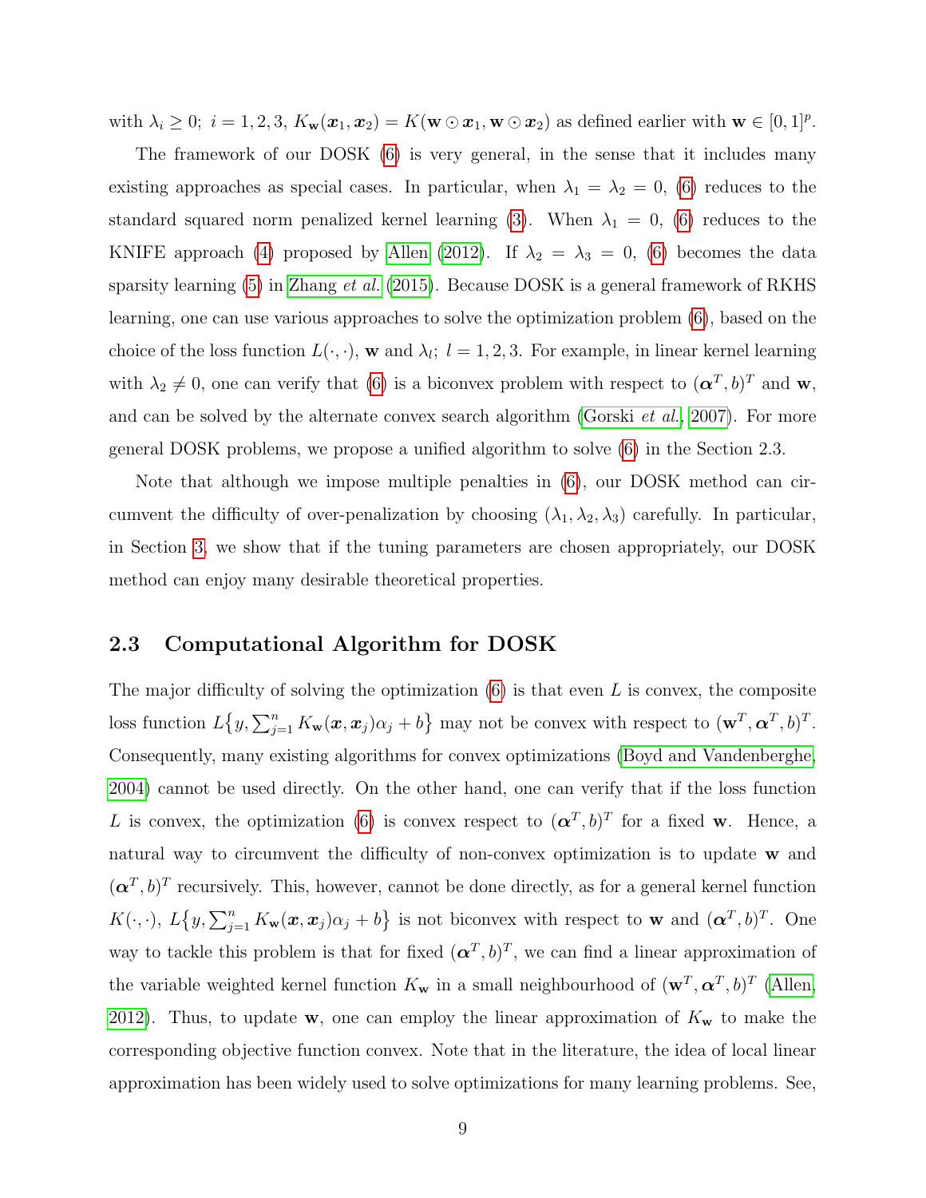with $\lambda_i \geq 0;\ i = 1, 2, 3$, $K_{\mathbf{w}}(\boldsymbol{x}_1, \boldsymbol{x}_2) = K(\mathbf{w} \odot \boldsymbol{x}_1, \mathbf{w} \odot \boldsymbol{x}_2)$ as defined earlier with $\mathbf{w} \in [0, 1]^p$.

The framework of our DOSK (6) is very general, in the sense that it includes many existing approaches as special cases. In particular, when $\lambda_1 = \lambda_2 = 0$, (6) reduces to the standard squared norm penalized kernel learning (3). When $\lambda_1 = 0$, (6) reduces to the KNIFE approach (4) proposed by Allen (2012). If $\lambda_2 = \lambda_3 = 0$, (6) becomes the data sparsity learning (5) in Zhang *et al.* (2015). Because DOSK is a general framework of RKHS learning, one can use various approaches to solve the optimization problem (6), based on the choice of the loss function $L(\cdot, \cdot)$, $\mathbf{w}$ and $\lambda_l;\ l = 1, 2, 3$. For example, in linear kernel learning with $\lambda_2 \neq 0$, one can verify that (6) is a biconvex problem with respect to $(\boldsymbol{\alpha}^T, b)^T$ and $\mathbf{w}$, and can be solved by the alternate convex search algorithm (Gorski *et al.*, 2007). For more general DOSK problems, we propose a unified algorithm to solve (6) in the Section 2.3.

Note that although we impose multiple penalties in (6), our DOSK method can circumvent the difficulty of over-penalization by choosing $(\lambda_1, \lambda_2, \lambda_3)$ carefully. In particular, in Section 3, we show that if the tuning parameters are chosen appropriately, our DOSK method can enjoy many desirable theoretical properties.

### 2.3 Computational Algorithm for DOSK

The major difficulty of solving the optimization (6) is that even $L$ is convex, the composite loss function $L\{y, \sum_{j=1}^n K_{\mathbf{w}}(\boldsymbol{x}, \boldsymbol{x}_j)\alpha_j + b\}$ may not be convex with respect to $(\mathbf{w}^T, \boldsymbol{\alpha}^T, b)^T$. Consequently, many existing algorithms for convex optimizations (Boyd and Vandenberghe, 2004) cannot be used directly. On the other hand, one can verify that if the loss function $L$ is convex, the optimization (6) is convex respect to $(\boldsymbol{\alpha}^T, b)^T$ for a fixed $\mathbf{w}$. Hence, a natural way to circumvent the difficulty of non-convex optimization is to update $\mathbf{w}$ and $(\boldsymbol{\alpha}^T, b)^T$ recursively. This, however, cannot be done directly, as for a general kernel function $K(\cdot, \cdot)$, $L\{y, \sum_{j=1}^n K_{\mathbf{w}}(\boldsymbol{x}, \boldsymbol{x}_j)\alpha_j + b\}$ is not biconvex with respect to $\mathbf{w}$ and $(\boldsymbol{\alpha}^T, b)^T$. One way to tackle this problem is that for fixed $(\boldsymbol{\alpha}^T, b)^T$, we can find a linear approximation of the variable weighted kernel function $K_{\mathbf{w}}$ in a small neighbourhood of $(\mathbf{w}^T, \boldsymbol{\alpha}^T, b)^T$ (Allen, 2012). Thus, to update $\mathbf{w}$, one can employ the linear approximation of $K_{\mathbf{w}}$ to make the corresponding objective function convex. Note that in the literature, the idea of local linear approximation has been widely used to solve optimizations for many learning problems. See,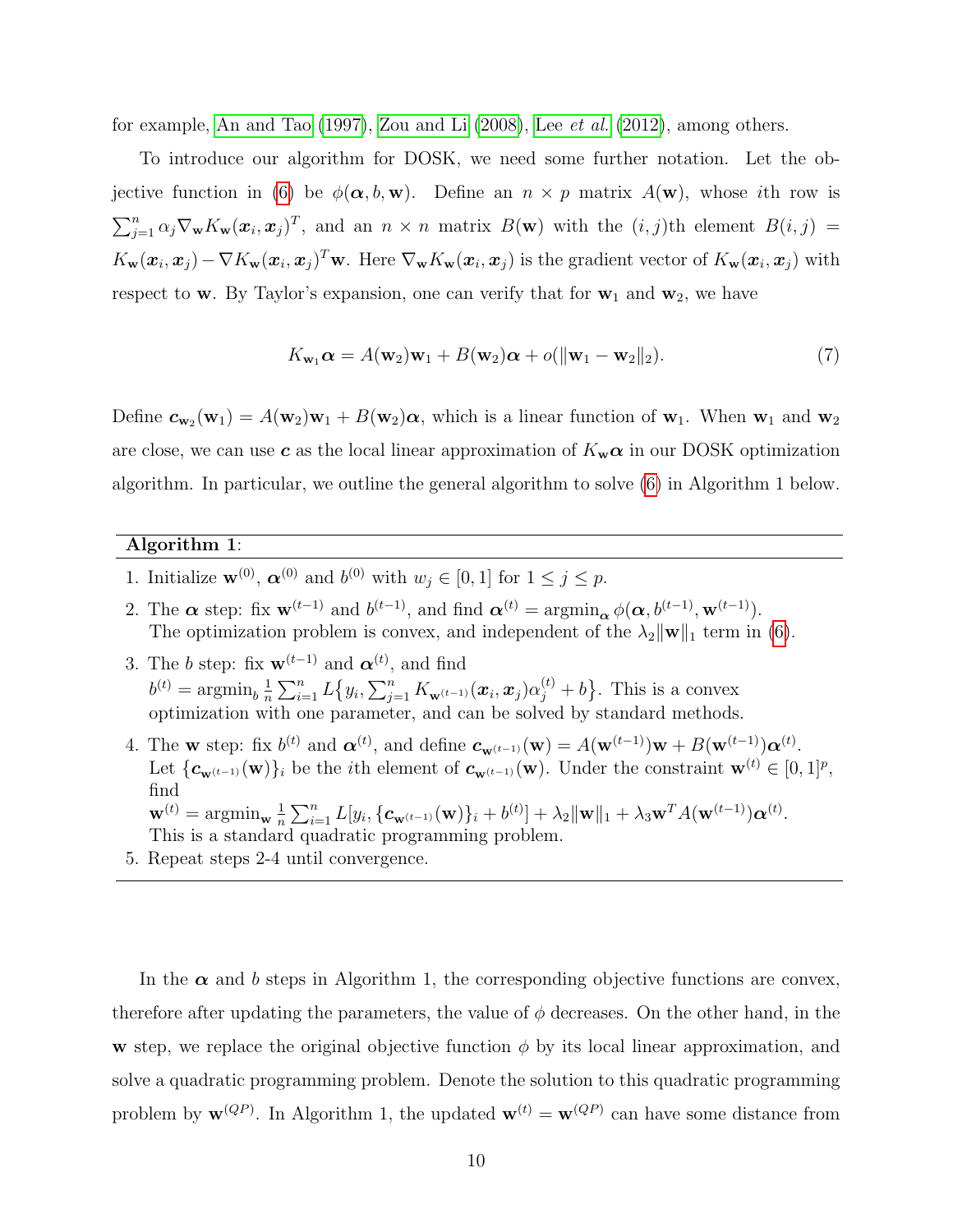for example, An and Tao (1997), Zou and Li (2008), Lee *et al.* (2012), among others.

To introduce our algorithm for DOSK, we need some further notation. Let the objective function in (6) be $\phi(\boldsymbol{\alpha}, b, \mathbf{w})$. Define an $n \times p$ matrix $A(\mathbf{w})$, whose $i$th row is $\sum_{j=1}^{n} \alpha_j \nabla_{\mathbf{w}} K_{\mathbf{w}}(\boldsymbol{x}_i, \boldsymbol{x}_j)^T$, and an $n \times n$ matrix $B(\mathbf{w})$ with the $(i,j)$th element $B(i,j) = K_{\mathbf{w}}(\boldsymbol{x}_i, \boldsymbol{x}_j) - \nabla K_{\mathbf{w}}(\boldsymbol{x}_i, \boldsymbol{x}_j)^T \mathbf{w}$. Here $\nabla_{\mathbf{w}} K_{\mathbf{w}}(\boldsymbol{x}_i, \boldsymbol{x}_j)$ is the gradient vector of $K_{\mathbf{w}}(\boldsymbol{x}_i, \boldsymbol{x}_j)$ with respect to $\mathbf{w}$. By Taylor's expansion, one can verify that for $\mathbf{w}_1$ and $\mathbf{w}_2$, we have

$$K_{\mathbf{w}_1} \boldsymbol{\alpha} = A(\mathbf{w}_2)\mathbf{w}_1 + B(\mathbf{w}_2)\boldsymbol{\alpha} + o(\|\mathbf{w}_1 - \mathbf{w}_2\|_2). \tag{7}$$

Define $\boldsymbol{c}_{\mathbf{w}_2}(\mathbf{w}_1) = A(\mathbf{w}_2)\mathbf{w}_1 + B(\mathbf{w}_2)\boldsymbol{\alpha}$, which is a linear function of $\mathbf{w}_1$. When $\mathbf{w}_1$ and $\mathbf{w}_2$ are close, we can use $\boldsymbol{c}$ as the local linear approximation of $K_{\mathbf{w}}\boldsymbol{\alpha}$ in our DOSK optimization algorithm. In particular, we outline the general algorithm to solve (6) in Algorithm 1 below.

---

**Algorithm 1**:

1. Initialize $\mathbf{w}^{(0)}$, $\boldsymbol{\alpha}^{(0)}$ and $b^{(0)}$ with $w_j \in [0,1]$ for $1 \le j \le p$.
2. The $\boldsymbol{\alpha}$ step: fix $\mathbf{w}^{(t-1)}$ and $b^{(t-1)}$, and find $\boldsymbol{\alpha}^{(t)} = \operatorname{argmin}_{\boldsymbol{\alpha}} \phi(\boldsymbol{\alpha}, b^{(t-1)}, \mathbf{w}^{(t-1)})$. The optimization problem is convex, and independent of the $\lambda_2\|\mathbf{w}\|_1$ term in (6).
3. The $b$ step: fix $\mathbf{w}^{(t-1)}$ and $\boldsymbol{\alpha}^{(t)}$, and find $b^{(t)} = \operatorname{argmin}_b \frac{1}{n}\sum_{i=1}^{n} L\big\{y_i, \sum_{j=1}^{n} K_{\mathbf{w}^{(t-1)}}(\boldsymbol{x}_i, \boldsymbol{x}_j)\alpha_j^{(t)} + b\big\}$. This is a convex optimization with one parameter, and can be solved by standard methods.
4. The $\mathbf{w}$ step: fix $b^{(t)}$ and $\boldsymbol{\alpha}^{(t)}$, and define $\boldsymbol{c}_{\mathbf{w}^{(t-1)}}(\mathbf{w}) = A(\mathbf{w}^{(t-1)})\mathbf{w} + B(\mathbf{w}^{(t-1)})\boldsymbol{\alpha}^{(t)}$. Let $\{\boldsymbol{c}_{\mathbf{w}^{(t-1)}}(\mathbf{w})\}_i$ be the $i$th element of $\boldsymbol{c}_{\mathbf{w}^{(t-1)}}(\mathbf{w})$. Under the constraint $\mathbf{w}^{(t)} \in [0,1]^p$, find $\mathbf{w}^{(t)} = \operatorname{argmin}_{\mathbf{w}} \frac{1}{n}\sum_{i=1}^{n} L[y_i, \{\boldsymbol{c}_{\mathbf{w}^{(t-1)}}(\mathbf{w})\}_i + b^{(t)}] + \lambda_2\|\mathbf{w}\|_1 + \lambda_3 \mathbf{w}^T A(\mathbf{w}^{(t-1)})\boldsymbol{\alpha}^{(t)}$. This is a standard quadratic programming problem.
5. Repeat steps 2-4 until convergence.

---

In the $\boldsymbol{\alpha}$ and $b$ steps in Algorithm 1, the corresponding objective functions are convex, therefore after updating the parameters, the value of $\phi$ decreases. On the other hand, in the $\mathbf{w}$ step, we replace the original objective function $\phi$ by its local linear approximation, and solve a quadratic programming problem. Denote the solution to this quadratic programming problem by $\mathbf{w}^{(QP)}$. In Algorithm 1, the updated $\mathbf{w}^{(t)} = \mathbf{w}^{(QP)}$ can have some distance from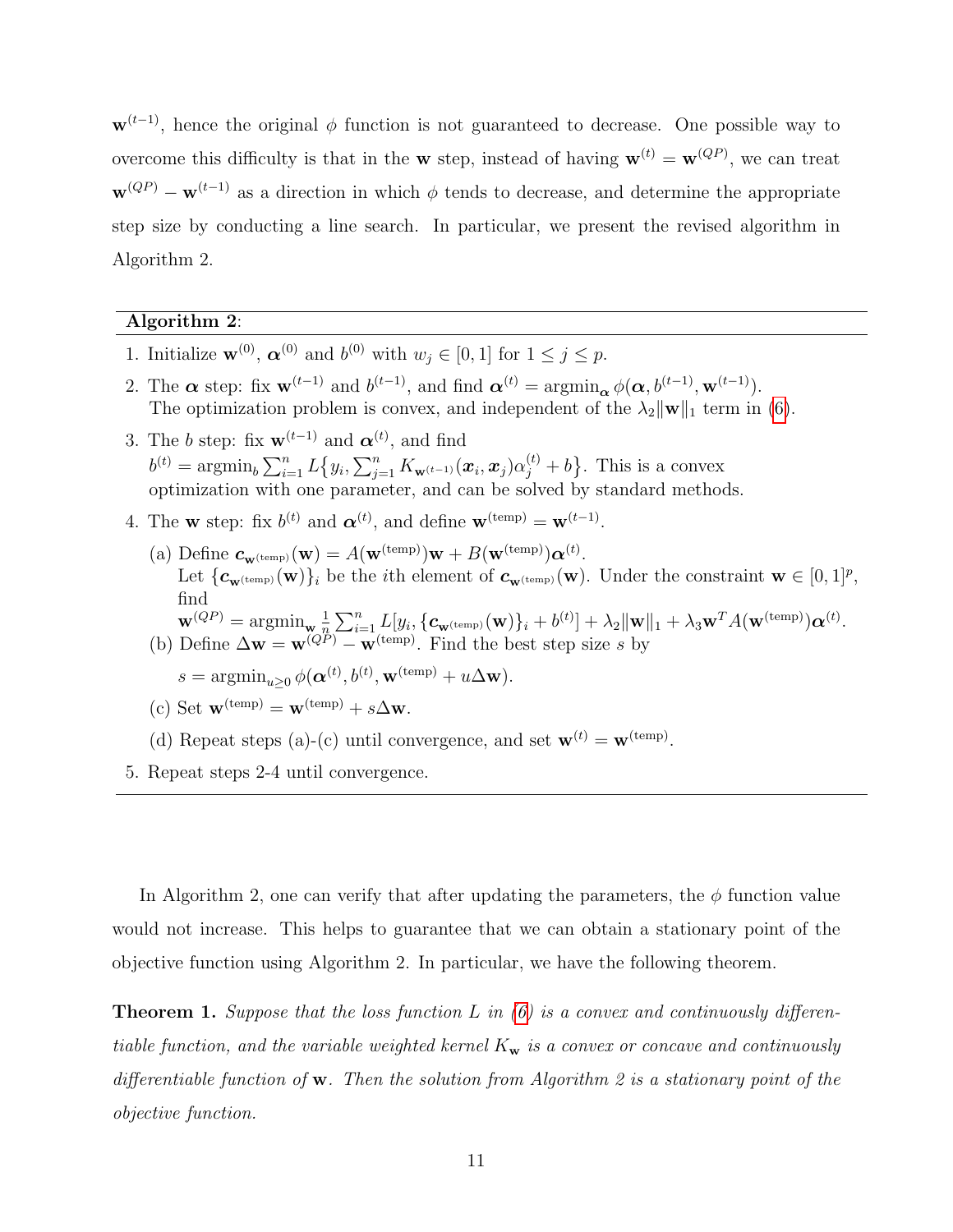$\mathbf{w}^{(t-1)}$, hence the original $\phi$ function is not guaranteed to decrease. One possible way to overcome this difficulty is that in the $\mathbf{w}$ step, instead of having $\mathbf{w}^{(t)} = \mathbf{w}^{(QP)}$, we can treat $\mathbf{w}^{(QP)} - \mathbf{w}^{(t-1)}$ as a direction in which $\phi$ tends to decrease, and determine the appropriate step size by conducting a line search. In particular, we present the revised algorithm in Algorithm 2.

---

**Algorithm 2**:

1. Initialize $\mathbf{w}^{(0)}$, $\boldsymbol{\alpha}^{(0)}$ and $b^{(0)}$ with $w_j \in [0,1]$ for $1 \leq j \leq p$.
2. The $\boldsymbol{\alpha}$ step: fix $\mathbf{w}^{(t-1)}$ and $b^{(t-1)}$, and find $\boldsymbol{\alpha}^{(t)} = \operatorname{argmin}_{\boldsymbol{\alpha}} \phi(\boldsymbol{\alpha}, b^{(t-1)}, \mathbf{w}^{(t-1)})$. The optimization problem is convex, and independent of the $\lambda_2 \|\mathbf{w}\|_1$ term in (6).
3. The $b$ step: fix $\mathbf{w}^{(t-1)}$ and $\boldsymbol{\alpha}^{(t)}$, and find $b^{(t)} = \operatorname{argmin}_b \sum_{i=1}^n L\{y_i, \sum_{j=1}^n K_{\mathbf{w}^{(t-1)}}(\boldsymbol{x}_i, \boldsymbol{x}_j)\alpha_j^{(t)} + b\}$. This is a convex optimization with one parameter, and can be solved by standard methods.
4. The $\mathbf{w}$ step: fix $b^{(t)}$ and $\boldsymbol{\alpha}^{(t)}$, and define $\mathbf{w}^{(\text{temp})} = \mathbf{w}^{(t-1)}$.
   (a) Define $\boldsymbol{c}_{\mathbf{w}^{(\text{temp})}}(\mathbf{w}) = A(\mathbf{w}^{(\text{temp})})\mathbf{w} + B(\mathbf{w}^{(\text{temp})})\boldsymbol{\alpha}^{(t)}$. Let $\{\boldsymbol{c}_{\mathbf{w}^{(\text{temp})}}(\mathbf{w})\}_i$ be the $i$th element of $\boldsymbol{c}_{\mathbf{w}^{(\text{temp})}}(\mathbf{w})$. Under the constraint $\mathbf{w} \in [0,1]^p$, find
   $\mathbf{w}^{(QP)} = \operatorname{argmin}_{\mathbf{w}} \frac{1}{n}\sum_{i=1}^n L[y_i, \{\boldsymbol{c}_{\mathbf{w}^{(\text{temp})}}(\mathbf{w})\}_i + b^{(t)}] + \lambda_2\|\mathbf{w}\|_1 + \lambda_3 \mathbf{w}^T A(\mathbf{w}^{(\text{temp})})\boldsymbol{\alpha}^{(t)}$.
   (b) Define $\Delta\mathbf{w} = \mathbf{w}^{(QP)} - \mathbf{w}^{(\text{temp})}$. Find the best step size $s$ by
   $s = \operatorname{argmin}_{u \geq 0} \phi(\boldsymbol{\alpha}^{(t)}, b^{(t)}, \mathbf{w}^{(\text{temp})} + u\Delta\mathbf{w})$.
   (c) Set $\mathbf{w}^{(\text{temp})} = \mathbf{w}^{(\text{temp})} + s\Delta\mathbf{w}$.
   (d) Repeat steps (a)-(c) until convergence, and set $\mathbf{w}^{(t)} = \mathbf{w}^{(\text{temp})}$.
5. Repeat steps 2-4 until convergence.

---

In Algorithm 2, one can verify that after updating the parameters, the $\phi$ function value would not increase. This helps to guarantee that we can obtain a stationary point of the objective function using Algorithm 2. In particular, we have the following theorem.

**Theorem 1.** *Suppose that the loss function $L$ in (6) is a convex and continuously differentiable function, and the variable weighted kernel $K_{\mathbf{w}}$ is a convex or concave and continuously differentiable function of $\mathbf{w}$. Then the solution from Algorithm 2 is a stationary point of the objective function.*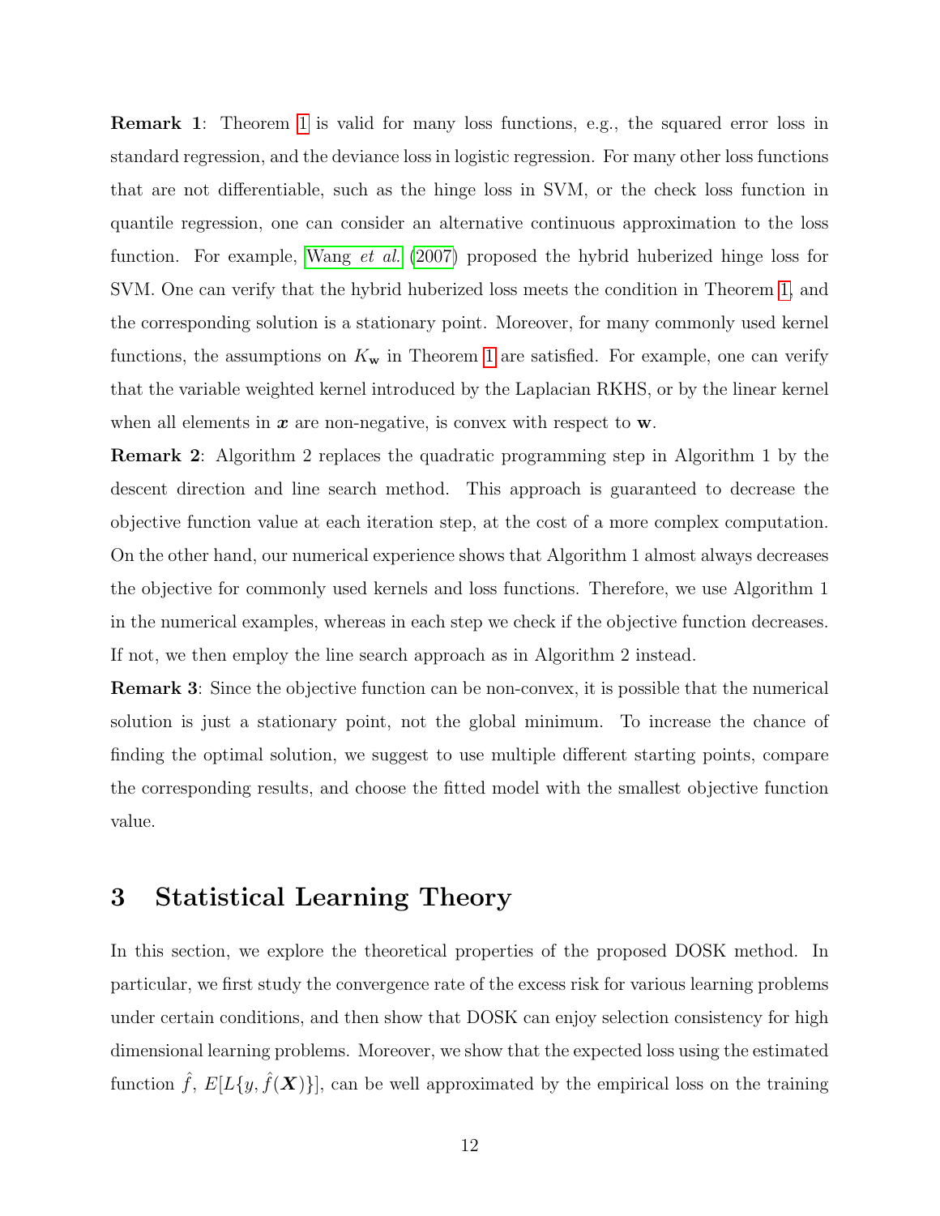**Remark 1**: Theorem 1 is valid for many loss functions, e.g., the squared error loss in standard regression, and the deviance loss in logistic regression. For many other loss functions that are not differentiable, such as the hinge loss in SVM, or the check loss function in quantile regression, one can consider an alternative continuous approximation to the loss function. For example, Wang *et al.* (2007) proposed the hybrid huberized hinge loss for SVM. One can verify that the hybrid huberized loss meets the condition in Theorem 1, and the corresponding solution is a stationary point. Moreover, for many commonly used kernel functions, the assumptions on $K_{\mathbf{w}}$ in Theorem 1 are satisfied. For example, one can verify that the variable weighted kernel introduced by the Laplacian RKHS, or by the linear kernel when all elements in $\boldsymbol{x}$ are non-negative, is convex with respect to $\mathbf{w}$.

**Remark 2**: Algorithm 2 replaces the quadratic programming step in Algorithm 1 by the descent direction and line search method. This approach is guaranteed to decrease the objective function value at each iteration step, at the cost of a more complex computation. On the other hand, our numerical experience shows that Algorithm 1 almost always decreases the objective for commonly used kernels and loss functions. Therefore, we use Algorithm 1 in the numerical examples, whereas in each step we check if the objective function decreases. If not, we then employ the line search approach as in Algorithm 2 instead.

**Remark 3**: Since the objective function can be non-convex, it is possible that the numerical solution is just a stationary point, not the global minimum. To increase the chance of finding the optimal solution, we suggest to use multiple different starting points, compare the corresponding results, and choose the fitted model with the smallest objective function value.

# 3 Statistical Learning Theory

In this section, we explore the theoretical properties of the proposed DOSK method. In particular, we first study the convergence rate of the excess risk for various learning problems under certain conditions, and then show that DOSK can enjoy selection consistency for high dimensional learning problems. Moreover, we show that the expected loss using the estimated function $\hat{f}$, $E[L\{y, \hat{f}(\boldsymbol{X})\}]$, can be well approximated by the empirical loss on the training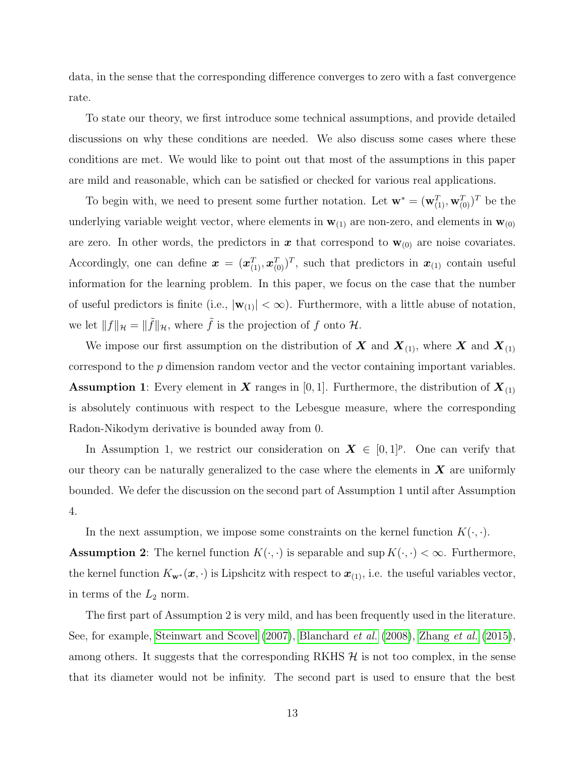data, in the sense that the corresponding difference converges to zero with a fast convergence rate.

To state our theory, we first introduce some technical assumptions, and provide detailed discussions on why these conditions are needed. We also discuss some cases where these conditions are met. We would like to point out that most of the assumptions in this paper are mild and reasonable, which can be satisfied or checked for various real applications.

To begin with, we need to present some further notation. Let $\mathbf{w}^* = (\mathbf{w}_{(1)}^T, \mathbf{w}_{(0)}^T)^T$ be the underlying variable weight vector, where elements in $\mathbf{w}_{(1)}$ are non-zero, and elements in $\mathbf{w}_{(0)}$ are zero. In other words, the predictors in $\boldsymbol{x}$ that correspond to $\mathbf{w}_{(0)}$ are noise covariates. Accordingly, one can define $\boldsymbol{x} = (\boldsymbol{x}_{(1)}^T, \boldsymbol{x}_{(0)}^T)^T$, such that predictors in $\boldsymbol{x}_{(1)}$ contain useful information for the learning problem. In this paper, we focus on the case that the number of useful predictors is finite (i.e., $|\mathbf{w}_{(1)}| < \infty$). Furthermore, with a little abuse of notation, we let $\|f\|_{\mathcal{H}} = \|\tilde{f}\|_{\mathcal{H}}$, where $\tilde{f}$ is the projection of $f$ onto $\mathcal{H}$.

We impose our first assumption on the distribution of $\boldsymbol{X}$ and $\boldsymbol{X}_{(1)}$, where $\boldsymbol{X}$ and $\boldsymbol{X}_{(1)}$ correspond to the $p$ dimension random vector and the vector containing important variables.

**Assumption 1**: Every element in $\boldsymbol{X}$ ranges in $[0, 1]$. Furthermore, the distribution of $\boldsymbol{X}_{(1)}$ is absolutely continuous with respect to the Lebesgue measure, where the corresponding Radon-Nikodym derivative is bounded away from 0.

In Assumption 1, we restrict our consideration on $\boldsymbol{X} \in [0, 1]^p$. One can verify that our theory can be naturally generalized to the case where the elements in $\boldsymbol{X}$ are uniformly bounded. We defer the discussion on the second part of Assumption 1 until after Assumption 4.

In the next assumption, we impose some constraints on the kernel function $K(\cdot, \cdot)$.

**Assumption 2**: The kernel function $K(\cdot, \cdot)$ is separable and $\sup K(\cdot, \cdot) < \infty$. Furthermore, the kernel function $K_{\mathbf{w}^*}(\boldsymbol{x}, \cdot)$ is Lipshcitz with respect to $\boldsymbol{x}_{(1)}$, i.e. the useful variables vector, in terms of the $L_2$ norm.

The first part of Assumption 2 is very mild, and has been frequently used in the literature. See, for example, Steinwart and Scovel (2007), Blanchard *et al.* (2008), Zhang *et al.* (2015), among others. It suggests that the corresponding RKHS $\mathcal{H}$ is not too complex, in the sense that its diameter would not be infinity. The second part is used to ensure that the best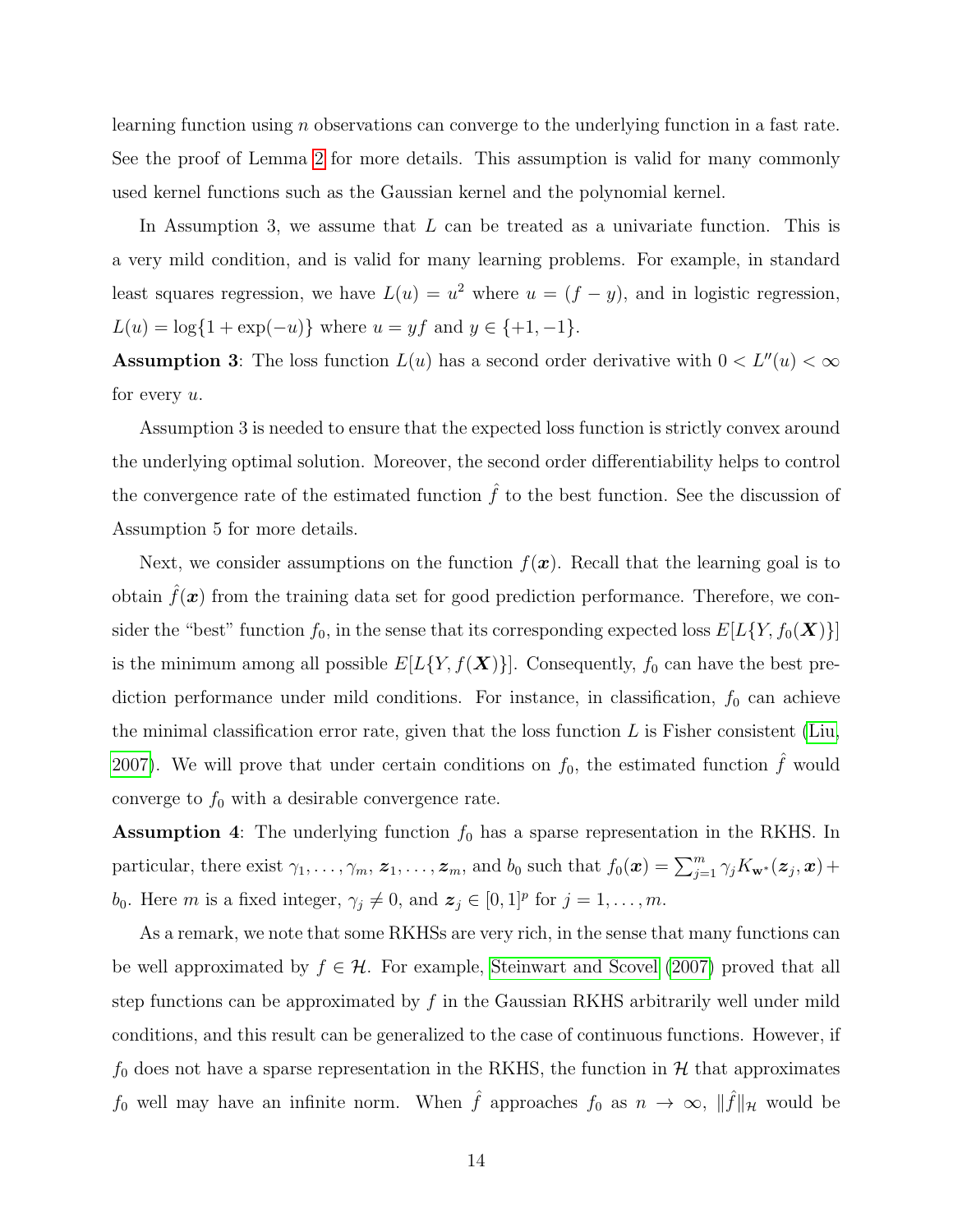learning function using $n$ observations can converge to the underlying function in a fast rate. See the proof of Lemma 2 for more details. This assumption is valid for many commonly used kernel functions such as the Gaussian kernel and the polynomial kernel.

In Assumption 3, we assume that $L$ can be treated as a univariate function. This is a very mild condition, and is valid for many learning problems. For example, in standard least squares regression, we have $L(u) = u^2$ where $u = (f - y)$, and in logistic regression, $L(u) = \log\{1 + \exp(-u)\}$ where $u = yf$ and $y \in \{+1, -1\}$.

**Assumption 3**: The loss function $L(u)$ has a second order derivative with $0 < L''(u) < \infty$ for every $u$.

Assumption 3 is needed to ensure that the expected loss function is strictly convex around the underlying optimal solution. Moreover, the second order differentiability helps to control the convergence rate of the estimated function $\hat{f}$ to the best function. See the discussion of Assumption 5 for more details.

Next, we consider assumptions on the function $f(\boldsymbol{x})$. Recall that the learning goal is to obtain $\hat{f}(\boldsymbol{x})$ from the training data set for good prediction performance. Therefore, we consider the "best" function $f_0$, in the sense that its corresponding expected loss $E[L\{Y, f_0(\boldsymbol{X})\}]$ is the minimum among all possible $E[L\{Y, f(\boldsymbol{X})\}]$. Consequently, $f_0$ can have the best prediction performance under mild conditions. For instance, in classification, $f_0$ can achieve the minimal classification error rate, given that the loss function $L$ is Fisher consistent (Liu, 2007). We will prove that under certain conditions on $f_0$, the estimated function $\hat{f}$ would converge to $f_0$ with a desirable convergence rate.

**Assumption 4**: The underlying function $f_0$ has a sparse representation in the RKHS. In particular, there exist $\gamma_1, \ldots, \gamma_m$, $\boldsymbol{z}_1, \ldots, \boldsymbol{z}_m$, and $b_0$ such that $f_0(\boldsymbol{x}) = \sum_{j=1}^{m} \gamma_j K_{\mathbf{w}^*}(\boldsymbol{z}_j, \boldsymbol{x}) + b_0$. Here $m$ is a fixed integer, $\gamma_j \neq 0$, and $\boldsymbol{z}_j \in [0, 1]^p$ for $j = 1, \ldots, m$.

As a remark, we note that some RKHSs are very rich, in the sense that many functions can be well approximated by $f \in \mathcal{H}$. For example, Steinwart and Scovel (2007) proved that all step functions can be approximated by $f$ in the Gaussian RKHS arbitrarily well under mild conditions, and this result can be generalized to the case of continuous functions. However, if $f_0$ does not have a sparse representation in the RKHS, the function in $\mathcal{H}$ that approximates $f_0$ well may have an infinite norm. When $\hat{f}$ approaches $f_0$ as $n \to \infty$, $\|\hat{f}\|_{\mathcal{H}}$ would be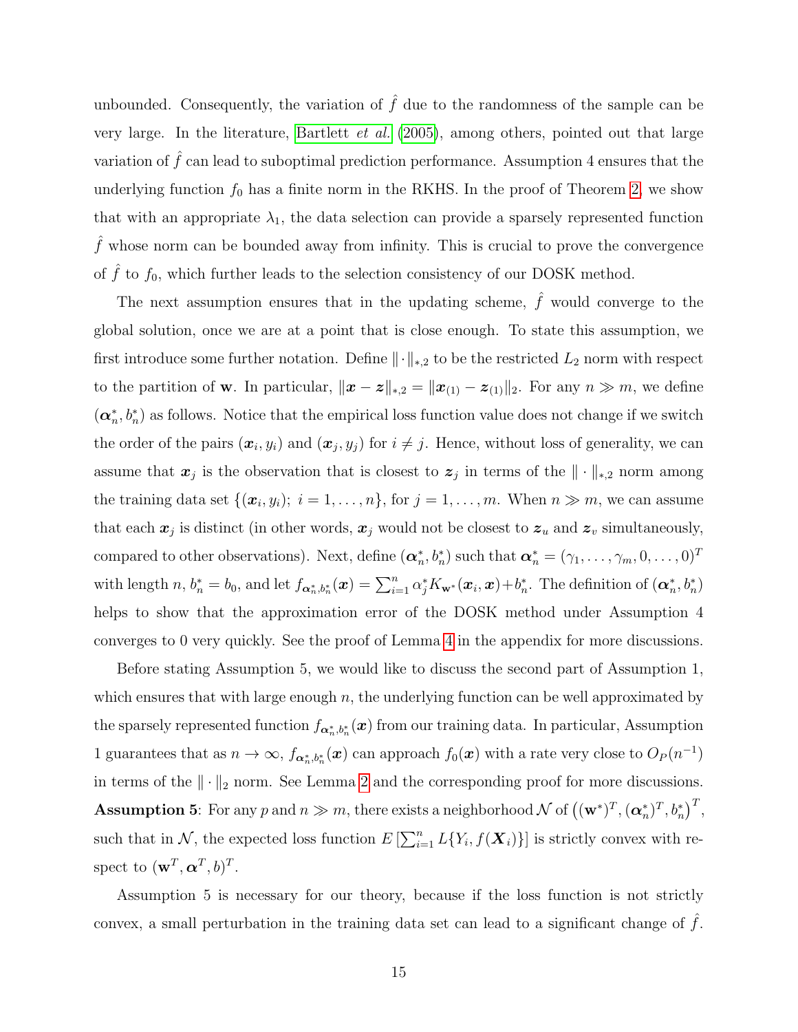unbounded. Consequently, the variation of $\hat{f}$ due to the randomness of the sample can be very large. In the literature, Bartlett *et al.* (2005), among others, pointed out that large variation of $\hat{f}$ can lead to suboptimal prediction performance. Assumption 4 ensures that the underlying function $f_0$ has a finite norm in the RKHS. In the proof of Theorem 2, we show that with an appropriate $\lambda_1$, the data selection can provide a sparsely represented function $\hat{f}$ whose norm can be bounded away from infinity. This is crucial to prove the convergence of $\hat{f}$ to $f_0$, which further leads to the selection consistency of our DOSK method.

The next assumption ensures that in the updating scheme, $\hat{f}$ would converge to the global solution, once we are at a point that is close enough. To state this assumption, we first introduce some further notation. Define $\|\cdot\|_{*,2}$ to be the restricted $L_2$ norm with respect to the partition of $\mathbf{w}$. In particular, $\|\boldsymbol{x}-\boldsymbol{z}\|_{*,2} = \|\boldsymbol{x}_{(1)} - \boldsymbol{z}_{(1)}\|_2$. For any $n \gg m$, we define $(\boldsymbol{\alpha}_n^*, b_n^*)$ as follows. Notice that the empirical loss function value does not change if we switch the order of the pairs $(\boldsymbol{x}_i, y_i)$ and $(\boldsymbol{x}_j, y_j)$ for $i \neq j$. Hence, without loss of generality, we can assume that $\boldsymbol{x}_j$ is the observation that is closest to $\boldsymbol{z}_j$ in terms of the $\|\cdot\|_{*,2}$ norm among the training data set $\{(\boldsymbol{x}_i, y_i);\ i = 1, \ldots, n\}$, for $j = 1, \ldots, m$. When $n \gg m$, we can assume that each $\boldsymbol{x}_j$ is distinct (in other words, $\boldsymbol{x}_j$ would not be closest to $\boldsymbol{z}_u$ and $\boldsymbol{z}_v$ simultaneously, compared to other observations). Next, define $(\boldsymbol{\alpha}_n^*, b_n^*)$ such that $\boldsymbol{\alpha}_n^* = (\gamma_1, \ldots, \gamma_m, 0, \ldots, 0)^T$ with length $n$, $b_n^* = b_0$, and let $f_{\boldsymbol{\alpha}_n^*, b_n^*}(\boldsymbol{x}) = \sum_{i=1}^n \alpha_j^* K_{\mathbf{w}^*}(\boldsymbol{x}_i, \boldsymbol{x}) + b_n^*$. The definition of $(\boldsymbol{\alpha}_n^*, b_n^*)$ helps to show that the approximation error of the DOSK method under Assumption 4 converges to 0 very quickly. See the proof of Lemma 4 in the appendix for more discussions.

Before stating Assumption 5, we would like to discuss the second part of Assumption 1, which ensures that with large enough $n$, the underlying function can be well approximated by the sparsely represented function $f_{\boldsymbol{\alpha}_n^*, b_n^*}(\boldsymbol{x})$ from our training data. In particular, Assumption 1 guarantees that as $n \to \infty$, $f_{\boldsymbol{\alpha}_n^*, b_n^*}(\boldsymbol{x})$ can approach $f_0(\boldsymbol{x})$ with a rate very close to $O_P(n^{-1})$ in terms of the $\|\cdot\|_2$ norm. See Lemma 2 and the corresponding proof for more discussions.

**Assumption 5**: For any $p$ and $n \gg m$, there exists a neighborhood $\mathcal{N}$ of $\left((\mathbf{w}^*)^T, (\boldsymbol{\alpha}_n^*)^T, b_n^*\right)^T$, such that in $\mathcal{N}$, the expected loss function $E\left[\sum_{i=1}^n L\{Y_i, f(\boldsymbol{X}_i)\}\right]$ is strictly convex with respect to $(\mathbf{w}^T, \boldsymbol{\alpha}^T, b)^T$.

Assumption 5 is necessary for our theory, because if the loss function is not strictly convex, a small perturbation in the training data set can lead to a significant change of $\hat{f}$.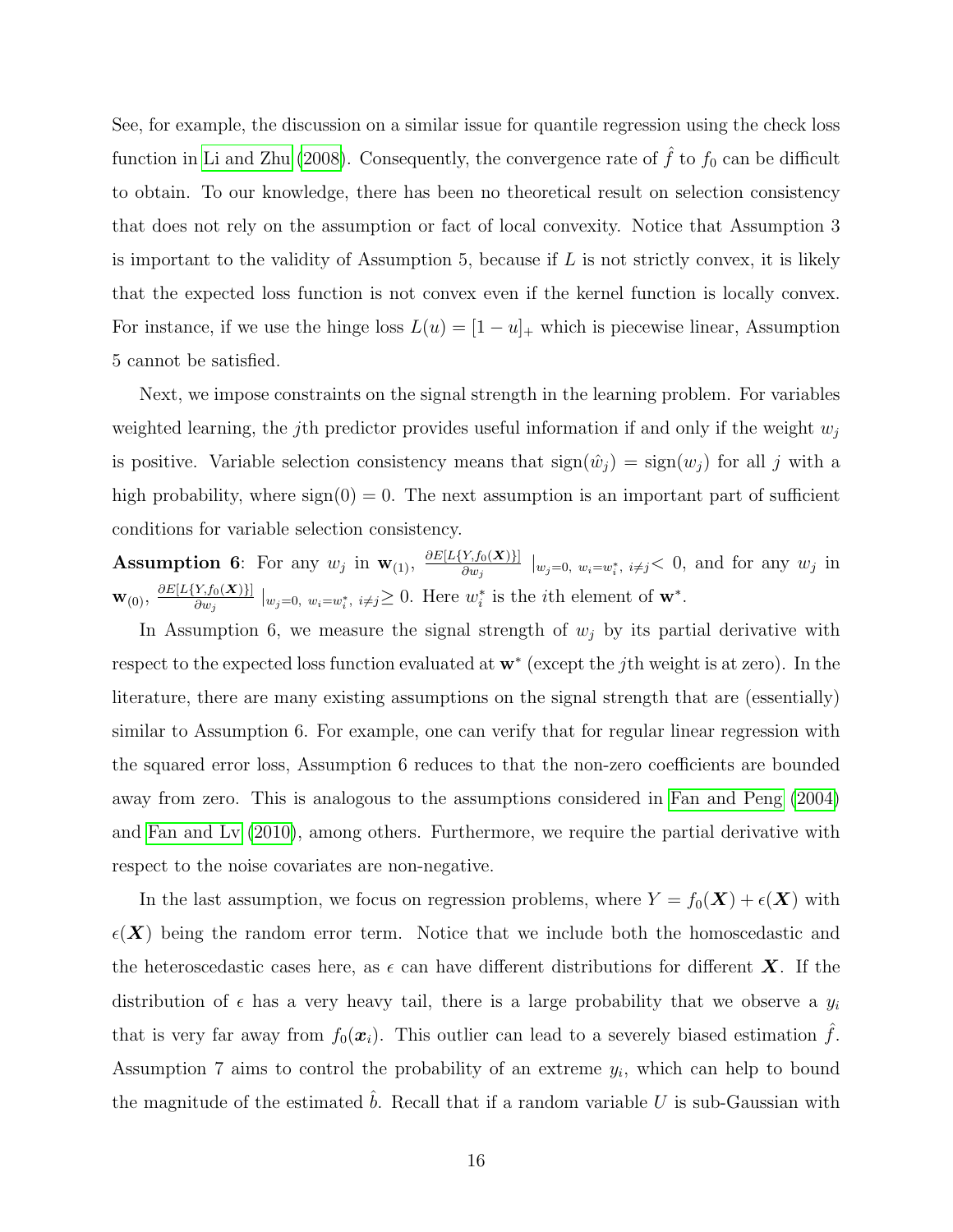See, for example, the discussion on a similar issue for quantile regression using the check loss function in Li and Zhu (2008). Consequently, the convergence rate of $\hat{f}$ to $f_0$ can be difficult to obtain. To our knowledge, there has been no theoretical result on selection consistency that does not rely on the assumption or fact of local convexity. Notice that Assumption 3 is important to the validity of Assumption 5, because if $L$ is not strictly convex, it is likely that the expected loss function is not convex even if the kernel function is locally convex. For instance, if we use the hinge loss $L(u) = [1-u]_+$ which is piecewise linear, Assumption 5 cannot be satisfied.

Next, we impose constraints on the signal strength in the learning problem. For variables weighted learning, the $j$th predictor provides useful information if and only if the weight $w_j$ is positive. Variable selection consistency means that $\text{sign}(\hat{w}_j) = \text{sign}(w_j)$ for all $j$ with a high probability, where $\text{sign}(0) = 0$. The next assumption is an important part of sufficient conditions for variable selection consistency.

**Assumption 6**: For any $w_j$ in $\mathbf{w}_{(1)}$, $\frac{\partial E[L\{Y, f_0(\boldsymbol{X})\}]}{\partial w_j} \mid_{w_j=0,\ w_i=w_i^*,\ i\neq j} < 0$, and for any $w_j$ in $\mathbf{w}_{(0)}$, $\frac{\partial E[L\{Y, f_0(\boldsymbol{X})\}]}{\partial w_j} \mid_{w_j=0,\ w_i=w_i^*,\ i\neq j} \geq 0$. Here $w_i^*$ is the $i$th element of $\mathbf{w}^*$.

In Assumption 6, we measure the signal strength of $w_j$ by its partial derivative with respect to the expected loss function evaluated at $\mathbf{w}^*$ (except the $j$th weight is at zero). In the literature, there are many existing assumptions on the signal strength that are (essentially) similar to Assumption 6. For example, one can verify that for regular linear regression with the squared error loss, Assumption 6 reduces to that the non-zero coefficients are bounded away from zero. This is analogous to the assumptions considered in Fan and Peng (2004) and Fan and Lv (2010), among others. Furthermore, we require the partial derivative with respect to the noise covariates are non-negative.

In the last assumption, we focus on regression problems, where $Y = f_0(\boldsymbol{X}) + \epsilon(\boldsymbol{X})$ with $\epsilon(\boldsymbol{X})$ being the random error term. Notice that we include both the homoscedastic and the heteroscedastic cases here, as $\epsilon$ can have different distributions for different $\boldsymbol{X}$. If the distribution of $\epsilon$ has a very heavy tail, there is a large probability that we observe a $y_i$ that is very far away from $f_0(\boldsymbol{x}_i)$. This outlier can lead to a severely biased estimation $\hat{f}$. Assumption 7 aims to control the probability of an extreme $y_i$, which can help to bound the magnitude of the estimated $\hat{b}$. Recall that if a random variable $U$ is sub-Gaussian with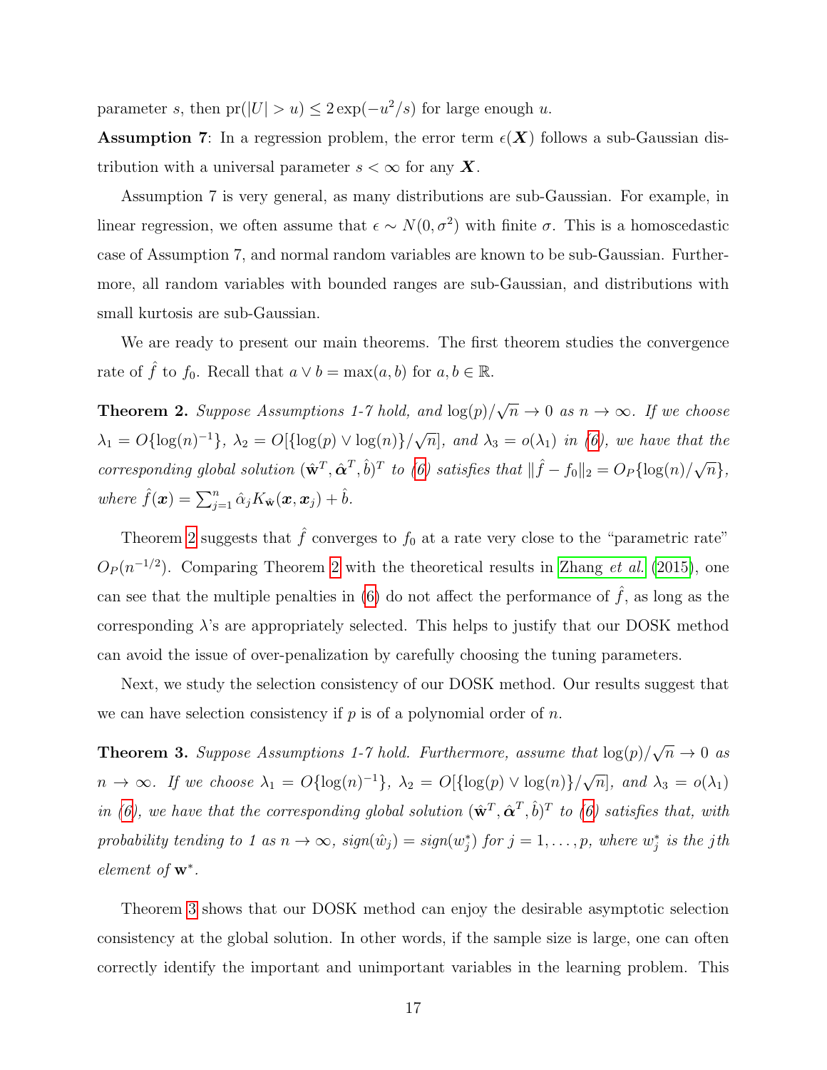parameter $s$, then $\text{pr}(|U| > u) \leq 2\exp(-u^2/s)$ for large enough $u$.

**Assumption 7**: In a regression problem, the error term $\epsilon(\boldsymbol{X})$ follows a sub-Gaussian distribution with a universal parameter $s < \infty$ for any $\boldsymbol{X}$.

Assumption 7 is very general, as many distributions are sub-Gaussian. For example, in linear regression, we often assume that $\epsilon \sim N(0, \sigma^2)$ with finite $\sigma$. This is a homoscedastic case of Assumption 7, and normal random variables are known to be sub-Gaussian. Furthermore, all random variables with bounded ranges are sub-Gaussian, and distributions with small kurtosis are sub-Gaussian.

We are ready to present our main theorems. The first theorem studies the convergence rate of $\hat{f}$ to $f_0$. Recall that $a \vee b = \max(a, b)$ for $a, b \in \mathbb{R}$.

**Theorem 2.** *Suppose Assumptions 1-7 hold, and $\log(p)/\sqrt{n} \to 0$ as $n \to \infty$. If we choose $\lambda_1 = O\{\log(n)^{-1}\}$, $\lambda_2 = O[\{\log(p) \vee \log(n)\}/\sqrt{n}]$, and $\lambda_3 = o(\lambda_1)$ in (6), we have that the corresponding global solution $(\hat{\mathbf{w}}^T, \hat{\boldsymbol{\alpha}}^T, \hat{b})^T$ to (6) satisfies that $\|\hat{f} - f_0\|_2 = O_P\{\log(n)/\sqrt{n}\}$, where $\hat{f}(\boldsymbol{x}) = \sum_{j=1}^n \hat{\alpha}_j K_{\hat{\mathbf{w}}}(\boldsymbol{x}, \boldsymbol{x}_j) + \hat{b}$.*

Theorem 2 suggests that $\hat{f}$ converges to $f_0$ at a rate very close to the "parametric rate" $O_P(n^{-1/2})$. Comparing Theorem 2 with the theoretical results in Zhang *et al.* (2015), one can see that the multiple penalties in (6) do not affect the performance of $\hat{f}$, as long as the corresponding $\lambda$'s are appropriately selected. This helps to justify that our DOSK method can avoid the issue of over-penalization by carefully choosing the tuning parameters.

Next, we study the selection consistency of our DOSK method. Our results suggest that we can have selection consistency if $p$ is of a polynomial order of $n$.

**Theorem 3.** *Suppose Assumptions 1-7 hold. Furthermore, assume that $\log(p)/\sqrt{n} \to 0$ as $n \to \infty$. If we choose $\lambda_1 = O\{\log(n)^{-1}\}$, $\lambda_2 = O[\{\log(p) \vee \log(n)\}/\sqrt{n}]$, and $\lambda_3 = o(\lambda_1)$ in (6), we have that the corresponding global solution $(\hat{\mathbf{w}}^T, \hat{\boldsymbol{\alpha}}^T, \hat{b})^T$ to (6) satisfies that, with probability tending to 1 as $n \to \infty$, $sign(\hat{w}_j) = sign(w_j^*)$ for $j = 1, \ldots, p$, where $w_j^*$ is the $j$th element of $\mathbf{w}^*$.*

Theorem 3 shows that our DOSK method can enjoy the desirable asymptotic selection consistency at the global solution. In other words, if the sample size is large, one can often correctly identify the important and unimportant variables in the learning problem. This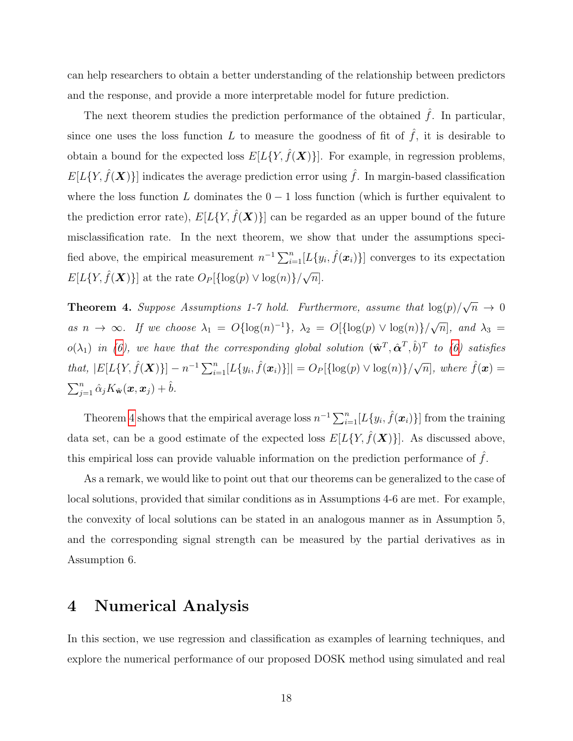can help researchers to obtain a better understanding of the relationship between predictors and the response, and provide a more interpretable model for future prediction.

The next theorem studies the prediction performance of the obtained $\hat{f}$. In particular, since one uses the loss function $L$ to measure the goodness of fit of $\hat{f}$, it is desirable to obtain a bound for the expected loss $E[L\{Y, \hat{f}(\boldsymbol{X})\}]$. For example, in regression problems, $E[L\{Y, \hat{f}(\boldsymbol{X})\}]$ indicates the average prediction error using $\hat{f}$. In margin-based classification where the loss function $L$ dominates the $0-1$ loss function (which is further equivalent to the prediction error rate), $E[L\{Y, \hat{f}(\boldsymbol{X})\}]$ can be regarded as an upper bound of the future misclassification rate. In the next theorem, we show that under the assumptions specified above, the empirical measurement $n^{-1}\sum_{i=1}^{n}[L\{y_i, \hat{f}(\boldsymbol{x}_i)\}]$ converges to its expectation $E[L\{Y, \hat{f}(\boldsymbol{X})\}]$ at the rate $O_P[\{\log(p) \vee \log(n)\}/\sqrt{n}]$.

**Theorem 4.** *Suppose Assumptions 1-7 hold. Furthermore, assume that $\log(p)/\sqrt{n} \to 0$ as $n \to \infty$. If we choose $\lambda_1 = O\{\log(n)^{-1}\}$, $\lambda_2 = O[\{\log(p) \vee \log(n)\}/\sqrt{n}]$, and $\lambda_3 = o(\lambda_1)$ in (6), we have that the corresponding global solution $(\hat{\mathbf{w}}^T, \hat{\boldsymbol{\alpha}}^T, \hat{b})^T$ to (6) satisfies that, $|E[L\{Y, \hat{f}(\boldsymbol{X})\}] - n^{-1}\sum_{i=1}^{n}[L\{y_i, \hat{f}(\boldsymbol{x}_i)\}]| = O_P[\{\log(p) \vee \log(n)\}/\sqrt{n}]$, where $\hat{f}(\boldsymbol{x}) = \sum_{j=1}^{n}\hat{\alpha}_j K_{\hat{\mathbf{w}}}(\boldsymbol{x}, \boldsymbol{x}_j) + \hat{b}$.*

Theorem 4 shows that the empirical average loss $n^{-1}\sum_{i=1}^{n}[L\{y_i, \hat{f}(\boldsymbol{x}_i)\}]$ from the training data set, can be a good estimate of the expected loss $E[L\{Y, \hat{f}(\boldsymbol{X})\}]$. As discussed above, this empirical loss can provide valuable information on the prediction performance of $\hat{f}$.

As a remark, we would like to point out that our theorems can be generalized to the case of local solutions, provided that similar conditions as in Assumptions 4-6 are met. For example, the convexity of local solutions can be stated in an analogous manner as in Assumption 5, and the corresponding signal strength can be measured by the partial derivatives as in Assumption 6.

# 4 Numerical Analysis

In this section, we use regression and classification as examples of learning techniques, and explore the numerical performance of our proposed DOSK method using simulated and real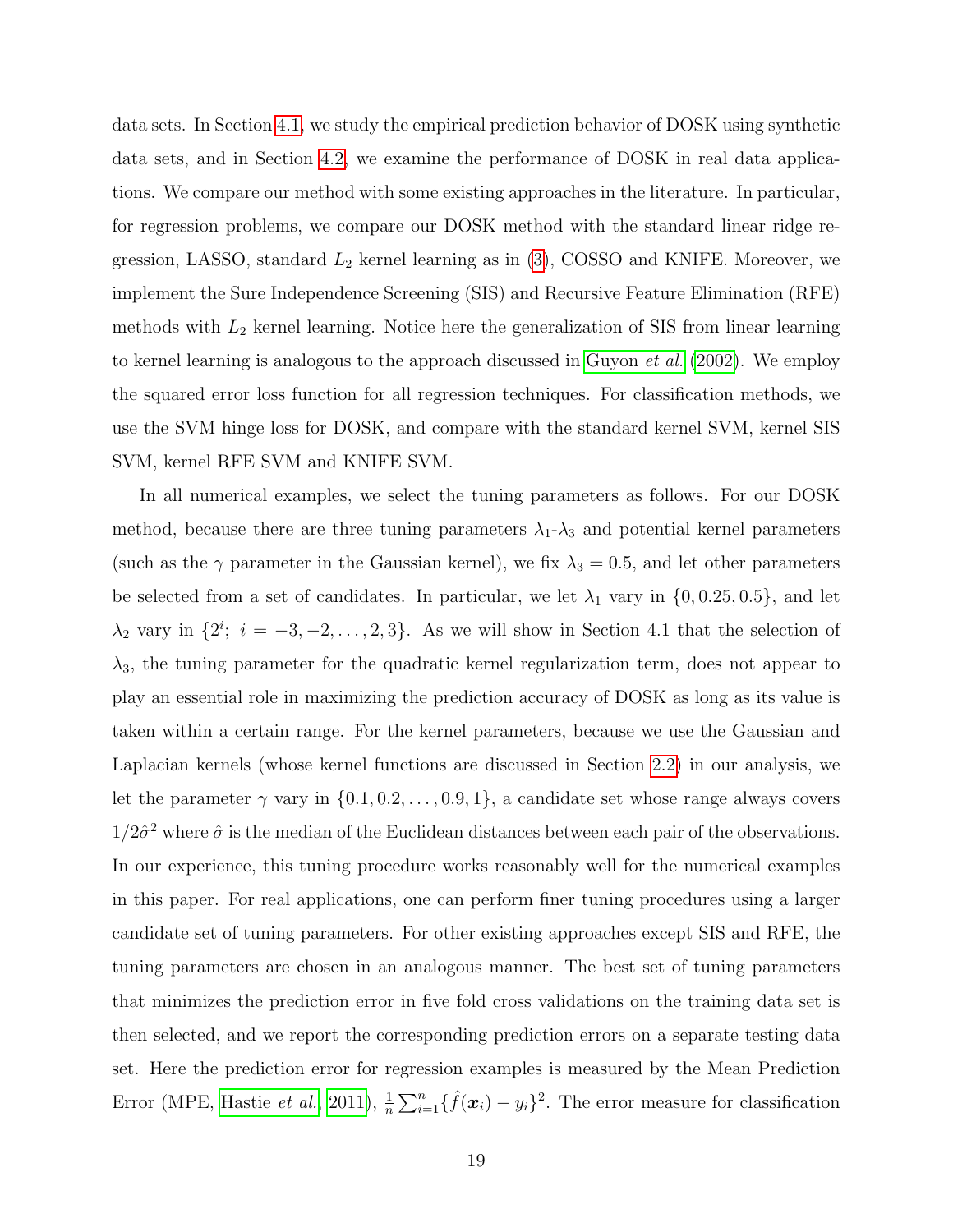data sets. In Section 4.1, we study the empirical prediction behavior of DOSK using synthetic data sets, and in Section 4.2, we examine the performance of DOSK in real data applications. We compare our method with some existing approaches in the literature. In particular, for regression problems, we compare our DOSK method with the standard linear ridge regression, LASSO, standard $L_2$ kernel learning as in (3), COSSO and KNIFE. Moreover, we implement the Sure Independence Screening (SIS) and Recursive Feature Elimination (RFE) methods with $L_2$ kernel learning. Notice here the generalization of SIS from linear learning to kernel learning is analogous to the approach discussed in Guyon *et al.* (2002). We employ the squared error loss function for all regression techniques. For classification methods, we use the SVM hinge loss for DOSK, and compare with the standard kernel SVM, kernel SIS SVM, kernel RFE SVM and KNIFE SVM.

In all numerical examples, we select the tuning parameters as follows. For our DOSK method, because there are three tuning parameters $\lambda_1$-$\lambda_3$ and potential kernel parameters (such as the $\gamma$ parameter in the Gaussian kernel), we fix $\lambda_3 = 0.5$, and let other parameters be selected from a set of candidates. In particular, we let $\lambda_1$ vary in $\{0, 0.25, 0.5\}$, and let $\lambda_2$ vary in $\{2^i;\ i = -3, -2, \dots, 2, 3\}$. As we will show in Section 4.1 that the selection of $\lambda_3$, the tuning parameter for the quadratic kernel regularization term, does not appear to play an essential role in maximizing the prediction accuracy of DOSK as long as its value is taken within a certain range. For the kernel parameters, because we use the Gaussian and Laplacian kernels (whose kernel functions are discussed in Section 2.2) in our analysis, we let the parameter $\gamma$ vary in $\{0.1, 0.2, \dots, 0.9, 1\}$, a candidate set whose range always covers $1/2\hat{\sigma}^2$ where $\hat{\sigma}$ is the median of the Euclidean distances between each pair of the observations. In our experience, this tuning procedure works reasonably well for the numerical examples in this paper. For real applications, one can perform finer tuning procedures using a larger candidate set of tuning parameters. For other existing approaches except SIS and RFE, the tuning parameters are chosen in an analogous manner. The best set of tuning parameters that minimizes the prediction error in five fold cross validations on the training data set is then selected, and we report the corresponding prediction errors on a separate testing data set. Here the prediction error for regression examples is measured by the Mean Prediction Error (MPE, Hastie *et al.*, 2011), $\frac{1}{n}\sum_{i=1}^{n}\{\hat{f}(\boldsymbol{x}_i) - y_i\}^2$. The error measure for classification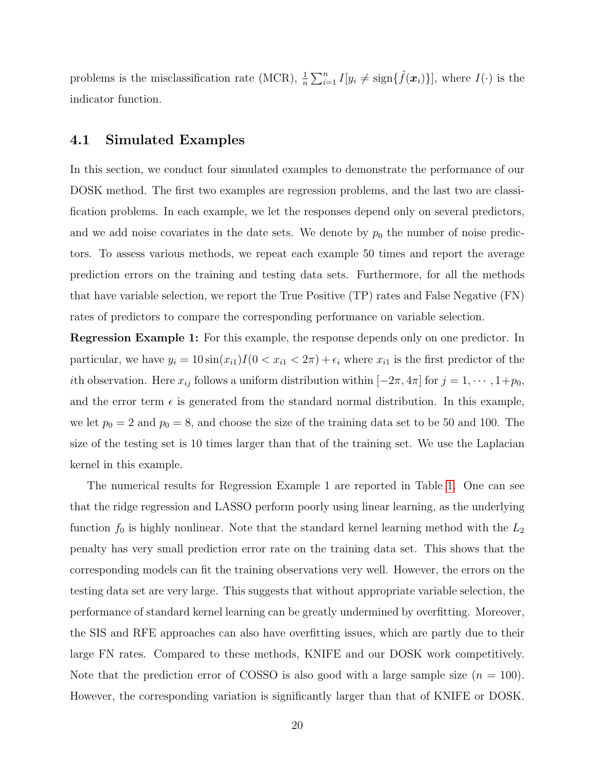problems is the misclassification rate (MCR), $\frac{1}{n}\sum_{i=1}^{n} I[y_i \neq \text{sign}\{\hat{f}(\boldsymbol{x}_i)\}]$, where $I(\cdot)$ is the indicator function.

## 4.1 Simulated Examples

In this section, we conduct four simulated examples to demonstrate the performance of our DOSK method. The first two examples are regression problems, and the last two are classification problems. In each example, we let the responses depend only on several predictors, and we add noise covariates in the date sets. We denote by $p_0$ the number of noise predictors. To assess various methods, we repeat each example 50 times and report the average prediction errors on the training and testing data sets. Furthermore, for all the methods that have variable selection, we report the True Positive (TP) rates and False Negative (FN) rates of predictors to compare the corresponding performance on variable selection.

**Regression Example 1:** For this example, the response depends only on one predictor. In particular, we have $y_i = 10\sin(x_{i1})I(0 < x_{i1} < 2\pi) + \epsilon_i$ where $x_{i1}$ is the first predictor of the $i$th observation. Here $x_{ij}$ follows a uniform distribution within $[-2\pi, 4\pi]$ for $j = 1, \cdots, 1+p_0$, and the error term $\epsilon$ is generated from the standard normal distribution. In this example, we let $p_0 = 2$ and $p_0 = 8$, and choose the size of the training data set to be 50 and 100. The size of the testing set is 10 times larger than that of the training set. We use the Laplacian kernel in this example.

The numerical results for Regression Example 1 are reported in Table 1. One can see that the ridge regression and LASSO perform poorly using linear learning, as the underlying function $f_0$ is highly nonlinear. Note that the standard kernel learning method with the $L_2$ penalty has very small prediction error rate on the training data set. This shows that the corresponding models can fit the training observations very well. However, the errors on the testing data set are very large. This suggests that without appropriate variable selection, the performance of standard kernel learning can be greatly undermined by overfitting. Moreover, the SIS and RFE approaches can also have overfitting issues, which are partly due to their large FN rates. Compared to these methods, KNIFE and our DOSK work competitively. Note that the prediction error of COSSO is also good with a large sample size ($n = 100$). However, the corresponding variation is significantly larger than that of KNIFE or DOSK.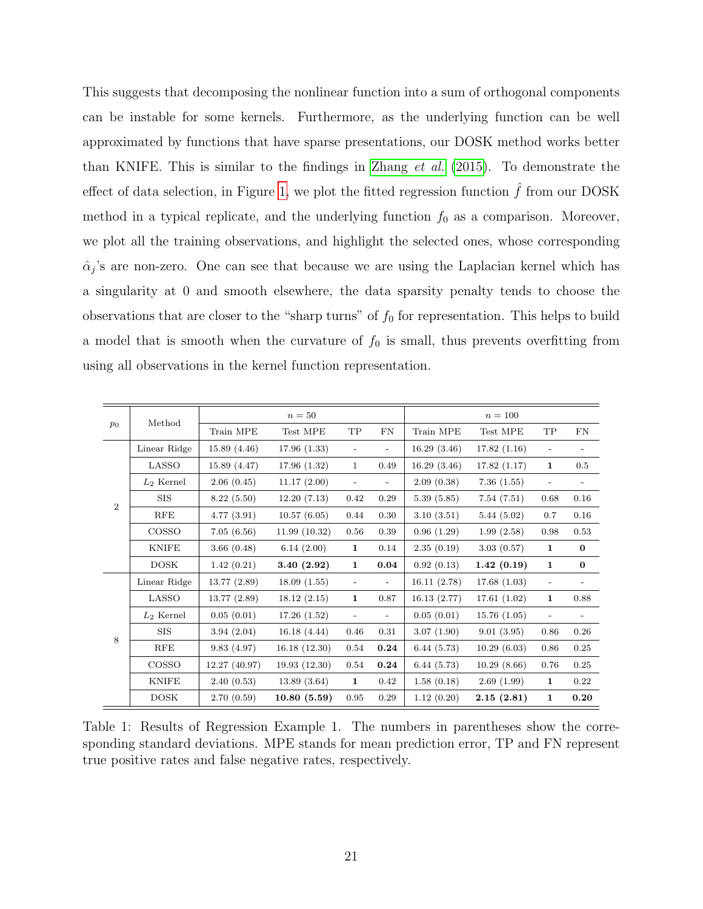This suggests that decomposing the nonlinear function into a sum of orthogonal components can be instable for some kernels. Furthermore, as the underlying function can be well approximated by functions that have sparse presentations, our DOSK method works better than KNIFE. This is similar to the findings in Zhang *et al.* (2015). To demonstrate the effect of data selection, in Figure 1, we plot the fitted regression function $\hat{f}$ from our DOSK method in a typical replicate, and the underlying function $f_0$ as a comparison. Moreover, we plot all the training observations, and highlight the selected ones, whose corresponding $\hat{\alpha}_j$'s are non-zero. One can see that because we are using the Laplacian kernel which has a singularity at 0 and smooth elsewhere, the data sparsity penalty tends to choose the observations that are closer to the "sharp turns" of $f_0$ for representation. This helps to build a model that is smooth when the curvature of $f_0$ is small, thus prevents overfitting from using all observations in the kernel function representation.

| $p_0$ | Method | $n = 50$ | | | | $n = 100$ | | | |
|---|---|---|---|---|---|---|---|---|---|
| | | Train MPE | Test MPE | TP | FN | Train MPE | Test MPE | TP | FN |
| 2 | Linear Ridge | 15.89 (4.46) | 17.96 (1.33) | - | - | 16.29 (3.46) | 17.82 (1.16) | - | - |
| | LASSO | 15.89 (4.47) | 17.96 (1.32) | 1 | 0.49 | 16.29 (3.46) | 17.82 (1.17) | **1** | 0.5 |
| | $L_2$ Kernel | 2.06 (0.45) | 11.17 (2.00) | - | - | 2.09 (0.38) | 7.36 (1.55) | - | - |
| | SIS | 8.22 (5.50) | 12.20 (7.13) | 0.42 | 0.29 | 5.39 (5.85) | 7.54 (7.51) | 0.68 | 0.16 |
| | RFE | 4.77 (3.91) | 10.57 (6.05) | 0.44 | 0.30 | 3.10 (3.51) | 5.44 (5.02) | 0.7 | 0.16 |
| | COSSO | 7.05 (6.56) | 11.99 (10.32) | 0.56 | 0.39 | 0.96 (1.29) | 1.99 (2.58) | 0.98 | 0.53 |
| | KNIFE | 3.66 (0.48) | 6.14 (2.00) | **1** | 0.14 | 2.35 (0.19) | 3.03 (0.57) | **1** | **0** |
| | DOSK | 1.42 (0.21) | **3.40 (2.92)** | **1** | **0.04** | 0.92 (0.13) | **1.42 (0.19)** | **1** | **0** |
| 8 | Linear Ridge | 13.77 (2.89) | 18.09 (1.55) | - | - | 16.11 (2.78) | 17.68 (1.03) | - | - |
| | LASSO | 13.77 (2.89) | 18.12 (2.15) | **1** | 0.87 | 16.13 (2.77) | 17.61 (1.02) | **1** | 0.88 |
| | $L_2$ Kernel | 0.05 (0.01) | 17.26 (1.52) | - | - | 0.05 (0.01) | 15.76 (1.05) | - | - |
| | SIS | 3.94 (2.04) | 16.18 (4.44) | 0.46 | 0.31 | 3.07 (1.90) | 9.01 (3.95) | 0.86 | 0.26 |
| | RFE | 9.83 (4.97) | 16.18 (12.30) | 0.54 | **0.24** | 6.44 (5.73) | 10.29 (6.03) | 0.86 | 0.25 |
| | COSSO | 12.27 (40.97) | 19.93 (12.30) | 0.54 | **0.24** | 6.44 (5.73) | 10.29 (8.66) | 0.76 | 0.25 |
| | KNIFE | 2.40 (0.53) | 13.89 (3.64) | **1** | 0.42 | 1.58 (0.18) | 2.69 (1.99) | **1** | 0.22 |
| | DOSK | 2.70 (0.59) | **10.80 (5.59)** | 0.95 | 0.29 | 1.12 (0.20) | **2.15 (2.81)** | **1** | **0.20** |

Table 1: Results of Regression Example 1. The numbers in parentheses show the corresponding standard deviations. MPE stands for mean prediction error, TP and FN represent true positive rates and false negative rates, respectively.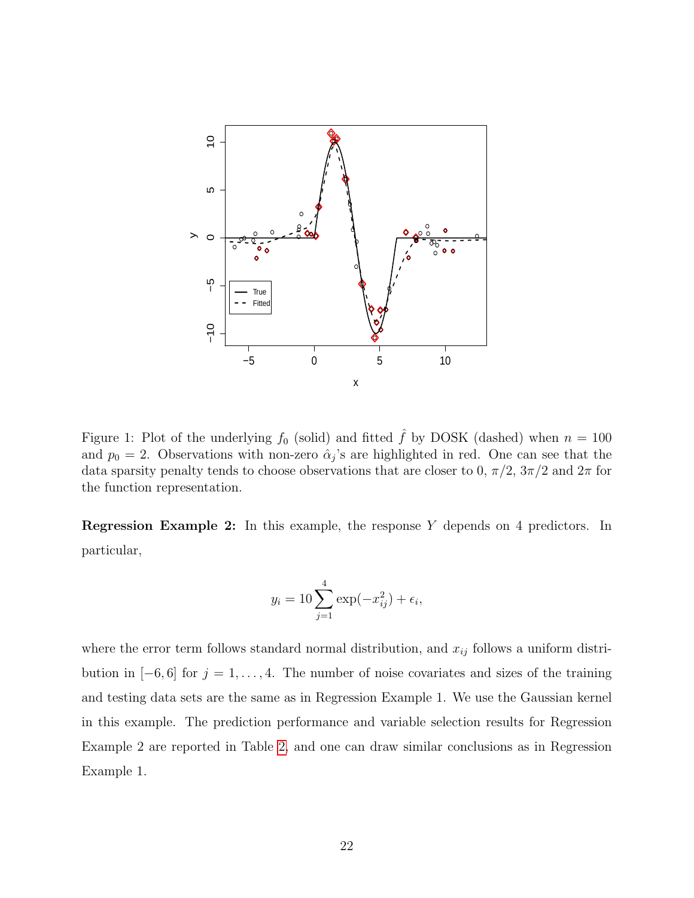Figure 1: Plot of the underlying $f_0$ (solid) and fitted $\hat{f}$ by DOSK (dashed) when $n = 100$ and $p_0 = 2$. Observations with non-zero $\hat{\alpha}_j$'s are highlighted in red. One can see that the data sparsity penalty tends to choose observations that are closer to 0, $\pi/2$, $3\pi/2$ and $2\pi$ for the function representation.

**Regression Example 2:** In this example, the response $Y$ depends on 4 predictors. In particular,

$$y_i = 10 \sum_{j=1}^{4} \exp(-x_{ij}^2) + \epsilon_i,$$

where the error term follows standard normal distribution, and $x_{ij}$ follows a uniform distribution in $[-6, 6]$ for $j = 1, \ldots, 4$. The number of noise covariates and sizes of the training and testing data sets are the same as in Regression Example 1. We use the Gaussian kernel in this example. The prediction performance and variable selection results for Regression Example 2 are reported in Table 2, and one can draw similar conclusions as in Regression Example 1.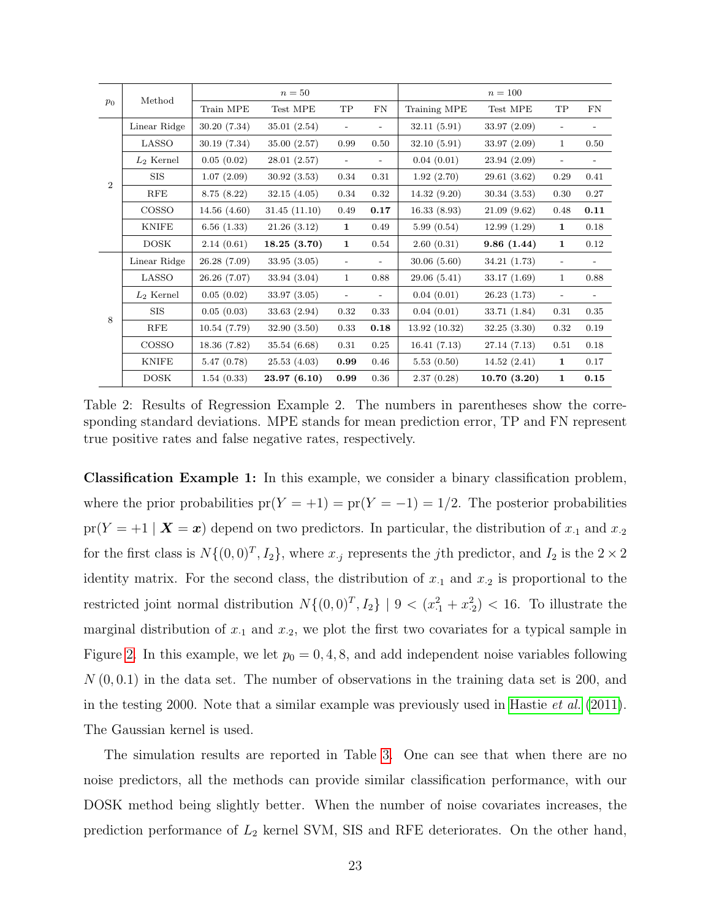| $p_0$ | Method | $n=50$ | | | | $n=100$ | | | |
|---|---|---|---|---|---|---|---|---|---|
| | | Train MPE | Test MPE | TP | FN | Training MPE | Test MPE | TP | FN |
| 2 | Linear Ridge | 30.20 (7.34) | 35.01 (2.54) | - | - | 32.11 (5.91) | 33.97 (2.09) | - | - |
| | LASSO | 30.19 (7.34) | 35.00 (2.57) | 0.99 | 0.50 | 32.10 (5.91) | 33.97 (2.09) | 1 | 0.50 |
| | $L_2$ Kernel | 0.05 (0.02) | 28.01 (2.57) | - | - | 0.04 (0.01) | 23.94 (2.09) | - | - |
| | SIS | 1.07 (2.09) | 30.92 (3.53) | 0.34 | 0.31 | 1.92 (2.70) | 29.61 (3.62) | 0.29 | 0.41 |
| | RFE | 8.75 (8.22) | 32.15 (4.05) | 0.34 | 0.32 | 14.32 (9.20) | 30.34 (3.53) | 0.30 | 0.27 |
| | COSSO | 14.56 (4.60) | 31.45 (11.10) | 0.49 | **0.17** | 16.33 (8.93) | 21.09 (9.62) | 0.48 | **0.11** |
| | KNIFE | 6.56 (1.33) | 21.26 (3.12) | **1** | 0.49 | 5.99 (0.54) | 12.99 (1.29) | **1** | 0.18 |
| | DOSK | 2.14 (0.61) | **18.25 (3.70)** | **1** | 0.54 | 2.60 (0.31) | **9.86 (1.44)** | **1** | 0.12 |
| 8 | Linear Ridge | 26.28 (7.09) | 33.95 (3.05) | - | - | 30.06 (5.60) | 34.21 (1.73) | - | - |
| | LASSO | 26.26 (7.07) | 33.94 (3.04) | 1 | 0.88 | 29.06 (5.41) | 33.17 (1.69) | 1 | 0.88 |
| | $L_2$ Kernel | 0.05 (0.02) | 33.97 (3.05) | - | - | 0.04 (0.01) | 26.23 (1.73) | - | - |
| | SIS | 0.05 (0.03) | 33.63 (2.94) | 0.32 | 0.33 | 0.04 (0.01) | 33.71 (1.84) | 0.31 | 0.35 |
| | RFE | 10.54 (7.79) | 32.90 (3.50) | 0.33 | **0.18** | 13.92 (10.32) | 32.25 (3.30) | 0.32 | 0.19 |
| | COSSO | 18.36 (7.82) | 35.54 (6.68) | 0.31 | 0.25 | 16.41 (7.13) | 27.14 (7.13) | 0.51 | 0.18 |
| | KNIFE | 5.47 (0.78) | 25.53 (4.03) | **0.99** | 0.46 | 5.53 (0.50) | 14.52 (2.41) | **1** | 0.17 |
| | DOSK | 1.54 (0.33) | **23.97 (6.10)** | **0.99** | 0.36 | 2.37 (0.28) | **10.70 (3.20)** | **1** | **0.15** |

Table 2: Results of Regression Example 2. The numbers in parentheses show the corresponding standard deviations. MPE stands for mean prediction error, TP and FN represent true positive rates and false negative rates, respectively.

**Classification Example 1:** In this example, we consider a binary classification problem, where the prior probabilities $\text{pr}(Y=+1) = \text{pr}(Y=-1) = 1/2$. The posterior probabilities $\text{pr}(Y=+1 \mid \boldsymbol{X}=\boldsymbol{x})$ depend on two predictors. In particular, the distribution of $x_{\cdot 1}$ and $x_{\cdot 2}$ for the first class is $N\{(0,0)^T, I_2\}$, where $x_{\cdot j}$ represents the $j$th predictor, and $I_2$ is the $2\times 2$ identity matrix. For the second class, the distribution of $x_{\cdot 1}$ and $x_{\cdot 2}$ is proportional to the restricted joint normal distribution $N\{(0,0)^T, I_2\} \mid 9 < (x_{\cdot 1}^2 + x_{\cdot 2}^2) < 16$. To illustrate the marginal distribution of $x_{\cdot 1}$ and $x_{\cdot 2}$, we plot the first two covariates for a typical sample in Figure 2. In this example, we let $p_0 = 0, 4, 8$, and add independent noise variables following $N(0, 0.1)$ in the data set. The number of observations in the training data set is 200, and in the testing 2000. Note that a similar example was previously used in Hastie *et al.* (2011). The Gaussian kernel is used.

The simulation results are reported in Table 3. One can see that when there are no noise predictors, all the methods can provide similar classification performance, with our DOSK method being slightly better. When the number of noise covariates increases, the prediction performance of $L_2$ kernel SVM, SIS and RFE deteriorates. On the other hand,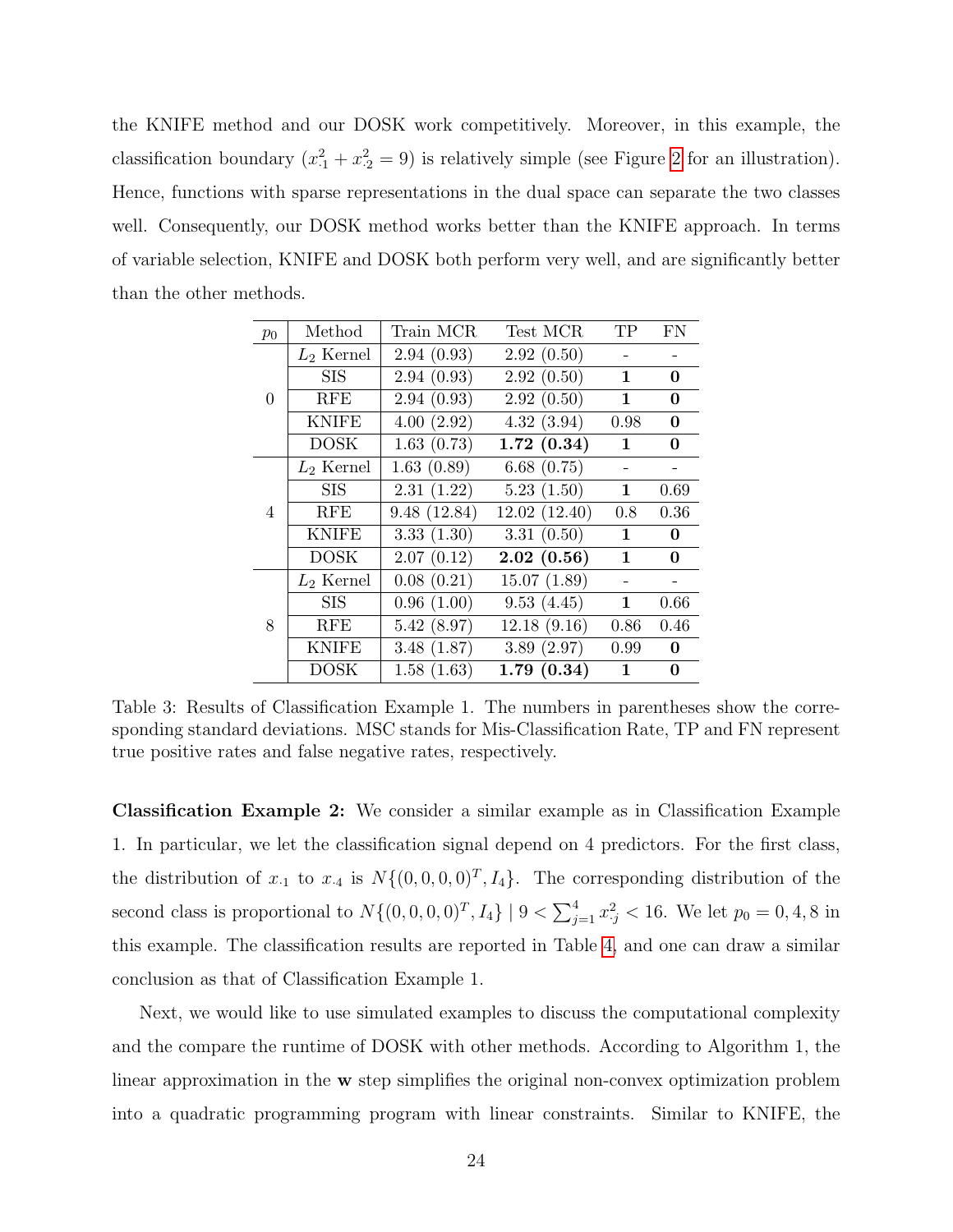the KNIFE method and our DOSK work competitively. Moreover, in this example, the classification boundary ($x_{\cdot 1}^2 + x_{\cdot 2}^2 = 9$) is relatively simple (see Figure 2 for an illustration). Hence, functions with sparse representations in the dual space can separate the two classes well. Consequently, our DOSK method works better than the KNIFE approach. In terms of variable selection, KNIFE and DOSK both perform very well, and are significantly better than the other methods.

| $p_0$ | Method | Train MCR | Test MCR | TP | FN |
|---|---|---|---|---|---|
| 0 | $L_2$ Kernel | 2.94 (0.93) | 2.92 (0.50) | - | - |
| | SIS | 2.94 (0.93) | 2.92 (0.50) | **1** | **0** |
| | RFE | 2.94 (0.93) | 2.92 (0.50) | **1** | **0** |
| | KNIFE | 4.00 (2.92) | 4.32 (3.94) | 0.98 | **0** |
| | DOSK | 1.63 (0.73) | **1.72 (0.34)** | **1** | **0** |
| 4 | $L_2$ Kernel | 1.63 (0.89) | 6.68 (0.75) | - | - |
| | SIS | 2.31 (1.22) | 5.23 (1.50) | **1** | 0.69 |
| | RFE | 9.48 (12.84) | 12.02 (12.40) | 0.8 | 0.36 |
| | KNIFE | 3.33 (1.30) | 3.31 (0.50) | **1** | **0** |
| | DOSK | 2.07 (0.12) | **2.02 (0.56)** | **1** | **0** |
| 8 | $L_2$ Kernel | 0.08 (0.21) | 15.07 (1.89) | - | - |
| | SIS | 0.96 (1.00) | 9.53 (4.45) | **1** | 0.66 |
| | RFE | 5.42 (8.97) | 12.18 (9.16) | 0.86 | 0.46 |
| | KNIFE | 3.48 (1.87) | 3.89 (2.97) | 0.99 | **0** |
| | DOSK | 1.58 (1.63) | **1.79 (0.34)** | **1** | **0** |

Table 3: Results of Classification Example 1. The numbers in parentheses show the corresponding standard deviations. MSC stands for Mis-Classification Rate, TP and FN represent true positive rates and false negative rates, respectively.

**Classification Example 2:** We consider a similar example as in Classification Example 1. In particular, we let the classification signal depend on 4 predictors. For the first class, the distribution of $x_{\cdot 1}$ to $x_{\cdot 4}$ is $N\{(0, 0, 0, 0)^T, I_4\}$. The corresponding distribution of the second class is proportional to $N\{(0, 0, 0, 0)^T, I_4\} \mid 9 < \sum_{j=1}^{4} x_{\cdot j}^2 < 16$. We let $p_0 = 0, 4, 8$ in this example. The classification results are reported in Table 4, and one can draw a similar conclusion as that of Classification Example 1.

Next, we would like to use simulated examples to discuss the computational complexity and the compare the runtime of DOSK with other methods. According to Algorithm 1, the linear approximation in the $\mathbf{w}$ step simplifies the original non-convex optimization problem into a quadratic programming program with linear constraints. Similar to KNIFE, the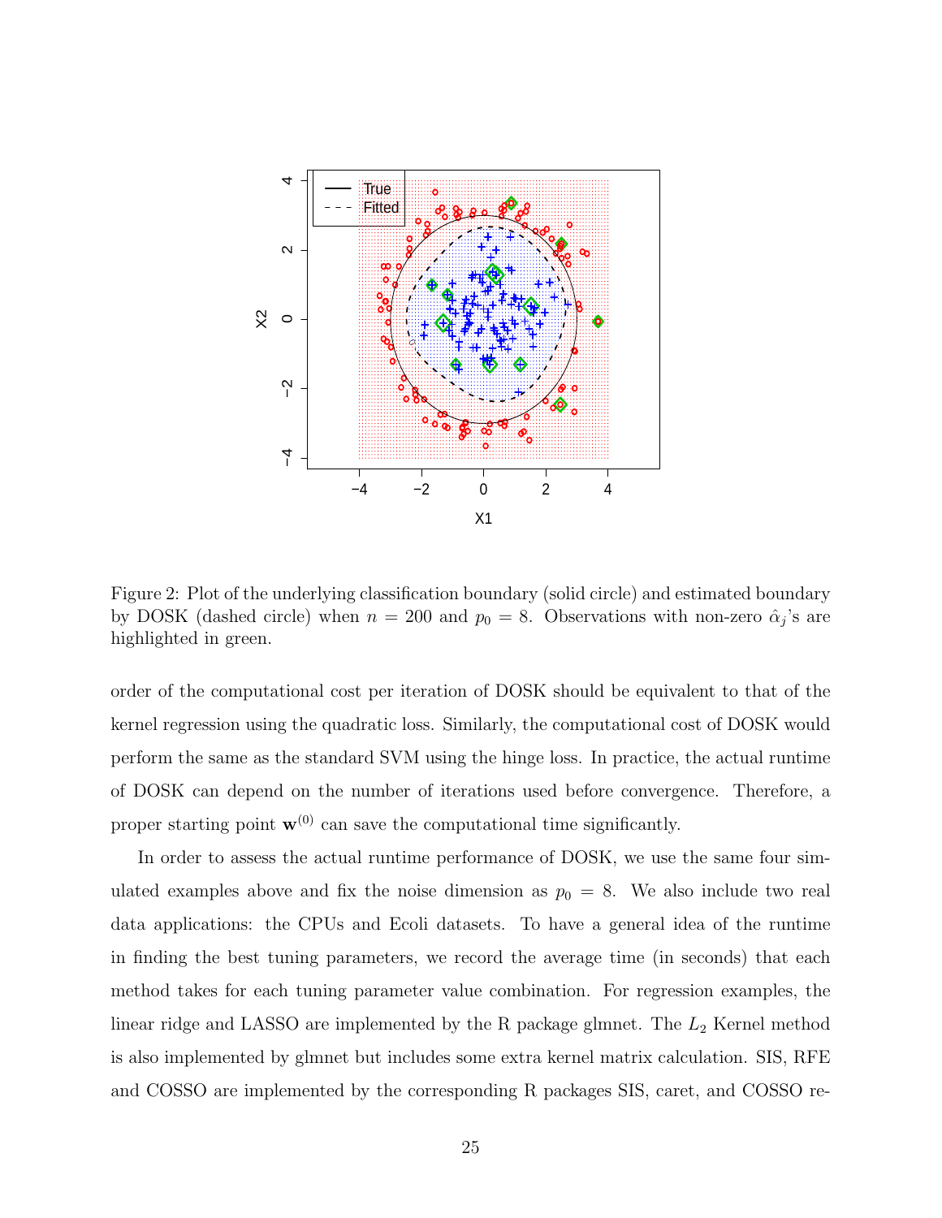Figure 2: Plot of the underlying classification boundary (solid circle) and estimated boundary by DOSK (dashed circle) when $n = 200$ and $p_0 = 8$. Observations with non-zero $\hat{\alpha}_j$'s are highlighted in green.

order of the computational cost per iteration of DOSK should be equivalent to that of the kernel regression using the quadratic loss. Similarly, the computational cost of DOSK would perform the same as the standard SVM using the hinge loss. In practice, the actual runtime of DOSK can depend on the number of iterations used before convergence. Therefore, a proper starting point $\mathbf{w}^{(0)}$ can save the computational time significantly.

In order to assess the actual runtime performance of DOSK, we use the same four simulated examples above and fix the noise dimension as $p_0 = 8$. We also include two real data applications: the CPUs and Ecoli datasets. To have a general idea of the runtime in finding the best tuning parameters, we record the average time (in seconds) that each method takes for each tuning parameter value combination. For regression examples, the linear ridge and LASSO are implemented by the R package glmnet. The $L_2$ Kernel method is also implemented by glmnet but includes some extra kernel matrix calculation. SIS, RFE and COSSO are implemented by the corresponding R packages SIS, caret, and COSSO re-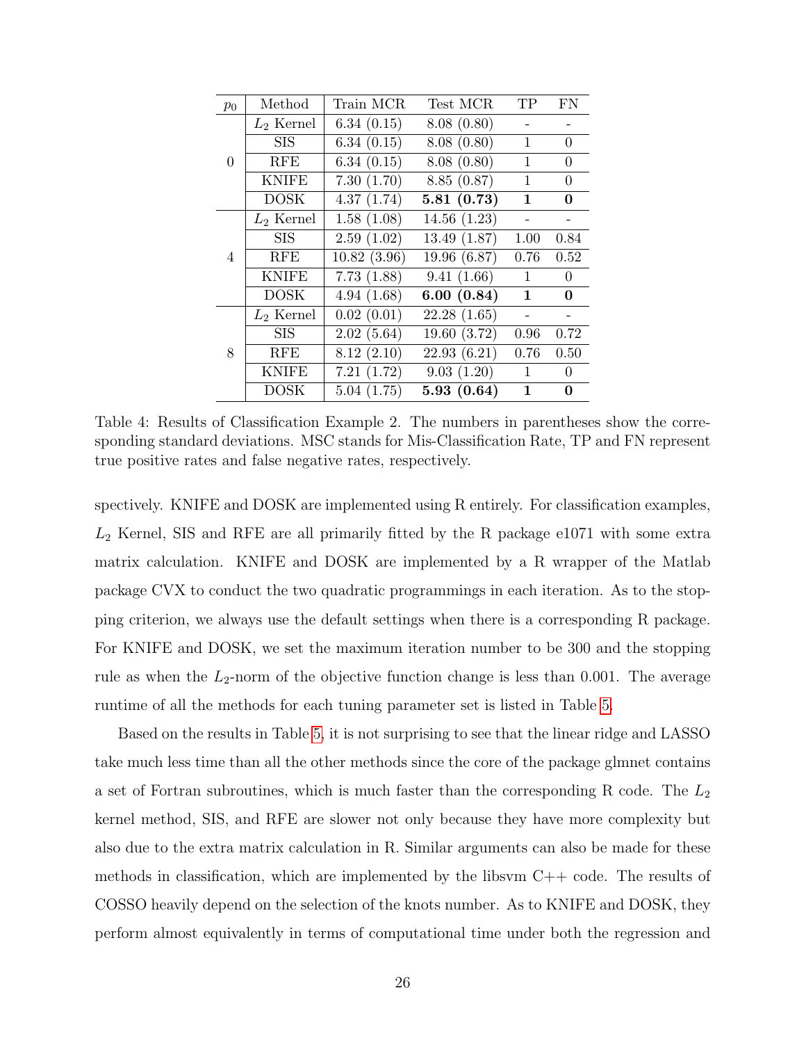| $p_0$ | Method | Train MCR | Test MCR | TP | FN |
|---|---|---|---|---|---|
| 0 | $L_2$ Kernel | 6.34 (0.15) | 8.08 (0.80) | - | - |
| | SIS | 6.34 (0.15) | 8.08 (0.80) | 1 | 0 |
| | RFE | 6.34 (0.15) | 8.08 (0.80) | 1 | 0 |
| | KNIFE | 7.30 (1.70) | 8.85 (0.87) | 1 | 0 |
| | DOSK | 4.37 (1.74) | **5.81 (0.73)** | **1** | **0** |
| 4 | $L_2$ Kernel | 1.58 (1.08) | 14.56 (1.23) | - | - |
| | SIS | 2.59 (1.02) | 13.49 (1.87) | 1.00 | 0.84 |
| | RFE | 10.82 (3.96) | 19.96 (6.87) | 0.76 | 0.52 |
| | KNIFE | 7.73 (1.88) | 9.41 (1.66) | 1 | 0 |
| | DOSK | 4.94 (1.68) | **6.00 (0.84)** | **1** | **0** |
| 8 | $L_2$ Kernel | 0.02 (0.01) | 22.28 (1.65) | - | - |
| | SIS | 2.02 (5.64) | 19.60 (3.72) | 0.96 | 0.72 |
| | RFE | 8.12 (2.10) | 22.93 (6.21) | 0.76 | 0.50 |
| | KNIFE | 7.21 (1.72) | 9.03 (1.20) | 1 | 0 |
| | DOSK | 5.04 (1.75) | **5.93 (0.64)** | **1** | **0** |

Table 4: Results of Classification Example 2. The numbers in parentheses show the corresponding standard deviations. MSC stands for Mis-Classification Rate, TP and FN represent true positive rates and false negative rates, respectively.

spectively. KNIFE and DOSK are implemented using R entirely. For classification examples, $L_2$ Kernel, SIS and RFE are all primarily fitted by the R package e1071 with some extra matrix calculation. KNIFE and DOSK are implemented by a R wrapper of the Matlab package CVX to conduct the two quadratic programmings in each iteration. As to the stopping criterion, we always use the default settings when there is a corresponding R package. For KNIFE and DOSK, we set the maximum iteration number to be 300 and the stopping rule as when the $L_2$-norm of the objective function change is less than 0.001. The average runtime of all the methods for each tuning parameter set is listed in Table 5.

Based on the results in Table 5, it is not surprising to see that the linear ridge and LASSO take much less time than all the other methods since the core of the package glmnet contains a set of Fortran subroutines, which is much faster than the corresponding R code. The $L_2$ kernel method, SIS, and RFE are slower not only because they have more complexity but also due to the extra matrix calculation in R. Similar arguments can also be made for these methods in classification, which are implemented by the libsvm C++ code. The results of COSSO heavily depend on the selection of the knots number. As to KNIFE and DOSK, they perform almost equivalently in terms of computational time under both the regression and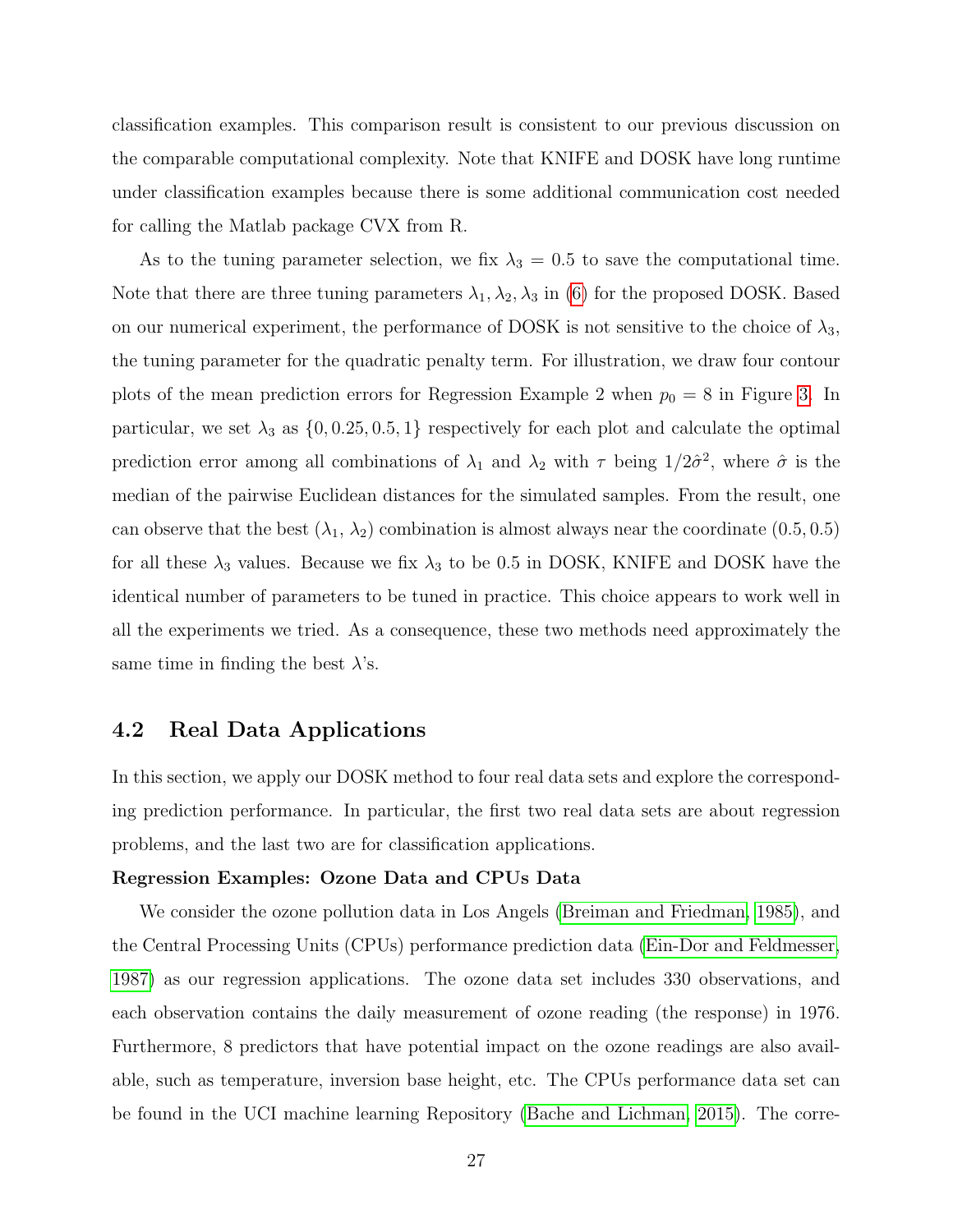classification examples. This comparison result is consistent to our previous discussion on the comparable computational complexity. Note that KNIFE and DOSK have long runtime under classification examples because there is some additional communication cost needed for calling the Matlab package CVX from R.

As to the tuning parameter selection, we fix $\lambda_3 = 0.5$ to save the computational time. Note that there are three tuning parameters $\lambda_1, \lambda_2, \lambda_3$ in (6) for the proposed DOSK. Based on our numerical experiment, the performance of DOSK is not sensitive to the choice of $\lambda_3$, the tuning parameter for the quadratic penalty term. For illustration, we draw four contour plots of the mean prediction errors for Regression Example 2 when $p_0 = 8$ in Figure 3. In particular, we set $\lambda_3$ as $\{0, 0.25, 0.5, 1\}$ respectively for each plot and calculate the optimal prediction error among all combinations of $\lambda_1$ and $\lambda_2$ with $\tau$ being $1/2\hat{\sigma}^2$, where $\hat{\sigma}$ is the median of the pairwise Euclidean distances for the simulated samples. From the result, one can observe that the best $(\lambda_1, \lambda_2)$ combination is almost always near the coordinate $(0.5, 0.5)$ for all these $\lambda_3$ values. Because we fix $\lambda_3$ to be 0.5 in DOSK, KNIFE and DOSK have the identical number of parameters to be tuned in practice. This choice appears to work well in all the experiments we tried. As a consequence, these two methods need approximately the same time in finding the best $\lambda$'s.

## 4.2 Real Data Applications

In this section, we apply our DOSK method to four real data sets and explore the corresponding prediction performance. In particular, the first two real data sets are about regression problems, and the last two are for classification applications.

**Regression Examples: Ozone Data and CPUs Data**

We consider the ozone pollution data in Los Angels (Breiman and Friedman, 1985), and the Central Processing Units (CPUs) performance prediction data (Ein-Dor and Feldmesser, 1987) as our regression applications. The ozone data set includes 330 observations, and each observation contains the daily measurement of ozone reading (the response) in 1976. Furthermore, 8 predictors that have potential impact on the ozone readings are also available, such as temperature, inversion base height, etc. The CPUs performance data set can be found in the UCI machine learning Repository (Bache and Lichman, 2015). The corre-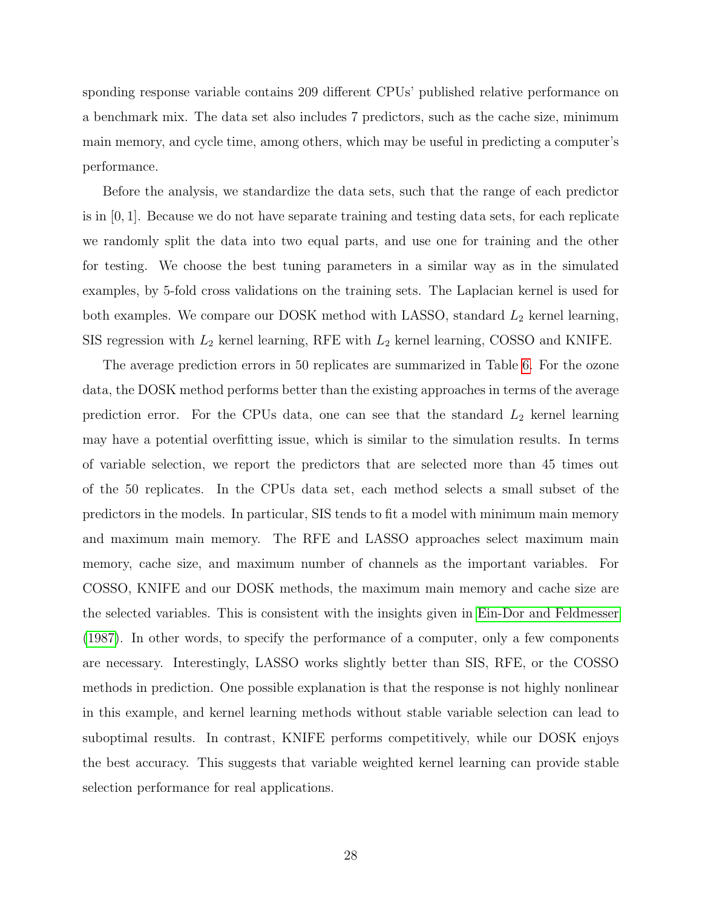sponding response variable contains 209 different CPUs' published relative performance on a benchmark mix. The data set also includes 7 predictors, such as the cache size, minimum main memory, and cycle time, among others, which may be useful in predicting a computer's performance.

Before the analysis, we standardize the data sets, such that the range of each predictor is in $[0, 1]$. Because we do not have separate training and testing data sets, for each replicate we randomly split the data into two equal parts, and use one for training and the other for testing. We choose the best tuning parameters in a similar way as in the simulated examples, by 5-fold cross validations on the training sets. The Laplacian kernel is used for both examples. We compare our DOSK method with LASSO, standard $L_2$ kernel learning, SIS regression with $L_2$ kernel learning, RFE with $L_2$ kernel learning, COSSO and KNIFE.

The average prediction errors in 50 replicates are summarized in Table 6. For the ozone data, the DOSK method performs better than the existing approaches in terms of the average prediction error. For the CPUs data, one can see that the standard $L_2$ kernel learning may have a potential overfitting issue, which is similar to the simulation results. In terms of variable selection, we report the predictors that are selected more than 45 times out of the 50 replicates. In the CPUs data set, each method selects a small subset of the predictors in the models. In particular, SIS tends to fit a model with minimum main memory and maximum main memory. The RFE and LASSO approaches select maximum main memory, cache size, and maximum number of channels as the important variables. For COSSO, KNIFE and our DOSK methods, the maximum main memory and cache size are the selected variables. This is consistent with the insights given in Ein-Dor and Feldmesser (1987). In other words, to specify the performance of a computer, only a few components are necessary. Interestingly, LASSO works slightly better than SIS, RFE, or the COSSO methods in prediction. One possible explanation is that the response is not highly nonlinear in this example, and kernel learning methods without stable variable selection can lead to suboptimal results. In contrast, KNIFE performs competitively, while our DOSK enjoys the best accuracy. This suggests that variable weighted kernel learning can provide stable selection performance for real applications.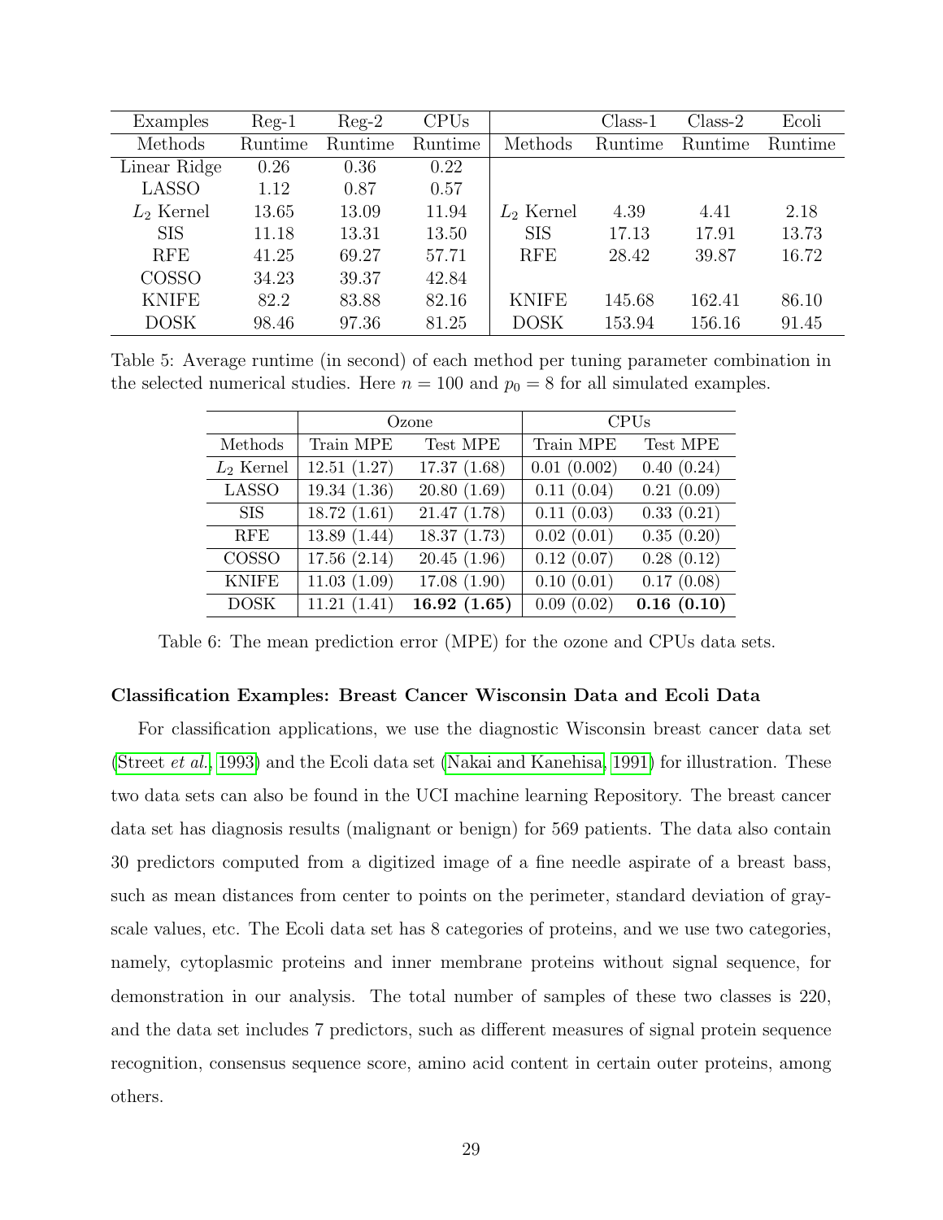| Examples | Reg-1 | Reg-2 | CPUs | | Class-1 | Class-2 | Ecoli |
|---|---|---|---|---|---|---|---|
| Methods | Runtime | Runtime | Runtime | Methods | Runtime | Runtime | Runtime |
| Linear Ridge | 0.26 | 0.36 | 0.22 | | | | |
| LASSO | 1.12 | 0.87 | 0.57 | | | | |
| $L_2$ Kernel | 13.65 | 13.09 | 11.94 | $L_2$ Kernel | 4.39 | 4.41 | 2.18 |
| SIS | 11.18 | 13.31 | 13.50 | SIS | 17.13 | 17.91 | 13.73 |
| RFE | 41.25 | 69.27 | 57.71 | RFE | 28.42 | 39.87 | 16.72 |
| COSSO | 34.23 | 39.37 | 42.84 | | | | |
| KNIFE | 82.2 | 83.88 | 82.16 | KNIFE | 145.68 | 162.41 | 86.10 |
| DOSK | 98.46 | 97.36 | 81.25 | DOSK | 153.94 | 156.16 | 91.45 |

Table 5: Average runtime (in second) of each method per tuning parameter combination in the selected numerical studies. Here $n = 100$ and $p_0 = 8$ for all simulated examples.

| | Ozone | | CPUs | |
|---|---|---|---|---|
| Methods | Train MPE | Test MPE | Train MPE | Test MPE |
| $L_2$ Kernel | 12.51 (1.27) | 17.37 (1.68) | 0.01 (0.002) | 0.40 (0.24) |
| LASSO | 19.34 (1.36) | 20.80 (1.69) | 0.11 (0.04) | 0.21 (0.09) |
| SIS | 18.72 (1.61) | 21.47 (1.78) | 0.11 (0.03) | 0.33 (0.21) |
| RFE | 13.89 (1.44) | 18.37 (1.73) | 0.02 (0.01) | 0.35 (0.20) |
| COSSO | 17.56 (2.14) | 20.45 (1.96) | 0.12 (0.07) | 0.28 (0.12) |
| KNIFE | 11.03 (1.09) | 17.08 (1.90) | 0.10 (0.01) | 0.17 (0.08) |
| DOSK | 11.21 (1.41) | **16.92 (1.65)** | 0.09 (0.02) | **0.16 (0.10)** |

Table 6: The mean prediction error (MPE) for the ozone and CPUs data sets.

**Classification Examples: Breast Cancer Wisconsin Data and Ecoli Data**

For classification applications, we use the diagnostic Wisconsin breast cancer data set (Street *et al.*, 1993) and the Ecoli data set (Nakai and Kanehisa, 1991) for illustration. These two data sets can also be found in the UCI machine learning Repository. The breast cancer data set has diagnosis results (malignant or benign) for 569 patients. The data also contain 30 predictors computed from a digitized image of a fine needle aspirate of a breast bass, such as mean distances from center to points on the perimeter, standard deviation of gray-scale values, etc. The Ecoli data set has 8 categories of proteins, and we use two categories, namely, cytoplasmic proteins and inner membrane proteins without signal sequence, for demonstration in our analysis. The total number of samples of these two classes is 220, and the data set includes 7 predictors, such as different measures of signal protein sequence recognition, consensus sequence score, amino acid content in certain outer proteins, among others.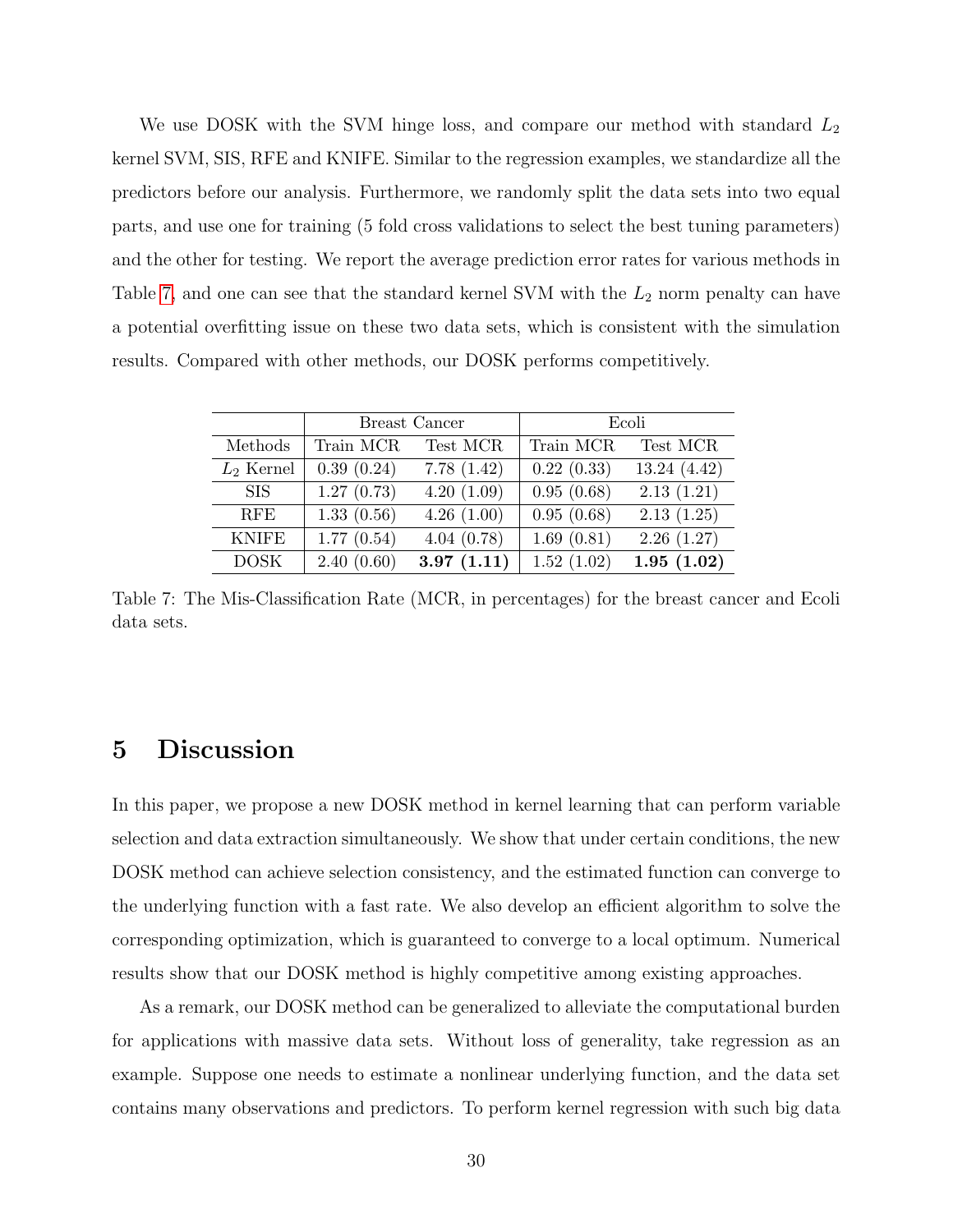We use DOSK with the SVM hinge loss, and compare our method with standard $L_2$ kernel SVM, SIS, RFE and KNIFE. Similar to the regression examples, we standardize all the predictors before our analysis. Furthermore, we randomly split the data sets into two equal parts, and use one for training (5 fold cross validations to select the best tuning parameters) and the other for testing. We report the average prediction error rates for various methods in Table 7, and one can see that the standard kernel SVM with the $L_2$ norm penalty can have a potential overfitting issue on these two data sets, which is consistent with the simulation results. Compared with other methods, our DOSK performs competitively.

| | Breast Cancer | | Ecoli | |
|---|---|---|---|---|
| Methods | Train MCR | Test MCR | Train MCR | Test MCR |
| $L_2$ Kernel | 0.39 (0.24) | 7.78 (1.42) | 0.22 (0.33) | 13.24 (4.42) |
| SIS | 1.27 (0.73) | 4.20 (1.09) | 0.95 (0.68) | 2.13 (1.21) |
| RFE | 1.33 (0.56) | 4.26 (1.00) | 0.95 (0.68) | 2.13 (1.25) |
| KNIFE | 1.77 (0.54) | 4.04 (0.78) | 1.69 (0.81) | 2.26 (1.27) |
| DOSK | 2.40 (0.60) | **3.97 (1.11)** | 1.52 (1.02) | **1.95 (1.02)** |

Table 7: The Mis-Classification Rate (MCR, in percentages) for the breast cancer and Ecoli data sets.

## 5 Discussion

In this paper, we propose a new DOSK method in kernel learning that can perform variable selection and data extraction simultaneously. We show that under certain conditions, the new DOSK method can achieve selection consistency, and the estimated function can converge to the underlying function with a fast rate. We also develop an efficient algorithm to solve the corresponding optimization, which is guaranteed to converge to a local optimum. Numerical results show that our DOSK method is highly competitive among existing approaches.

As a remark, our DOSK method can be generalized to alleviate the computational burden for applications with massive data sets. Without loss of generality, take regression as an example. Suppose one needs to estimate a nonlinear underlying function, and the data set contains many observations and predictors. To perform kernel regression with such big data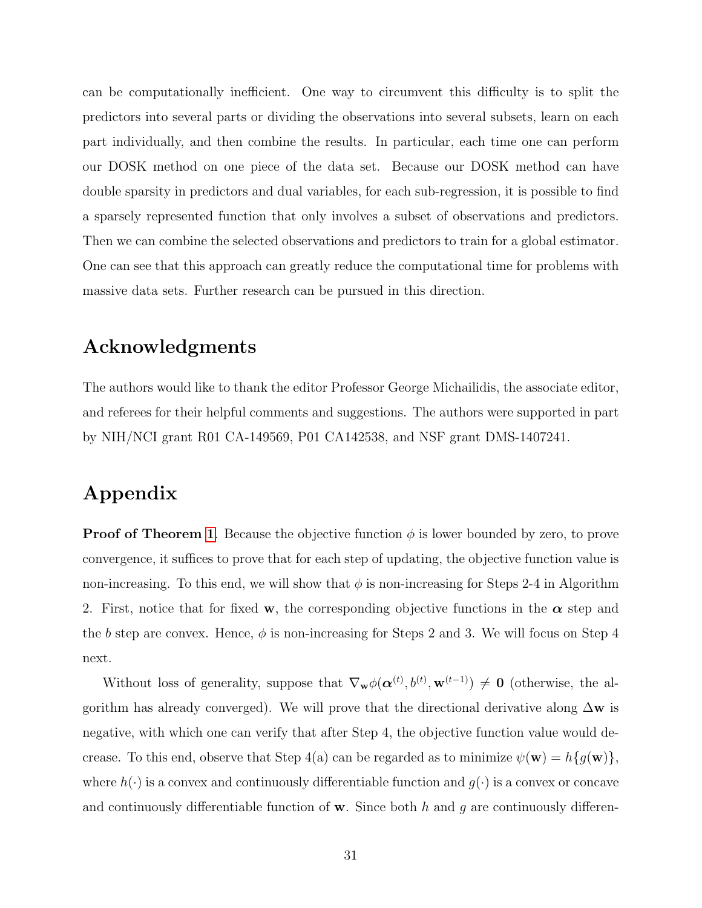can be computationally inefficient. One way to circumvent this difficulty is to split the predictors into several parts or dividing the observations into several subsets, learn on each part individually, and then combine the results. In particular, each time one can perform our DOSK method on one piece of the data set. Because our DOSK method can have double sparsity in predictors and dual variables, for each sub-regression, it is possible to find a sparsely represented function that only involves a subset of observations and predictors. Then we can combine the selected observations and predictors to train for a global estimator. One can see that this approach can greatly reduce the computational time for problems with massive data sets. Further research can be pursued in this direction.

## Acknowledgments

The authors would like to thank the editor Professor George Michailidis, the associate editor, and referees for their helpful comments and suggestions. The authors were supported in part by NIH/NCI grant R01 CA-149569, P01 CA142538, and NSF grant DMS-1407241.

## Appendix

**Proof of Theorem 1.** Because the objective function $\phi$ is lower bounded by zero, to prove convergence, it suffices to prove that for each step of updating, the objective function value is non-increasing. To this end, we will show that $\phi$ is non-increasing for Steps 2-4 in Algorithm 2. First, notice that for fixed $\mathbf{w}$, the corresponding objective functions in the $\boldsymbol{\alpha}$ step and the $b$ step are convex. Hence, $\phi$ is non-increasing for Steps 2 and 3. We will focus on Step 4 next.

Without loss of generality, suppose that $\nabla_{\mathbf{w}}\phi(\boldsymbol{\alpha}^{(t)}, b^{(t)}, \mathbf{w}^{(t-1)}) \neq \mathbf{0}$ (otherwise, the algorithm has already converged). We will prove that the directional derivative along $\Delta\mathbf{w}$ is negative, with which one can verify that after Step 4, the objective function value would decrease. To this end, observe that Step 4(a) can be regarded as to minimize $\psi(\mathbf{w}) = h\{g(\mathbf{w})\}$, where $h(\cdot)$ is a convex and continuously differentiable function and $g(\cdot)$ is a convex or concave and continuously differentiable function of $\mathbf{w}$. Since both $h$ and $g$ are continuously differen-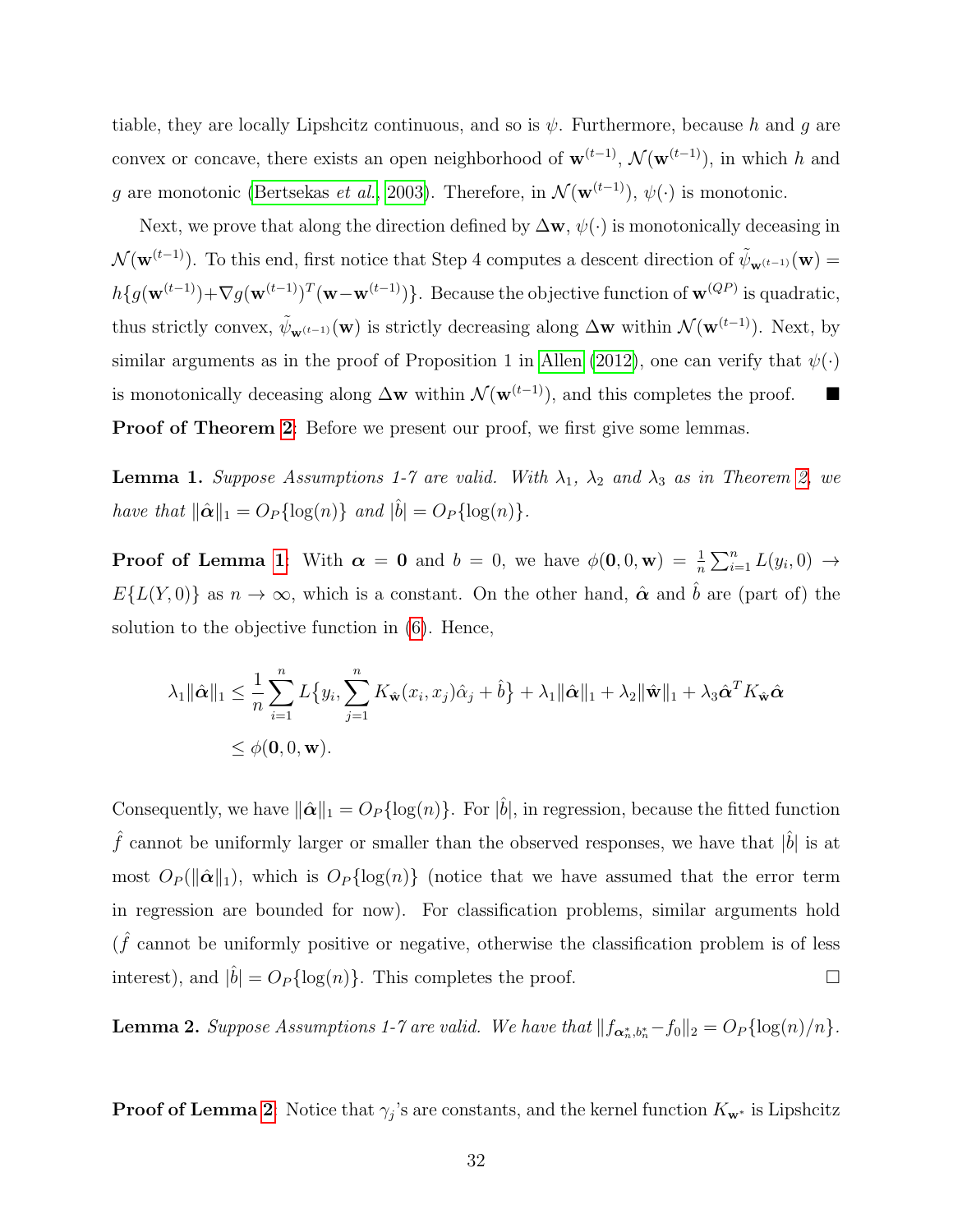tiable, they are locally Lipshcitz continuous, and so is $\psi$. Furthermore, because $h$ and $g$ are convex or concave, there exists an open neighborhood of $\mathbf{w}^{(t-1)}$, $\mathcal{N}(\mathbf{w}^{(t-1)})$, in which $h$ and $g$ are monotonic (Bertsekas *et al.*, 2003). Therefore, in $\mathcal{N}(\mathbf{w}^{(t-1)})$, $\psi(\cdot)$ is monotonic.

Next, we prove that along the direction defined by $\Delta\mathbf{w}$, $\psi(\cdot)$ is monotonically deceasing in $\mathcal{N}(\mathbf{w}^{(t-1)})$. To this end, first notice that Step 4 computes a descent direction of $\tilde{\psi}_{\mathbf{w}^{(t-1)}}(\mathbf{w}) = h\{g(\mathbf{w}^{(t-1)})+\nabla g(\mathbf{w}^{(t-1)})^T(\mathbf{w}-\mathbf{w}^{(t-1)})\}$. Because the objective function of $\mathbf{w}^{(QP)}$ is quadratic, thus strictly convex, $\tilde{\psi}_{\mathbf{w}^{(t-1)}}(\mathbf{w})$ is strictly decreasing along $\Delta\mathbf{w}$ within $\mathcal{N}(\mathbf{w}^{(t-1)})$. Next, by similar arguments as in the proof of Proposition 1 in Allen (2012), one can verify that $\psi(\cdot)$ is monotonically deceasing along $\Delta\mathbf{w}$ within $\mathcal{N}(\mathbf{w}^{(t-1)})$, and this completes the proof. ■

**Proof of Theorem 2**: Before we present our proof, we first give some lemmas.

**Lemma 1.** *Suppose Assumptions 1-7 are valid. With $\lambda_1$, $\lambda_2$ and $\lambda_3$ as in Theorem 2, we have that $\|\hat{\boldsymbol{\alpha}}\|_1 = O_P\{\log(n)\}$ and $|\hat{b}| = O_P\{\log(n)\}$.*

**Proof of Lemma 1**: With $\boldsymbol{\alpha} = \mathbf{0}$ and $b = 0$, we have $\phi(\mathbf{0}, 0, \mathbf{w}) = \frac{1}{n}\sum_{i=1}^n L(y_i, 0) \to E\{L(Y, 0)\}$ as $n \to \infty$, which is a constant. On the other hand, $\hat{\boldsymbol{\alpha}}$ and $\hat{b}$ are (part of) the solution to the objective function in (6). Hence,

$$
\begin{aligned}
\lambda_1\|\hat{\boldsymbol{\alpha}}\|_1 &\leq \frac{1}{n}\sum_{i=1}^n L\big\{y_i, \sum_{j=1}^n K_{\hat{\mathbf{w}}}(x_i, x_j)\hat{\alpha}_j + \hat{b}\big\} + \lambda_1\|\hat{\boldsymbol{\alpha}}\|_1 + \lambda_2\|\hat{\mathbf{w}}\|_1 + \lambda_3\hat{\boldsymbol{\alpha}}^T K_{\hat{\mathbf{w}}}\hat{\boldsymbol{\alpha}} \\
&\leq \phi(\mathbf{0}, 0, \mathbf{w}).
\end{aligned}
$$

Consequently, we have $\|\hat{\boldsymbol{\alpha}}\|_1 = O_P\{\log(n)\}$. For $|\hat{b}|$, in regression, because the fitted function $\hat{f}$ cannot be uniformly larger or smaller than the observed responses, we have that $|\hat{b}|$ is at most $O_P(\|\hat{\boldsymbol{\alpha}}\|_1)$, which is $O_P\{\log(n)\}$ (notice that we have assumed that the error term in regression are bounded for now). For classification problems, similar arguments hold ($\hat{f}$ cannot be uniformly positive or negative, otherwise the classification problem is of less interest), and $|\hat{b}| = O_P\{\log(n)\}$. This completes the proof. □

**Lemma 2.** *Suppose Assumptions 1-7 are valid. We have that $\|f_{\boldsymbol{\alpha}_n^*, b_n^*} - f_0\|_2 = O_P\{\log(n)/n\}$.*

**Proof of Lemma 2**: Notice that $\gamma_j$'s are constants, and the kernel function $K_{\mathbf{w}^*}$ is Lipshcitz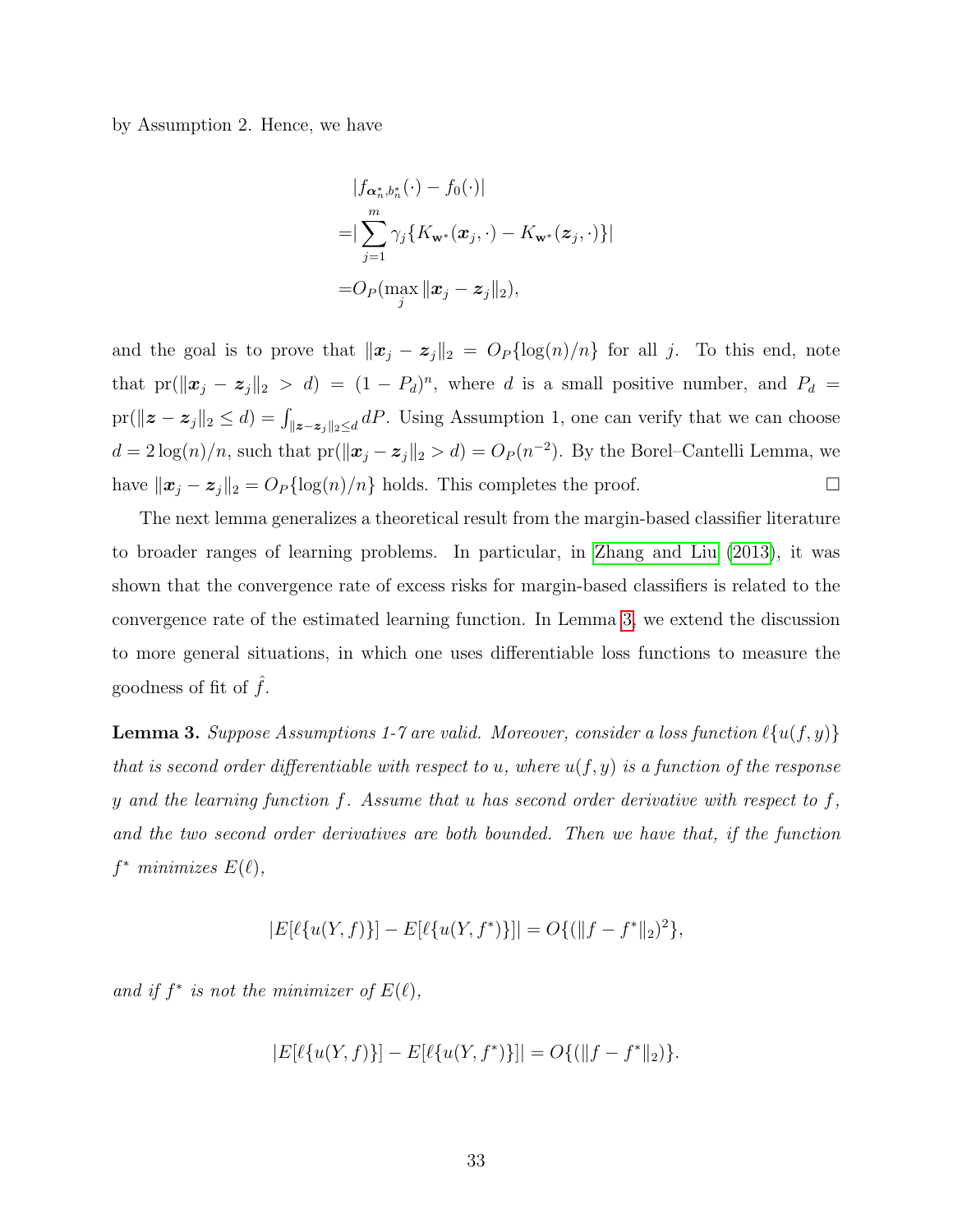by Assumption 2. Hence, we have

$$
\begin{aligned}
&|f_{\boldsymbol{\alpha}_n^*, b_n^*}(\cdot) - f_0(\cdot)| \\
=&|\sum_{j=1}^{m} \gamma_j \{K_{\mathbf{w}^*}(\boldsymbol{x}_j, \cdot) - K_{\mathbf{w}^*}(\boldsymbol{z}_j, \cdot)\}| \\
=&O_P(\max_j \|\boldsymbol{x}_j - \boldsymbol{z}_j\|_2),
\end{aligned}
$$

and the goal is to prove that $\|\boldsymbol{x}_j - \boldsymbol{z}_j\|_2 = O_P\{\log(n)/n\}$ for all $j$. To this end, note that $\text{pr}(\|\boldsymbol{x}_j - \boldsymbol{z}_j\|_2 > d) = (1 - P_d)^n$, where $d$ is a small positive number, and $P_d = \text{pr}(\|\boldsymbol{z} - \boldsymbol{z}_j\|_2 \leq d) = \int_{\|\boldsymbol{z} - \boldsymbol{z}_j\|_2 \leq d} dP$. Using Assumption 1, one can verify that we can choose $d = 2\log(n)/n$, such that $\text{pr}(\|\boldsymbol{x}_j - \boldsymbol{z}_j\|_2 > d) = O_P(n^{-2})$. By the Borel–Cantelli Lemma, we have $\|\boldsymbol{x}_j - \boldsymbol{z}_j\|_2 = O_P\{\log(n)/n\}$ holds. This completes the proof. □

The next lemma generalizes a theoretical result from the margin-based classifier literature to broader ranges of learning problems. In particular, in Zhang and Liu (2013), it was shown that the convergence rate of excess risks for margin-based classifiers is related to the convergence rate of the estimated learning function. In Lemma 3, we extend the discussion to more general situations, in which one uses differentiable loss functions to measure the goodness of fit of $\hat{f}$.

**Lemma 3.** *Suppose Assumptions 1-7 are valid. Moreover, consider a loss function $\ell\{u(f, y)\}$ that is second order differentiable with respect to $u$, where $u(f, y)$ is a function of the response $y$ and the learning function $f$. Assume that $u$ has second order derivative with respect to $f$, and the two second order derivatives are both bounded. Then we have that, if the function $f^*$ minimizes $E(\ell)$,*

$$
|E[\ell\{u(Y, f)\}] - E[\ell\{u(Y, f^*)\}]| = O\{(\|f - f^*\|_2)^2\},
$$

*and if $f^*$ is not the minimizer of $E(\ell)$,*

$$
|E[\ell\{u(Y, f)\}] - E[\ell\{u(Y, f^*)\}]| = O\{(\|f - f^*\|_2)\}.
$$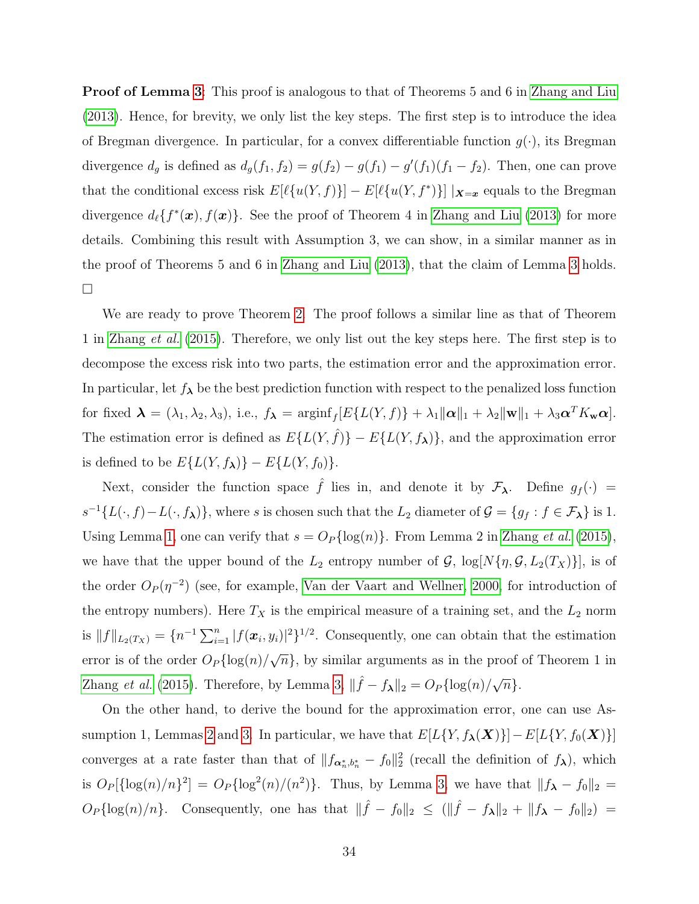**Proof of Lemma 3:** This proof is analogous to that of Theorems 5 and 6 in Zhang and Liu (2013). Hence, for brevity, we only list the key steps. The first step is to introduce the idea of Bregman divergence. In particular, for a convex differentiable function $g(\cdot)$, its Bregman divergence $d_g$ is defined as $d_g(f_1, f_2) = g(f_2) - g(f_1) - g'(f_1)(f_1 - f_2)$. Then, one can prove that the conditional excess risk $E[\ell\{u(Y, f)\}] - E[\ell\{u(Y, f^*)\}] \mid_{\boldsymbol{X}=\boldsymbol{x}}$ equals to the Bregman divergence $d_\ell\{f^*(\boldsymbol{x}), f(\boldsymbol{x})\}$. See the proof of Theorem 4 in Zhang and Liu (2013) for more details. Combining this result with Assumption 3, we can show, in a similar manner as in the proof of Theorems 5 and 6 in Zhang and Liu (2013), that the claim of Lemma 3 holds. $\square$

We are ready to prove Theorem 2. The proof follows a similar line as that of Theorem 1 in Zhang *et al.* (2015). Therefore, we only list out the key steps here. The first step is to decompose the excess risk into two parts, the estimation error and the approximation error. In particular, let $f_{\boldsymbol{\lambda}}$ be the best prediction function with respect to the penalized loss function for fixed $\boldsymbol{\lambda} = (\lambda_1, \lambda_2, \lambda_3)$, i.e., $f_{\boldsymbol{\lambda}} = \text{arginf}_f[E\{L(Y, f)\} + \lambda_1\|\boldsymbol{\alpha}\|_1 + \lambda_2\|\mathbf{w}\|_1 + \lambda_3\boldsymbol{\alpha}^T K_{\mathbf{w}}\boldsymbol{\alpha}]$. The estimation error is defined as $E\{L(Y, \hat{f})\} - E\{L(Y, f_{\boldsymbol{\lambda}})\}$, and the approximation error is defined to be $E\{L(Y, f_{\boldsymbol{\lambda}})\} - E\{L(Y, f_0)\}$.

Next, consider the function space $\hat{f}$ lies in, and denote it by $\mathcal{F}_{\boldsymbol{\lambda}}$. Define $g_f(\cdot) = s^{-1}\{L(\cdot, f) - L(\cdot, f_{\boldsymbol{\lambda}})\}$, where $s$ is chosen such that the $L_2$ diameter of $\mathcal{G} = \{g_f : f \in \mathcal{F}_{\boldsymbol{\lambda}}\}$ is 1. Using Lemma 1, one can verify that $s = O_P\{\log(n)\}$. From Lemma 2 in Zhang *et al.* (2015), we have that the upper bound of the $L_2$ entropy number of $\mathcal{G}$, $\log[N\{\eta, \mathcal{G}, L_2(T_X)\}]$, is of the order $O_P(\eta^{-2})$ (see, for example, Van der Vaart and Wellner, 2000, for introduction of the entropy numbers). Here $T_X$ is the empirical measure of a training set, and the $L_2$ norm is $\|f\|_{L_2(T_X)} = \{n^{-1}\sum_{i=1}^n |f(\boldsymbol{x}_i, y_i)|^2\}^{1/2}$. Consequently, one can obtain that the estimation error is of the order $O_P\{\log(n)/\sqrt{n}\}$, by similar arguments as in the proof of Theorem 1 in Zhang *et al.* (2015). Therefore, by Lemma 3, $\|\hat{f} - f_{\boldsymbol{\lambda}}\|_2 = O_P\{\log(n)/\sqrt{n}\}$.

On the other hand, to derive the bound for the approximation error, one can use Assumption 1, Lemmas 2 and 3. In particular, we have that $E[L\{Y, f_{\boldsymbol{\lambda}}(\boldsymbol{X})\}] - E[L\{Y, f_0(\boldsymbol{X})\}]$ converges at a rate faster than that of $\|f_{\boldsymbol{\alpha}_n^*, b_n^*} - f_0\|_2^2$ (recall the definition of $f_{\boldsymbol{\lambda}}$), which is $O_P[\{\log(n)/n\}^2] = O_P\{\log^2(n)/(n^2)\}$. Thus, by Lemma 3, we have that $\|f_{\boldsymbol{\lambda}} - f_0\|_2 = O_P\{\log(n)/n\}$. Consequently, one has that $\|\hat{f} - f_0\|_2 \leq (\|\hat{f} - f_{\boldsymbol{\lambda}}\|_2 + \|f_{\boldsymbol{\lambda}} - f_0\|_2) =$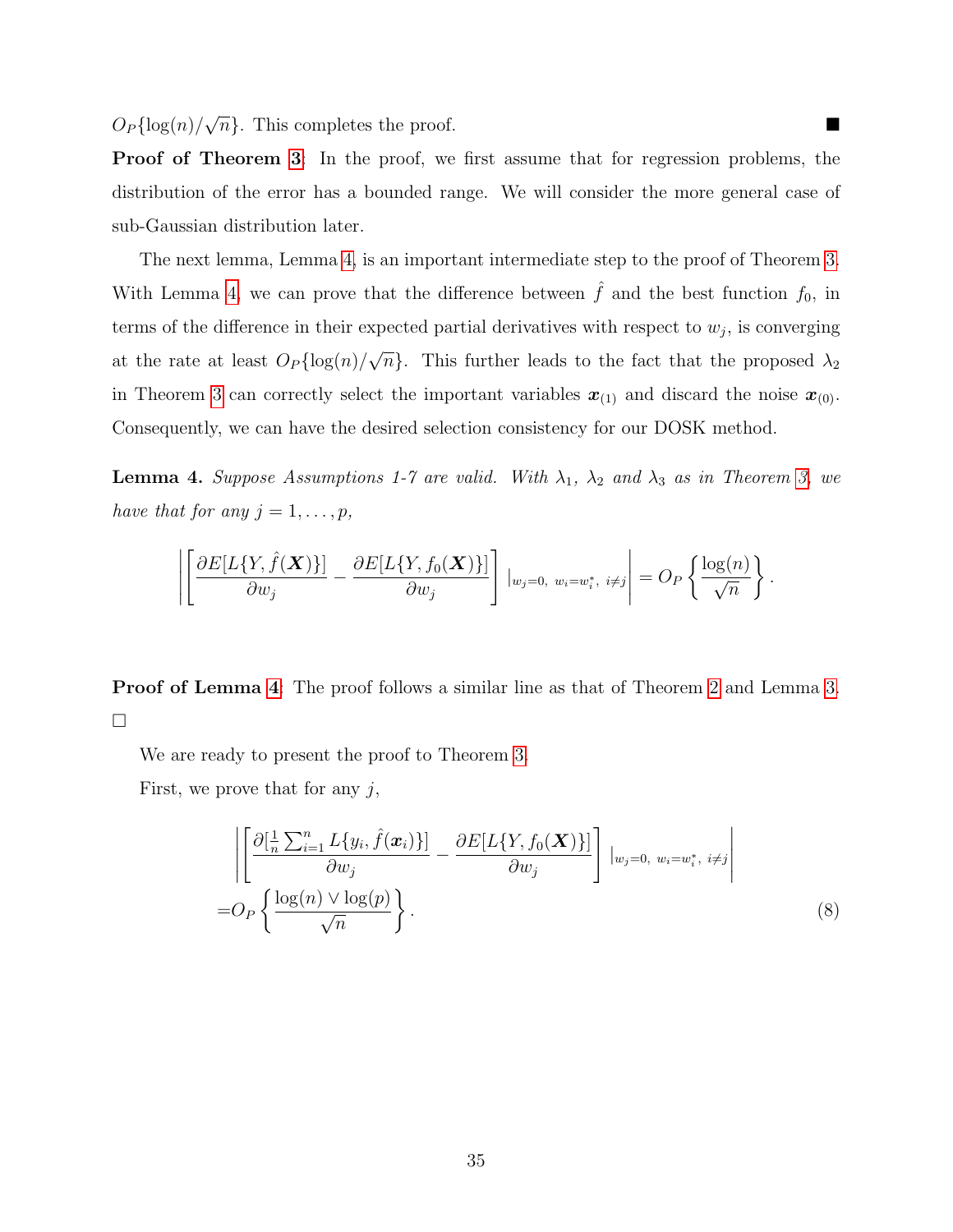$O_P\{\log(n)/\sqrt{n}\}$. This completes the proof. ■

**Proof of Theorem 3:** In the proof, we first assume that for regression problems, the distribution of the error has a bounded range. We will consider the more general case of sub-Gaussian distribution later.

The next lemma, Lemma 4, is an important intermediate step to the proof of Theorem 3. With Lemma 4, we can prove that the difference between $\hat{f}$ and the best function $f_0$, in terms of the difference in their expected partial derivatives with respect to $w_j$, is converging at the rate at least $O_P\{\log(n)/\sqrt{n}\}$. This further leads to the fact that the proposed $\lambda_2$ in Theorem 3 can correctly select the important variables $\boldsymbol{x}_{(1)}$ and discard the noise $\boldsymbol{x}_{(0)}$. Consequently, we can have the desired selection consistency for our DOSK method.

**Lemma 4.** *Suppose Assumptions 1-7 are valid. With $\lambda_1$, $\lambda_2$ and $\lambda_3$ as in Theorem 3, we have that for any $j = 1, \ldots, p$,*

$$\left| \left[ \frac{\partial E[L\{Y, \hat{f}(\boldsymbol{X})\}]}{\partial w_j} - \frac{\partial E[L\{Y, f_0(\boldsymbol{X})\}]}{\partial w_j} \right] |_{w_j=0,\ w_i=w_i^*,\ i\neq j} \right| = O_P\left\{ \frac{\log(n)}{\sqrt{n}} \right\}.$$

**Proof of Lemma 4:** The proof follows a similar line as that of Theorem 2 and Lemma 3. □

We are ready to present the proof to Theorem 3.

First, we prove that for any $j$,

$$\begin{aligned} &\left| \left[ \frac{\partial [\frac{1}{n}\sum_{i=1}^n L\{y_i, \hat{f}(\boldsymbol{x}_i)\}]}{\partial w_j} - \frac{\partial E[L\{Y, f_0(\boldsymbol{X})\}]}{\partial w_j} \right] |_{w_j=0,\ w_i=w_i^*,\ i\neq j} \right| \\ =& O_P\left\{ \frac{\log(n) \vee \log(p)}{\sqrt{n}} \right\}. \end{aligned} \tag{8}$$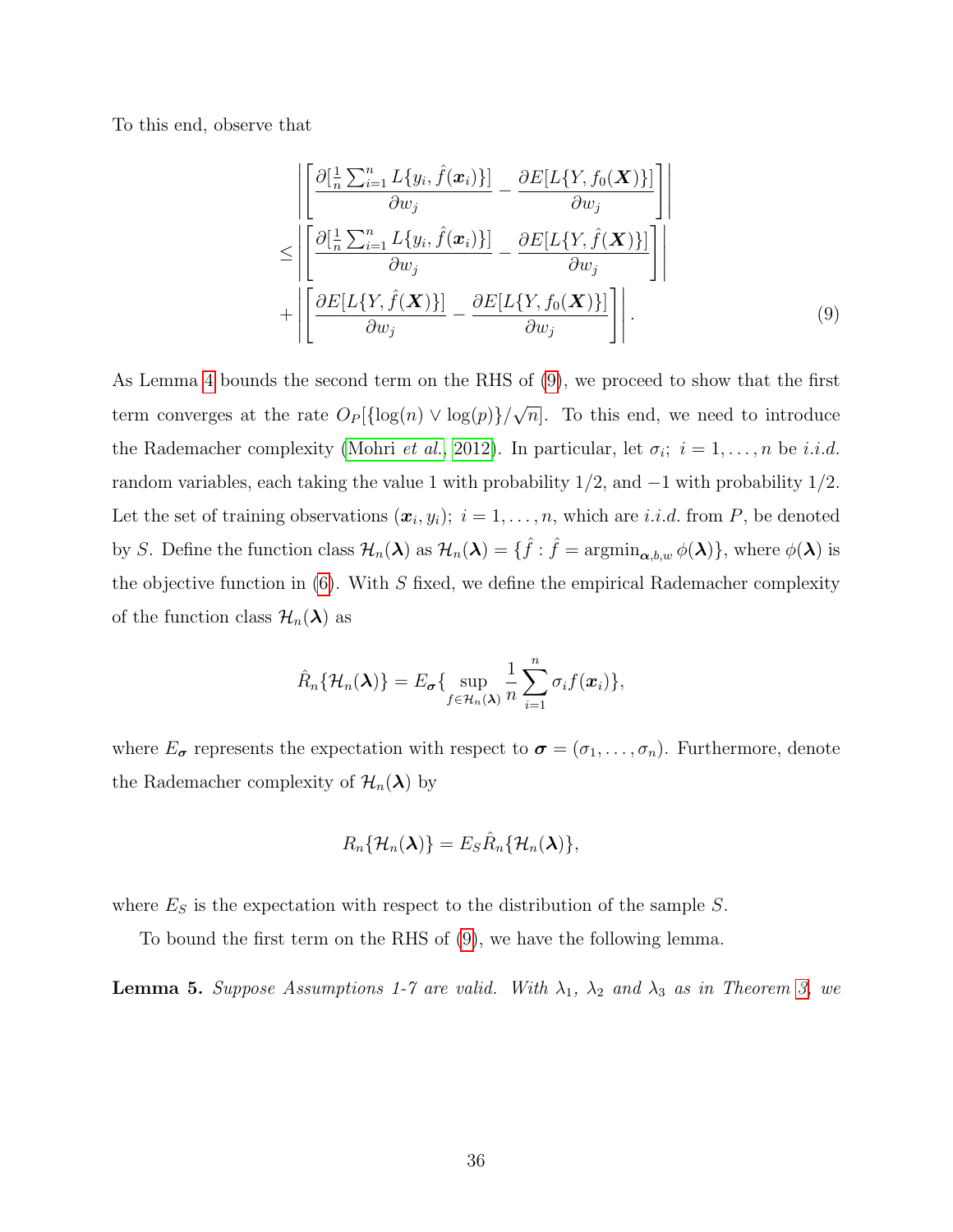To this end, observe that

$$
\begin{aligned}
&\left|\left[\frac{\partial[\frac{1}{n}\sum_{i=1}^{n} L\{y_i, \hat{f}(\boldsymbol{x}_i)\}]}{\partial w_j} - \frac{\partial E[L\{Y, f_0(\boldsymbol{X})\}]}{\partial w_j}\right]\right| \\
\leq &\left|\left[\frac{\partial[\frac{1}{n}\sum_{i=1}^{n} L\{y_i, \hat{f}(\boldsymbol{x}_i)\}]}{\partial w_j} - \frac{\partial E[L\{Y, \hat{f}(\boldsymbol{X})\}]}{\partial w_j}\right]\right| \\
+ &\left|\left[\frac{\partial E[L\{Y, \hat{f}(\boldsymbol{X})\}]}{\partial w_j} - \frac{\partial E[L\{Y, f_0(\boldsymbol{X})\}]}{\partial w_j}\right]\right|.
\end{aligned} \tag{9}
$$

As Lemma 4 bounds the second term on the RHS of (9), we proceed to show that the first term converges at the rate $O_P[\{\log(n) \vee \log(p)\}/\sqrt{n}]$. To this end, we need to introduce the Rademacher complexity (Mohri *et al.*, 2012). In particular, let $\sigma_i;\ i = 1, \ldots, n$ be *i.i.d.* random variables, each taking the value 1 with probability 1/2, and $-1$ with probability 1/2. Let the set of training observations $(\boldsymbol{x}_i, y_i);\ i = 1, \ldots, n$, which are *i.i.d.* from $P$, be denoted by $S$. Define the function class $\mathcal{H}_n(\boldsymbol{\lambda})$ as $\mathcal{H}_n(\boldsymbol{\lambda}) = \{\hat{f} : \hat{f} = \operatorname{argmin}_{\boldsymbol{\alpha},b,w} \phi(\boldsymbol{\lambda})\}$, where $\phi(\boldsymbol{\lambda})$ is the objective function in (6). With $S$ fixed, we define the empirical Rademacher complexity of the function class $\mathcal{H}_n(\boldsymbol{\lambda})$ as

$$
\hat{R}_n\{\mathcal{H}_n(\boldsymbol{\lambda})\} = E_{\boldsymbol{\sigma}}\{\sup_{f \in \mathcal{H}_n(\boldsymbol{\lambda})} \frac{1}{n}\sum_{i=1}^{n} \sigma_i f(\boldsymbol{x}_i)\},
$$

where $E_{\boldsymbol{\sigma}}$ represents the expectation with respect to $\boldsymbol{\sigma} = (\sigma_1, \ldots, \sigma_n)$. Furthermore, denote the Rademacher complexity of $\mathcal{H}_n(\boldsymbol{\lambda})$ by

$$
R_n\{\mathcal{H}_n(\boldsymbol{\lambda})\} = E_S \hat{R}_n\{\mathcal{H}_n(\boldsymbol{\lambda})\},
$$

where $E_S$ is the expectation with respect to the distribution of the sample $S$.

To bound the first term on the RHS of (9), we have the following lemma.

**Lemma 5.** *Suppose Assumptions 1-7 are valid. With $\lambda_1$, $\lambda_2$ and $\lambda_3$ as in Theorem 3, we*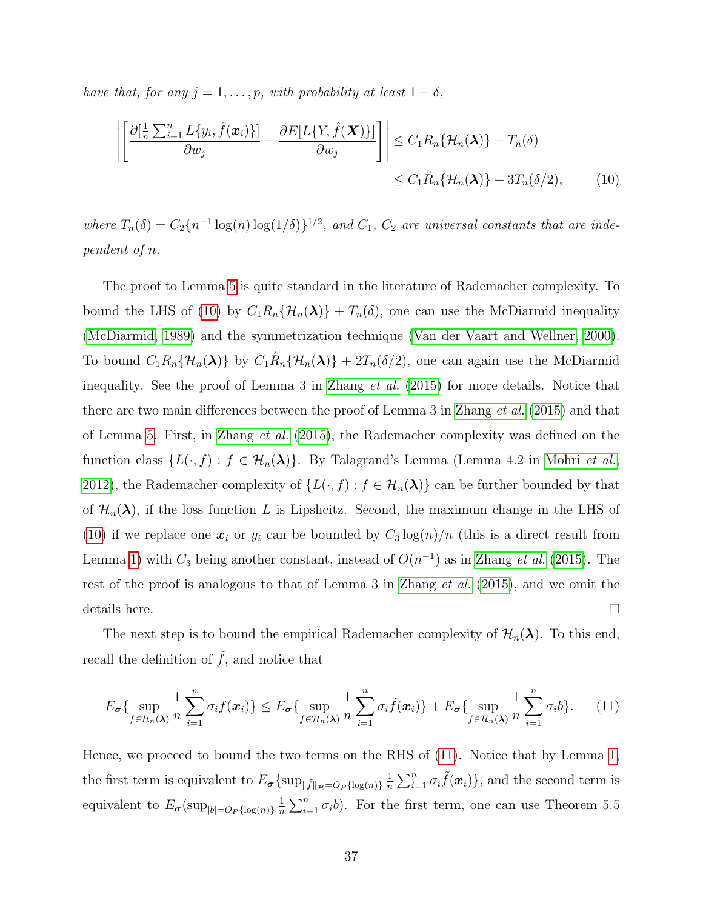*have that, for any $j = 1, \ldots, p$, with probability at least $1 - \delta$,*

$$
\left| \left[ \frac{\partial [\frac{1}{n}\sum_{i=1}^n L\{y_i, \hat{f}(\boldsymbol{x}_i)\}]}{\partial w_j} - \frac{\partial E[L\{Y, \hat{f}(\boldsymbol{X})\}]}{\partial w_j} \right] \right| \le C_1 R_n\{\mathcal{H}_n(\boldsymbol{\lambda})\} + T_n(\delta)
$$
$$
\le C_1 \hat{R}_n\{\mathcal{H}_n(\boldsymbol{\lambda})\} + 3T_n(\delta/2), \qquad (10)
$$

*where $T_n(\delta) = C_2\{n^{-1}\log(n)\log(1/\delta)\}^{1/2}$, and $C_1$, $C_2$ are universal constants that are independent of $n$.*

The proof to Lemma 5 is quite standard in the literature of Rademacher complexity. To bound the LHS of (10) by $C_1 R_n\{\mathcal{H}_n(\boldsymbol{\lambda})\} + T_n(\delta)$, one can use the McDiarmid inequality (McDiarmid, 1989) and the symmetrization technique (Van der Vaart and Wellner, 2000). To bound $C_1 R_n\{\mathcal{H}_n(\boldsymbol{\lambda})\}$ by $C_1 \hat{R}_n\{\mathcal{H}_n(\boldsymbol{\lambda})\} + 2T_n(\delta/2)$, one can again use the McDiarmid inequality. See the proof of Lemma 3 in Zhang *et al.* (2015) for more details. Notice that there are two main differences between the proof of Lemma 3 in Zhang *et al.* (2015) and that of Lemma 5. First, in Zhang *et al.* (2015), the Rademacher complexity was defined on the function class $\{L(\cdot, f) : f \in \mathcal{H}_n(\boldsymbol{\lambda})\}$. By Talagrand's Lemma (Lemma 4.2 in Mohri *et al.*, 2012), the Rademacher complexity of $\{L(\cdot, f) : f \in \mathcal{H}_n(\boldsymbol{\lambda})\}$ can be further bounded by that of $\mathcal{H}_n(\boldsymbol{\lambda})$, if the loss function $L$ is Lipshcitz. Second, the maximum change in the LHS of (10) if we replace one $\boldsymbol{x}_i$ or $y_i$ can be bounded by $C_3 \log(n)/n$ (this is a direct result from Lemma 1) with $C_3$ being another constant, instead of $O(n^{-1})$ as in Zhang *et al.* (2015). The rest of the proof is analogous to that of Lemma 3 in Zhang *et al.* (2015), and we omit the details here. $\square$

The next step is to bound the empirical Rademacher complexity of $\mathcal{H}_n(\boldsymbol{\lambda})$. To this end, recall the definition of $\tilde{f}$, and notice that

$$
E_{\boldsymbol{\sigma}}\{\sup_{f \in \mathcal{H}_n(\boldsymbol{\lambda})} \frac{1}{n}\sum_{i=1}^n \sigma_i f(\boldsymbol{x}_i)\} \le E_{\boldsymbol{\sigma}}\{\sup_{f \in \mathcal{H}_n(\boldsymbol{\lambda})} \frac{1}{n}\sum_{i=1}^n \sigma_i \tilde{f}(\boldsymbol{x}_i)\} + E_{\boldsymbol{\sigma}}\{\sup_{f \in \mathcal{H}_n(\boldsymbol{\lambda})} \frac{1}{n}\sum_{i=1}^n \sigma_i b\}. \qquad (11)
$$

Hence, we proceed to bound the two terms on the RHS of (11). Notice that by Lemma 1, the first term is equivalent to $E_{\boldsymbol{\sigma}}\{\sup_{\|\tilde{f}\|_{\mathcal{H}} = O_P\{\log(n)\}} \frac{1}{n}\sum_{i=1}^n \sigma_i \tilde{f}(\boldsymbol{x}_i)\}$, and the second term is equivalent to $E_{\boldsymbol{\sigma}}(\sup_{|b| = O_P\{\log(n)\}} \frac{1}{n}\sum_{i=1}^n \sigma_i b)$. For the first term, one can use Theorem 5.5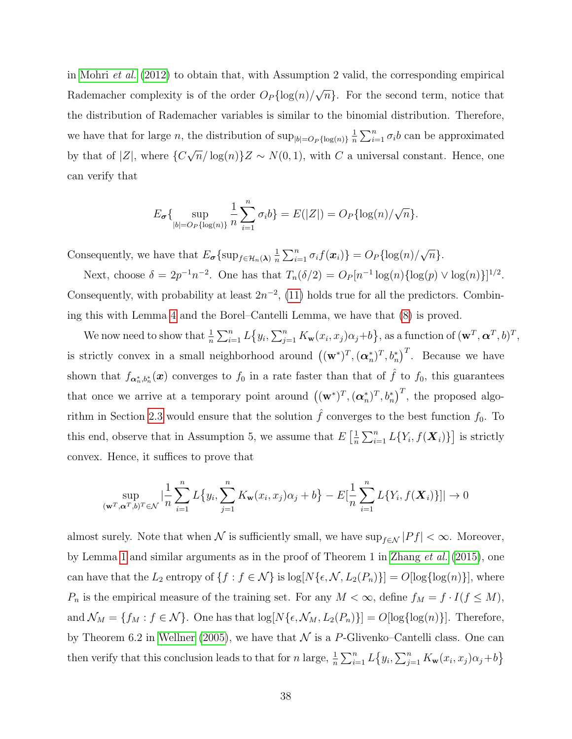in Mohri *et al.* (2012) to obtain that, with Assumption 2 valid, the corresponding empirical Rademacher complexity is of the order $O_P\{\log(n)/\sqrt{n}\}$. For the second term, notice that the distribution of Rademacher variables is similar to the binomial distribution. Therefore, we have that for large $n$, the distribution of $\sup_{|b|=O_P\{\log(n)\}} \frac{1}{n}\sum_{i=1}^n \sigma_i b$ can be approximated by that of $|Z|$, where $\{C\sqrt{n}/\log(n)\}Z \sim N(0,1)$, with $C$ a universal constant. Hence, one can verify that

$$E_{\boldsymbol{\sigma}}\{\sup_{|b|=O_P\{\log(n)\}} \frac{1}{n}\sum_{i=1}^n \sigma_i b\} = E(|Z|) = O_P\{\log(n)/\sqrt{n}\}.$$

Consequently, we have that $E_{\boldsymbol{\sigma}}\{\sup_{f\in\mathcal{H}_n(\boldsymbol{\lambda})} \frac{1}{n}\sum_{i=1}^n \sigma_i f(\boldsymbol{x}_i)\} = O_P\{\log(n)/\sqrt{n}\}$.

Next, choose $\delta = 2p^{-1}n^{-2}$. One has that $T_n(\delta/2) = O_P[n^{-1}\log(n)\{\log(p)\vee\log(n)\}]^{1/2}$. Consequently, with probability at least $2n^{-2}$, (11) holds true for all the predictors. Combining this with Lemma 4 and the Borel–Cantelli Lemma, we have that (8) is proved.

We now need to show that $\frac{1}{n}\sum_{i=1}^n L\{y_i, \sum_{j=1}^n K_{\mathbf{w}}(x_i,x_j)\alpha_j + b\}$, as a function of $(\mathbf{w}^T, \boldsymbol{\alpha}^T, b)^T$, is strictly convex in a small neighborhood around $\big((\mathbf{w}^*)^T, (\boldsymbol{\alpha}_n^*)^T, b_n^*\big)^T$. Because we have shown that $f_{\boldsymbol{\alpha}_n^*, b_n^*}(\boldsymbol{x})$ converges to $f_0$ in a rate faster than that of $\hat{f}$ to $f_0$, this guarantees that once we arrive at a temporary point around $\big((\mathbf{w}^*)^T, (\boldsymbol{\alpha}_n^*)^T, b_n^*\big)^T$, the proposed algorithm in Section 2.3 would ensure that the solution $\hat{f}$ converges to the best function $f_0$. To this end, observe that in Assumption 5, we assume that $E\left[\frac{1}{n}\sum_{i=1}^n L\{Y_i, f(\boldsymbol{X}_i)\}\right]$ is strictly convex. Hence, it suffices to prove that

$$\sup_{(\mathbf{w}^T,\boldsymbol{\alpha}^T,b)^T\in\mathcal{N}} \Big|\frac{1}{n}\sum_{i=1}^n L\big\{y_i, \sum_{j=1}^n K_{\mathbf{w}}(x_i,x_j)\alpha_j + b\big\} - E[\frac{1}{n}\sum_{i=1}^n L\{Y_i, f(\boldsymbol{X}_i)\}]\Big| \to 0$$

almost surely. Note that when $\mathcal{N}$ is sufficiently small, we have $\sup_{f\in\mathcal{N}}|Pf| < \infty$. Moreover, by Lemma 1 and similar arguments as in the proof of Theorem 1 in Zhang *et al.* (2015), one can have that the $L_2$ entropy of $\{f : f\in\mathcal{N}\}$ is $\log[N\{\epsilon, \mathcal{N}, L_2(P_n)\}] = O[\log\{\log(n)\}]$, where $P_n$ is the empirical measure of the training set. For any $M < \infty$, define $f_M = f\cdot I(f \le M)$, and $\mathcal{N}_M = \{f_M : f\in\mathcal{N}\}$. One has that $\log[N\{\epsilon, \mathcal{N}_M, L_2(P_n)\}] = O[\log\{\log(n)\}]$. Therefore, by Theorem 6.2 in Wellner (2005), we have $\mathcal{N}$ is a $P$-Glivenko–Cantelli class. One can then verify that this conclusion leads to that for $n$ large, $\frac{1}{n}\sum_{i=1}^n L\big\{y_i, \sum_{j=1}^n K_{\mathbf{w}}(x_i,x_j)\alpha_j + b\big\}$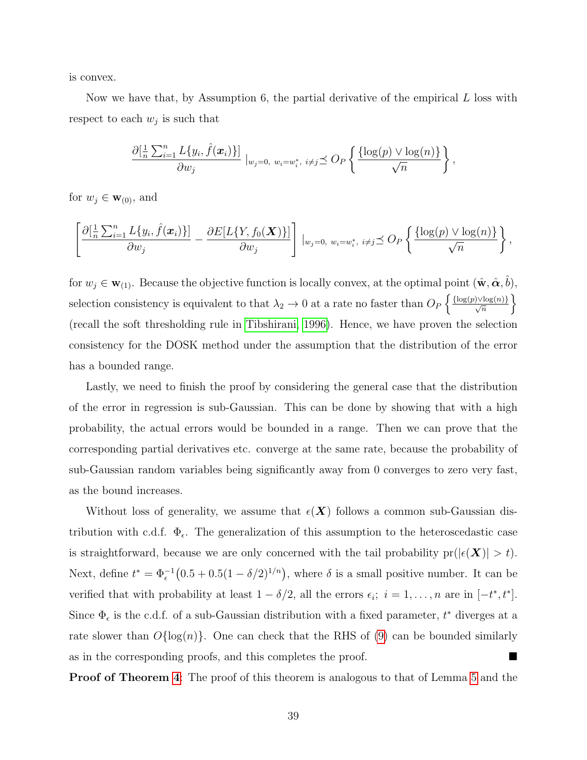is convex.

Now we have that, by Assumption 6, the partial derivative of the empirical $L$ loss with respect to each $w_j$ is such that

$$\frac{\partial [\frac{1}{n}\sum_{i=1}^n L\{y_i, \hat{f}(\boldsymbol{x}_i)\}]}{\partial w_j} \mid_{w_j=0,\ w_i=w_i^*,\ i\neq j} \preceq O_P\left\{\frac{\{\log(p)\vee\log(n)\}}{\sqrt{n}}\right\},$$

for $w_j \in \mathbf{w}_{(0)}$, and

$$\left[\frac{\partial [\frac{1}{n}\sum_{i=1}^n L\{y_i, \hat{f}(\boldsymbol{x}_i)\}]}{\partial w_j} - \frac{\partial E[L\{Y, f_0(\boldsymbol{X})\}]}{\partial w_j}\right] \mid_{w_j=0,\ w_i=w_i^*,\ i\neq j} \preceq O_P\left\{\frac{\{\log(p)\vee\log(n)\}}{\sqrt{n}}\right\},$$

for $w_j \in \mathbf{w}_{(1)}$. Because the objective function is locally convex, at the optimal point $(\hat{\mathbf{w}}, \hat{\boldsymbol{\alpha}}, \hat{b})$, selection consistency is equivalent to that $\lambda_2 \to 0$ at a rate no faster than $O_P\left\{\frac{\{\log(p)\vee\log(n)\}}{\sqrt{n}}\right\}$ (recall the soft thresholding rule in Tibshirani, 1996). Hence, we have proven the selection consistency for the DOSK method under the assumption that the distribution of the error has a bounded range.

Lastly, we need to finish the proof by considering the general case that the distribution of the error in regression is sub-Gaussian. This can be done by showing that with a high probability, the actual errors would be bounded in a range. Then we can prove that the corresponding partial derivatives etc. converge at the same rate, because the probability of sub-Gaussian random variables being significantly away from 0 converges to zero very fast, as the bound increases.

Without loss of generality, we assume that $\epsilon(\boldsymbol{X})$ follows a common sub-Gaussian distribution with c.d.f. $\Phi_\epsilon$. The generalization of this assumption to the heteroscedastic case is straightforward, because we are only concerned with the tail probability $\text{pr}(|\epsilon(\boldsymbol{X})| > t)$. Next, define $t^* = \Phi_\epsilon^{-1}\big(0.5 + 0.5(1-\delta/2)^{1/n}\big)$, where $\delta$ is a small positive number. It can be verified that with probability at least $1-\delta/2$, all the errors $\epsilon_i;\ i = 1,\ldots,n$ are in $[-t^*, t^*]$. Since $\Phi_\epsilon$ is the c.d.f. of a sub-Gaussian distribution with a fixed parameter, $t^*$ diverges at a rate slower than $O\{\log(n)\}$. One can check that the RHS of (9) can be bounded similarly as in the corresponding proofs, and this completes the proof. ■

**Proof of Theorem 4:** The proof of this theorem is analogous to that of Lemma 5 and the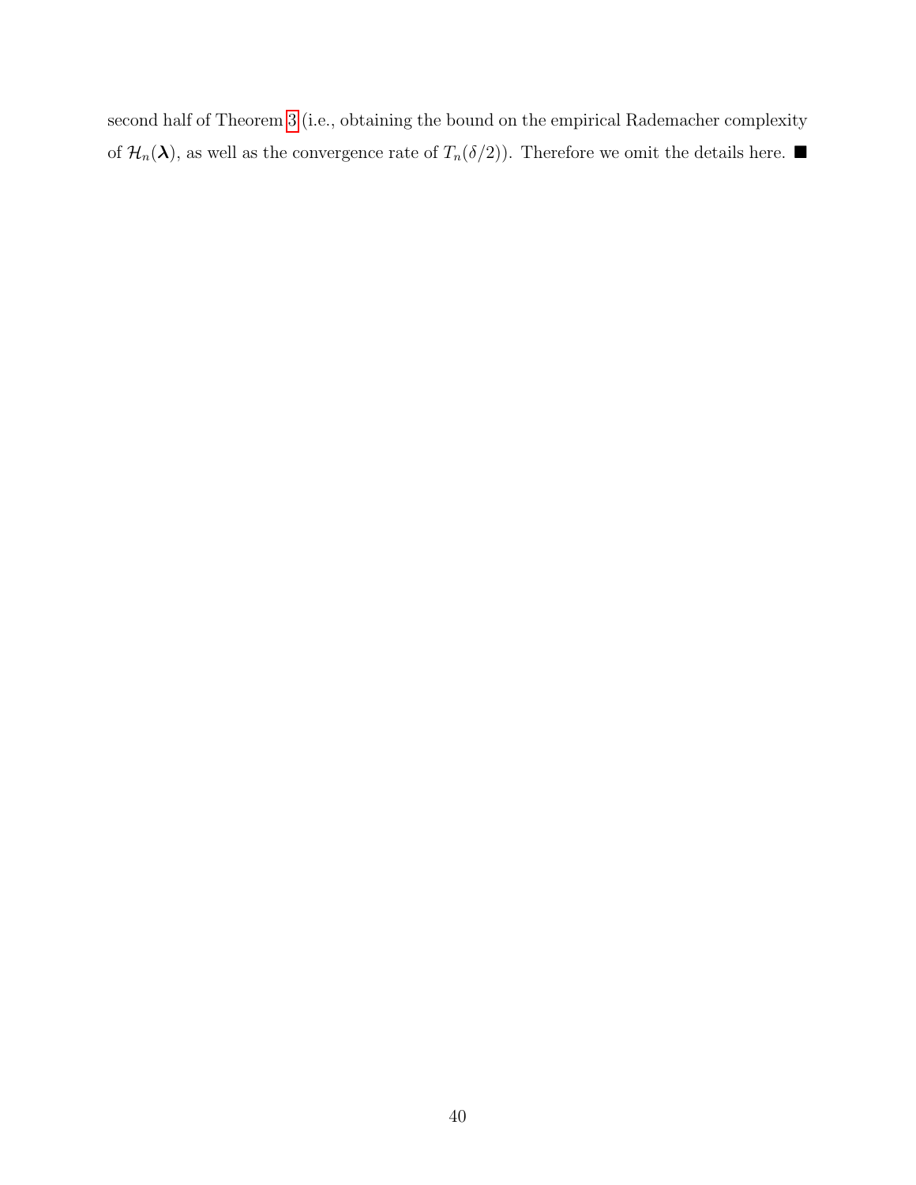second half of Theorem 3 (i.e., obtaining the bound on the empirical Rademacher complexity of $\mathcal{H}_n(\boldsymbol{\lambda})$, as well as the convergence rate of $T_n(\delta/2)$). Therefore we omit the details here. ■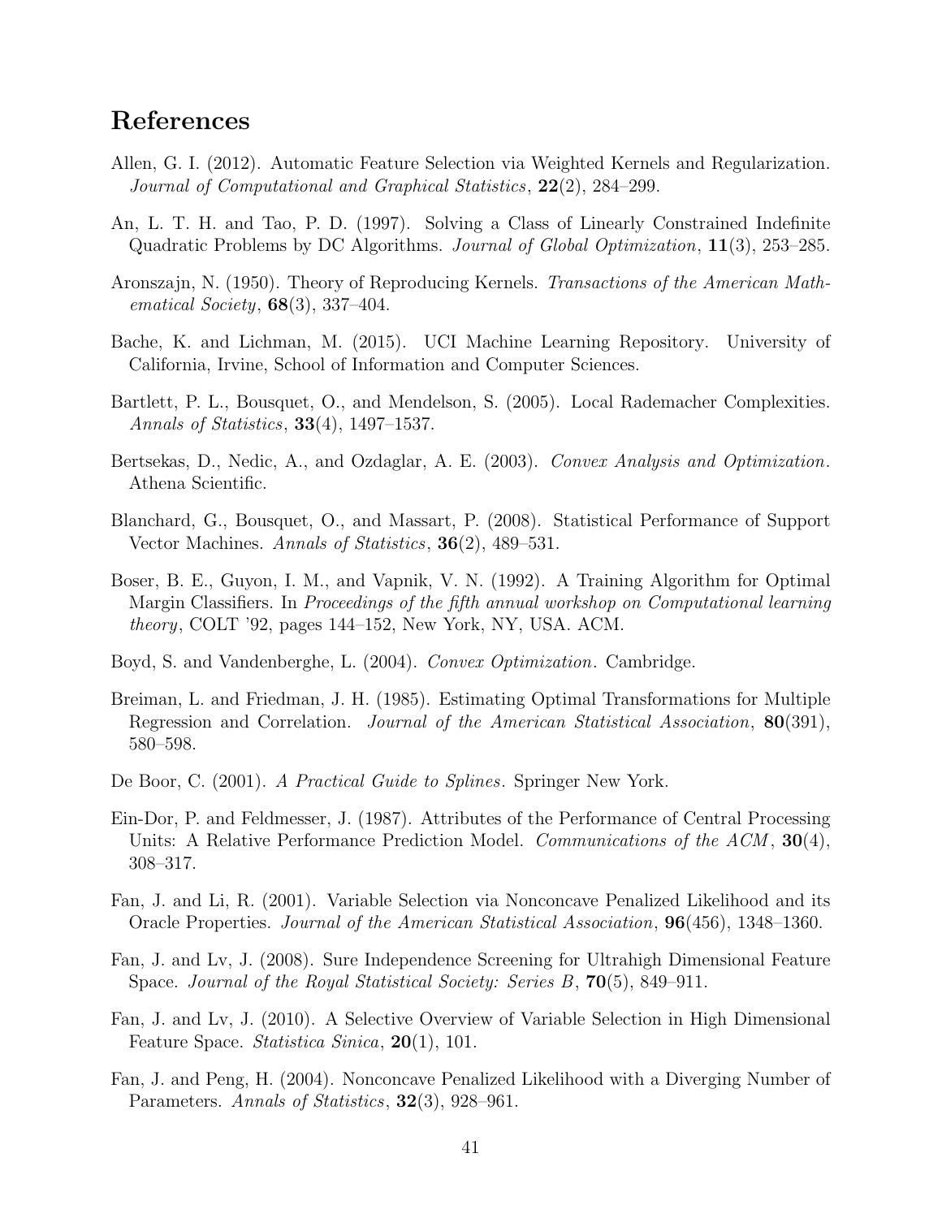# References

Allen, G. I. (2012). Automatic Feature Selection via Weighted Kernels and Regularization. *Journal of Computational and Graphical Statistics*, **22**(2), 284–299.

An, L. T. H. and Tao, P. D. (1997). Solving a Class of Linearly Constrained Indefinite Quadratic Problems by DC Algorithms. *Journal of Global Optimization*, **11**(3), 253–285.

Aronszajn, N. (1950). Theory of Reproducing Kernels. *Transactions of the American Mathematical Society*, **68**(3), 337–404.

Bache, K. and Lichman, M. (2015). UCI Machine Learning Repository. University of California, Irvine, School of Information and Computer Sciences.

Bartlett, P. L., Bousquet, O., and Mendelson, S. (2005). Local Rademacher Complexities. *Annals of Statistics*, **33**(4), 1497–1537.

Bertsekas, D., Nedic, A., and Ozdaglar, A. E. (2003). *Convex Analysis and Optimization*. Athena Scientific.

Blanchard, G., Bousquet, O., and Massart, P. (2008). Statistical Performance of Support Vector Machines. *Annals of Statistics*, **36**(2), 489–531.

Boser, B. E., Guyon, I. M., and Vapnik, V. N. (1992). A Training Algorithm for Optimal Margin Classifiers. In *Proceedings of the fifth annual workshop on Computational learning theory*, COLT '92, pages 144–152, New York, NY, USA. ACM.

Boyd, S. and Vandenberghe, L. (2004). *Convex Optimization*. Cambridge.

Breiman, L. and Friedman, J. H. (1985). Estimating Optimal Transformations for Multiple Regression and Correlation. *Journal of the American Statistical Association*, **80**(391), 580–598.

De Boor, C. (2001). *A Practical Guide to Splines*. Springer New York.

Ein-Dor, P. and Feldmesser, J. (1987). Attributes of the Performance of Central Processing Units: A Relative Performance Prediction Model. *Communications of the ACM*, **30**(4), 308–317.

Fan, J. and Li, R. (2001). Variable Selection via Nonconcave Penalized Likelihood and its Oracle Properties. *Journal of the American Statistical Association*, **96**(456), 1348–1360.

Fan, J. and Lv, J. (2008). Sure Independence Screening for Ultrahigh Dimensional Feature Space. *Journal of the Royal Statistical Society: Series B*, **70**(5), 849–911.

Fan, J. and Lv, J. (2010). A Selective Overview of Variable Selection in High Dimensional Feature Space. *Statistica Sinica*, **20**(1), 101.

Fan, J. and Peng, H. (2004). Nonconcave Penalized Likelihood with a Diverging Number of Parameters. *Annals of Statistics*, **32**(3), 928–961.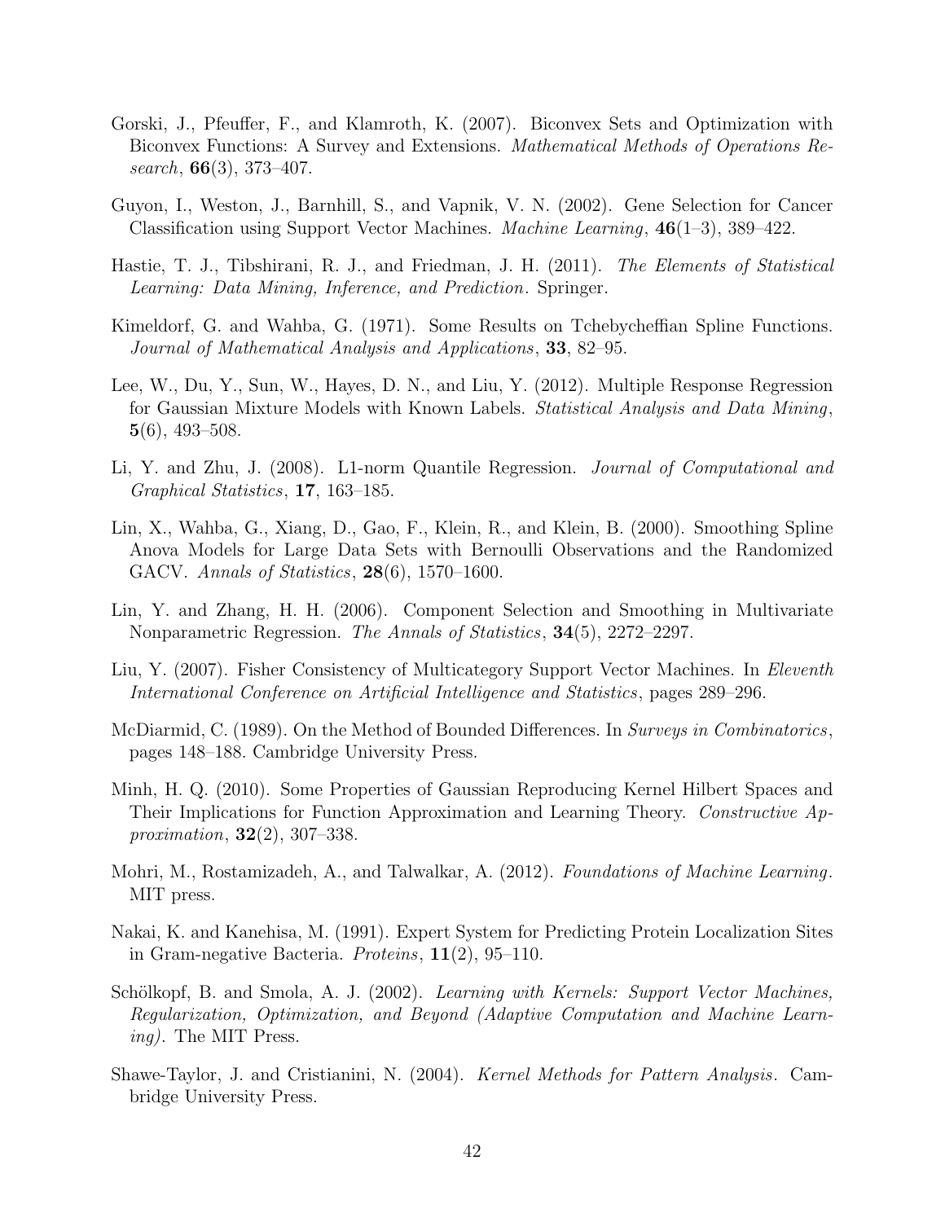Gorski, J., Pfeuffer, F., and Klamroth, K. (2007). Biconvex Sets and Optimization with Biconvex Functions: A Survey and Extensions. *Mathematical Methods of Operations Research*, **66**(3), 373–407.

Guyon, I., Weston, J., Barnhill, S., and Vapnik, V. N. (2002). Gene Selection for Cancer Classification using Support Vector Machines. *Machine Learning*, **46**(1–3), 389–422.

Hastie, T. J., Tibshirani, R. J., and Friedman, J. H. (2011). *The Elements of Statistical Learning: Data Mining, Inference, and Prediction*. Springer.

Kimeldorf, G. and Wahba, G. (1971). Some Results on Tchebycheffian Spline Functions. *Journal of Mathematical Analysis and Applications*, **33**, 82–95.

Lee, W., Du, Y., Sun, W., Hayes, D. N., and Liu, Y. (2012). Multiple Response Regression for Gaussian Mixture Models with Known Labels. *Statistical Analysis and Data Mining*, **5**(6), 493–508.

Li, Y. and Zhu, J. (2008). L1-norm Quantile Regression. *Journal of Computational and Graphical Statistics*, **17**, 163–185.

Lin, X., Wahba, G., Xiang, D., Gao, F., Klein, R., and Klein, B. (2000). Smoothing Spline Anova Models for Large Data Sets with Bernoulli Observations and the Randomized GACV. *Annals of Statistics*, **28**(6), 1570–1600.

Lin, Y. and Zhang, H. H. (2006). Component Selection and Smoothing in Multivariate Nonparametric Regression. *The Annals of Statistics*, **34**(5), 2272–2297.

Liu, Y. (2007). Fisher Consistency of Multicategory Support Vector Machines. In *Eleventh International Conference on Artificial Intelligence and Statistics*, pages 289–296.

McDiarmid, C. (1989). On the Method of Bounded Differences. In *Surveys in Combinatorics*, pages 148–188. Cambridge University Press.

Minh, H. Q. (2010). Some Properties of Gaussian Reproducing Kernel Hilbert Spaces and Their Implications for Function Approximation and Learning Theory. *Constructive Approximation*, **32**(2), 307–338.

Mohri, M., Rostamizadeh, A., and Talwalkar, A. (2012). *Foundations of Machine Learning*. MIT press.

Nakai, K. and Kanehisa, M. (1991). Expert System for Predicting Protein Localization Sites in Gram-negative Bacteria. *Proteins*, **11**(2), 95–110.

Schölkopf, B. and Smola, A. J. (2002). *Learning with Kernels: Support Vector Machines, Regularization, Optimization, and Beyond (Adaptive Computation and Machine Learning)*. The MIT Press.

Shawe-Taylor, J. and Cristianini, N. (2004). *Kernel Methods for Pattern Analysis*. Cambridge University Press.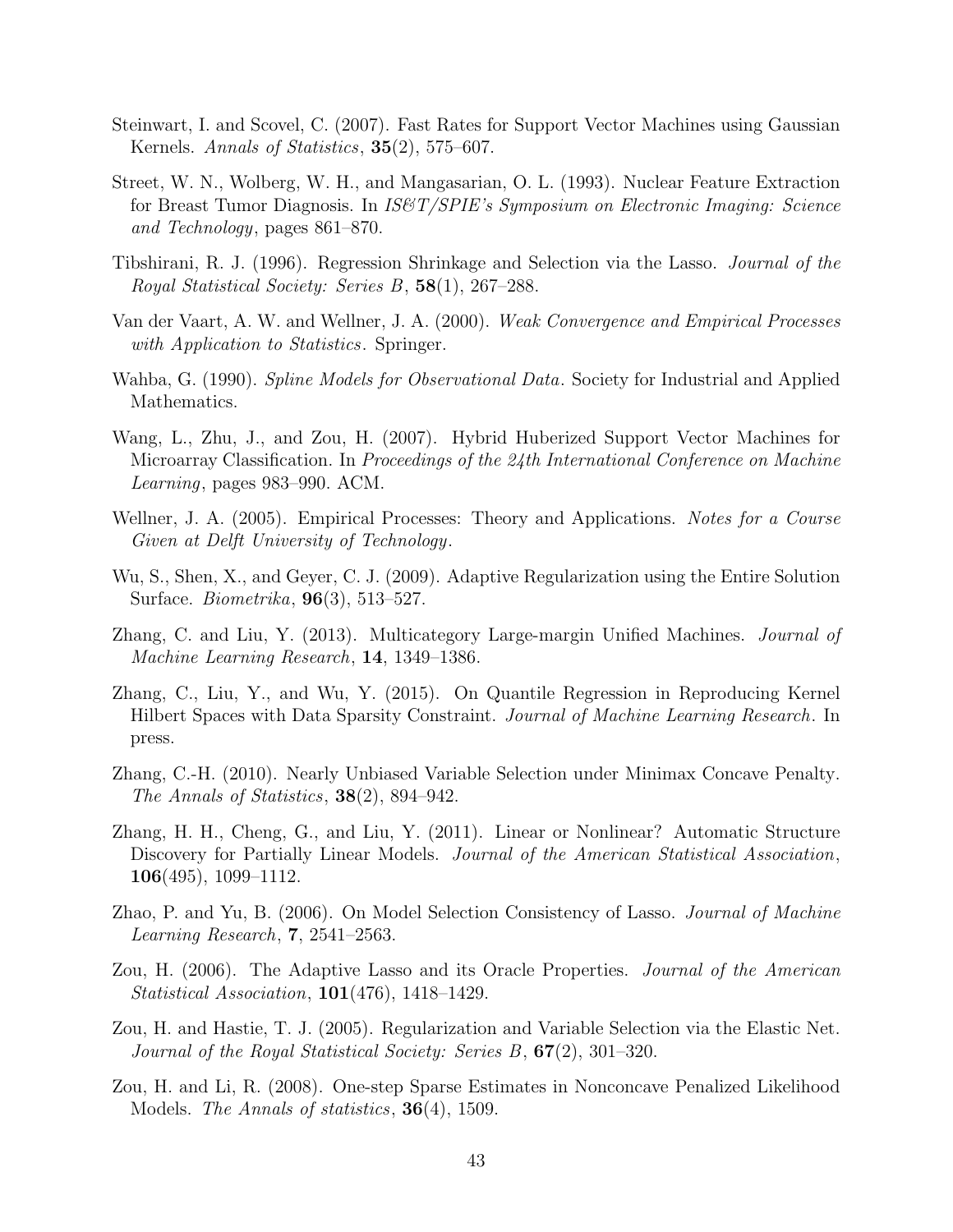Steinwart, I. and Scovel, C. (2007). Fast Rates for Support Vector Machines using Gaussian Kernels. *Annals of Statistics*, **35**(2), 575–607.

Street, W. N., Wolberg, W. H., and Mangasarian, O. L. (1993). Nuclear Feature Extraction for Breast Tumor Diagnosis. In *IS&T/SPIE's Symposium on Electronic Imaging: Science and Technology*, pages 861–870.

Tibshirani, R. J. (1996). Regression Shrinkage and Selection via the Lasso. *Journal of the Royal Statistical Society: Series B*, **58**(1), 267–288.

Van der Vaart, A. W. and Wellner, J. A. (2000). *Weak Convergence and Empirical Processes with Application to Statistics*. Springer.

Wahba, G. (1990). *Spline Models for Observational Data*. Society for Industrial and Applied Mathematics.

Wang, L., Zhu, J., and Zou, H. (2007). Hybrid Huberized Support Vector Machines for Microarray Classification. In *Proceedings of the 24th International Conference on Machine Learning*, pages 983–990. ACM.

Wellner, J. A. (2005). Empirical Processes: Theory and Applications. *Notes for a Course Given at Delft University of Technology*.

Wu, S., Shen, X., and Geyer, C. J. (2009). Adaptive Regularization using the Entire Solution Surface. *Biometrika*, **96**(3), 513–527.

Zhang, C. and Liu, Y. (2013). Multicategory Large-margin Unified Machines. *Journal of Machine Learning Research*, **14**, 1349–1386.

Zhang, C., Liu, Y., and Wu, Y. (2015). On Quantile Regression in Reproducing Kernel Hilbert Spaces with Data Sparsity Constraint. *Journal of Machine Learning Research*. In press.

Zhang, C.-H. (2010). Nearly Unbiased Variable Selection under Minimax Concave Penalty. *The Annals of Statistics*, **38**(2), 894–942.

Zhang, H. H., Cheng, G., and Liu, Y. (2011). Linear or Nonlinear? Automatic Structure Discovery for Partially Linear Models. *Journal of the American Statistical Association*, **106**(495), 1099–1112.

Zhao, P. and Yu, B. (2006). On Model Selection Consistency of Lasso. *Journal of Machine Learning Research*, **7**, 2541–2563.

Zou, H. (2006). The Adaptive Lasso and its Oracle Properties. *Journal of the American Statistical Association*, **101**(476), 1418–1429.

Zou, H. and Hastie, T. J. (2005). Regularization and Variable Selection via the Elastic Net. *Journal of the Royal Statistical Society: Series B*, **67**(2), 301–320.

Zou, H. and Li, R. (2008). One-step Sparse Estimates in Nonconcave Penalized Likelihood Models. *The Annals of statistics*, **36**(4), 1509.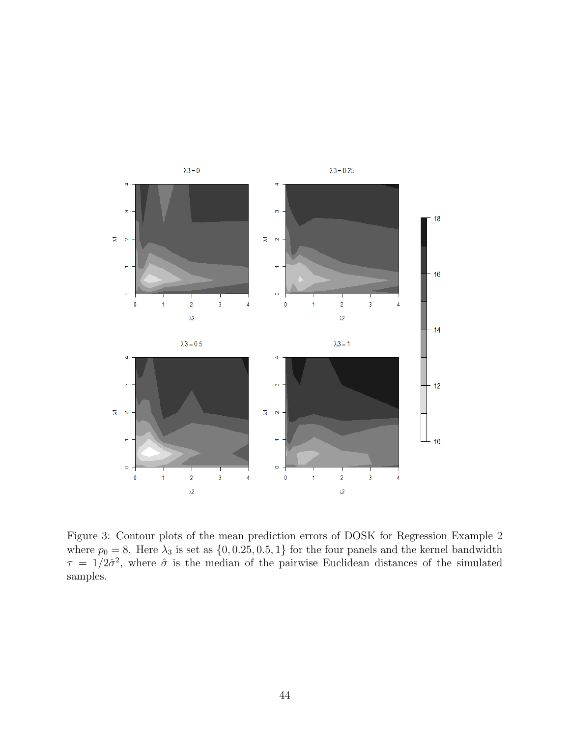λ3 = 0

λ3 = 0.25

λ3 = 0.5

λ3 = 1

λ1

λ2

0 1 2 3 4

18

16

14

12

10

Figure 3: Contour plots of the mean prediction errors of DOSK for Regression Example 2 where $p_0 = 8$. Here $\lambda_3$ is set as $\{0, 0.25, 0.5, 1\}$ for the four panels and the kernel bandwidth $\tau = 1/2\hat{\sigma}^2$, where $\hat{\sigma}$ is the median of the pairwise Euclidean distances of the simulated samples.